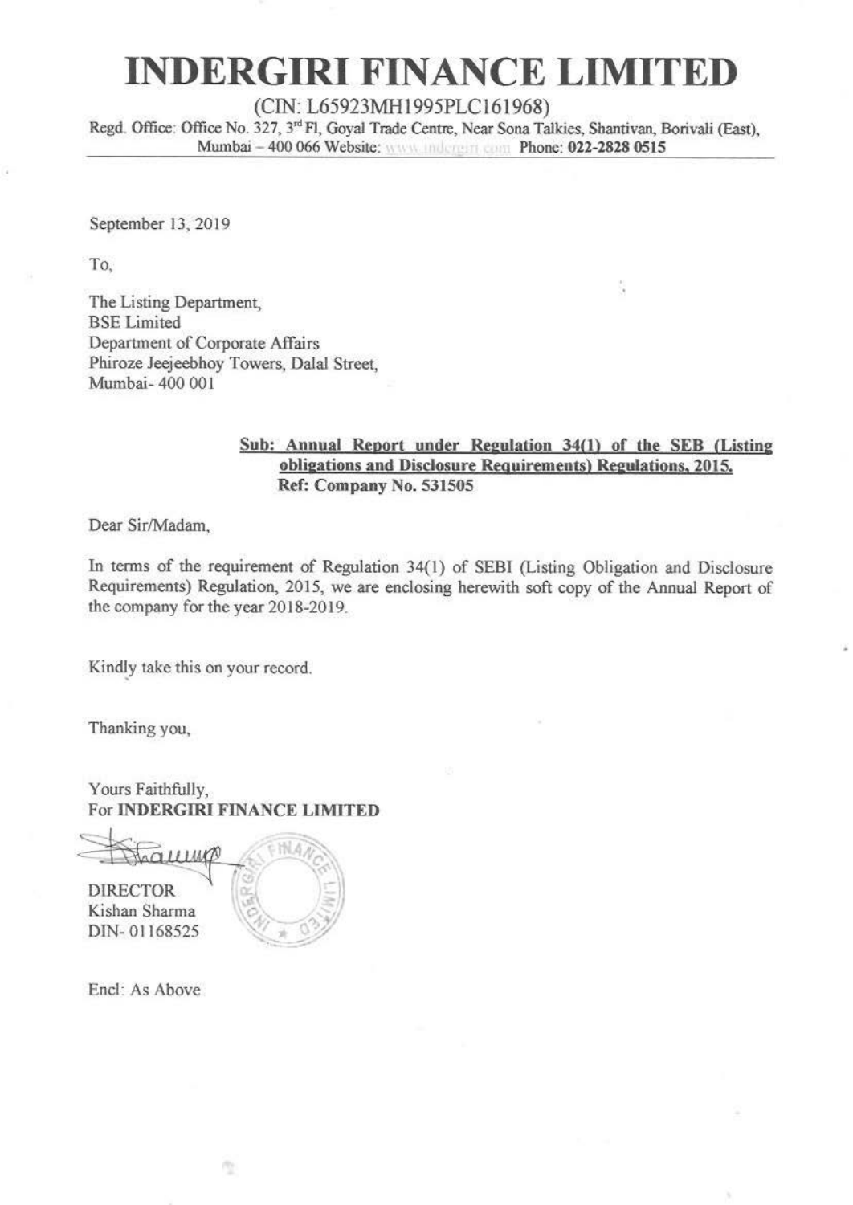# INDERGIRI FINANCE LIMITED

(CIN: L65923MH1995PLC161968)

Regd. Office: Office No. 327, 3rd Fl, Goyal Trade Centre, Near Sona Talkies, Shantivan, Borivali (East), Mumbai – 400 066 Website: www.indergiri.com Phone: **022-2828 0515**

September 13, 2019

To,

The Listing Department,
BSE Limited
Department of Corporate Affairs
Phiroze Jeejeebhoy Towers, Dalal Street,
Mumbai- 400 001

**Sub: Annual Report under Regulation 34(1) of the SEB (Listing obligations and Disclosure Requirements) Regulations, 2015.**
**Ref: Company No. 531505**

Dear Sir/Madam,

In terms of the requirement of Regulation 34(1) of SEBI (Listing Obligation and Disclosure Requirements) Regulation, 2015, we are enclosing herewith soft copy of the Annual Report of the company for the year 2018-2019.

Kindly take this on your record.

Thanking you,

Yours Faithfully,
For **INDERGIRI FINANCE LIMITED**

DIRECTOR
Kishan Sharma
DIN- 01168525

Encl: As Above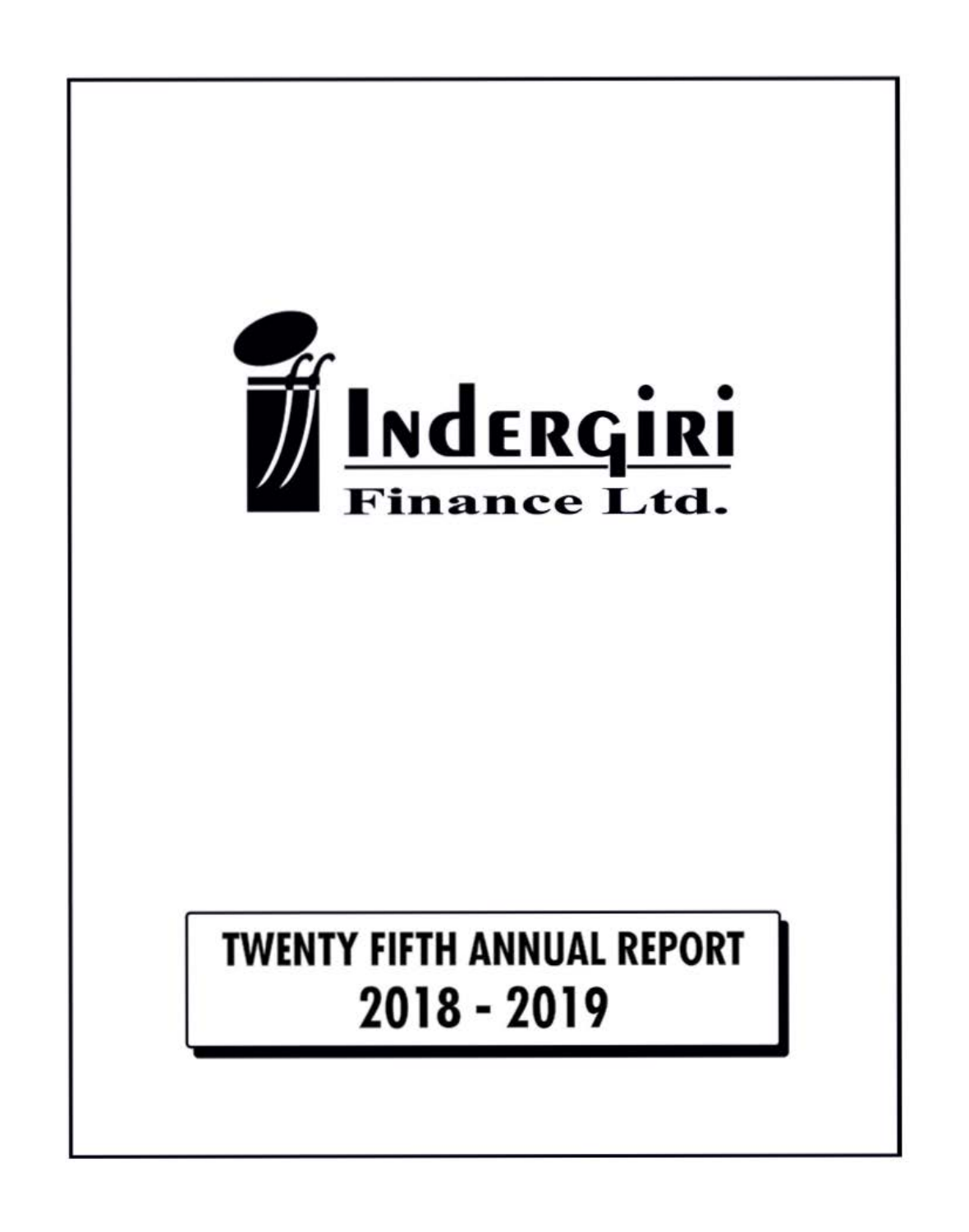# Indergiri Finance Ltd.

## TWENTY FIFTH ANNUAL REPORT
## 2018 - 2019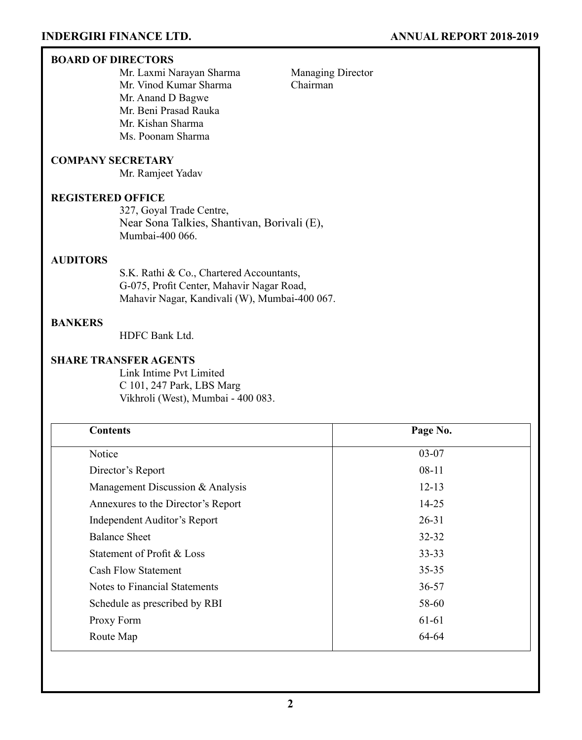## BOARD OF DIRECTORS

| | |
|---|---|
| Mr. Laxmi Narayan Sharma | Managing Director |
| Mr. Vinod Kumar Sharma | Chairman |
| Mr. Anand D Bagwe | |
| Mr. Beni Prasad Rauka | |
| Mr. Kishan Sharma | |
| Ms. Poonam Sharma | |

## COMPANY SECRETARY

Mr. Ramjeet Yadav

## REGISTERED OFFICE

327, Goyal Trade Centre,
Near Sona Talkies, Shantivan, Borivali (E),
Mumbai-400 066.

## AUDITORS

S.K. Rathi & Co., Chartered Accountants,
G-075, Profit Center, Mahavir Nagar Road,
Mahavir Nagar, Kandivali (W), Mumbai-400 067.

## BANKERS

HDFC Bank Ltd.

## SHARE TRANSFER AGENTS

Link Intime Pvt Limited
C 101, 247 Park, LBS Marg
Vikhroli (West), Mumbai - 400 083.

| Contents | Page No. |
|---|---|
| Notice | 03-07 |
| Director's Report | 08-11 |
| Management Discussion & Analysis | 12-13 |
| Annexures to the Director's Report | 14-25 |
| Independent Auditor's Report | 26-31 |
| Balance Sheet | 32-32 |
| Statement of Profit & Loss | 33-33 |
| Cash Flow Statement | 35-35 |
| Notes to Financial Statements | 36-57 |
| Schedule as prescribed by RBI | 58-60 |
| Proxy Form | 61-61 |
| Route Map | 64-64 |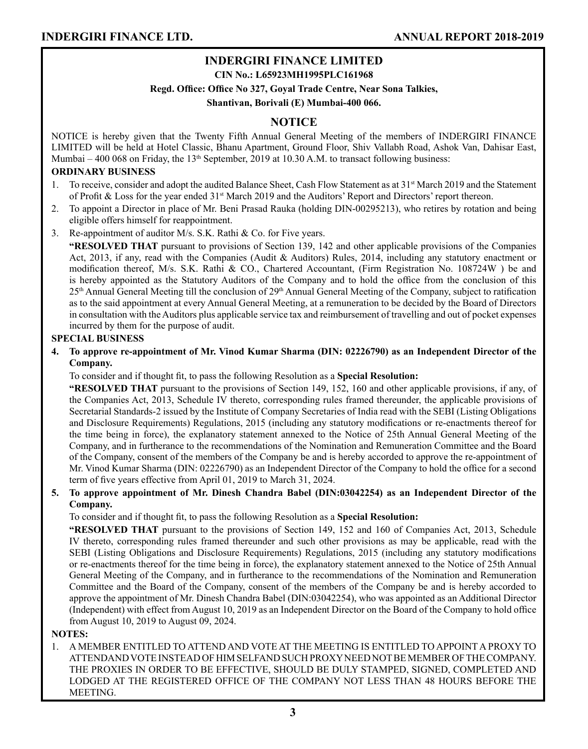# INDERGIRI FINANCE LIMITED

**CIN No.: L65923MH1995PLC161968**

**Regd. Office: Office No 327, Goyal Trade Centre, Near Sona Talkies,**

**Shantivan, Borivali (E) Mumbai-400 066.**

## NOTICE

NOTICE is hereby given that the Twenty Fifth Annual General Meeting of the members of INDERGIRI FINANCE LIMITED will be held at Hotel Classic, Bhanu Apartment, Ground Floor, Shiv Vallabh Road, Ashok Van, Dahisar East, Mumbai – 400 068 on Friday, the 13th September, 2019 at 10.30 A.M. to transact following business:

### ORDINARY BUSINESS

1. To receive, consider and adopt the audited Balance Sheet, Cash Flow Statement as at 31st March 2019 and the Statement of Profit & Loss for the year ended 31st March 2019 and the Auditors' Report and Directors' report thereon.
2. To appoint a Director in place of Mr. Beni Prasad Rauka (holding DIN-00295213), who retires by rotation and being eligible offers himself for reappointment.
3. Re-appointment of auditor M/s. S.K. Rathi & Co. for Five years.

   **"RESOLVED THAT** pursuant to provisions of Section 139, 142 and other applicable provisions of the Companies Act, 2013, if any, read with the Companies (Audit & Auditors) Rules, 2014, including any statutory enactment or modification thereof, M/s. S.K. Rathi & CO., Chartered Accountant, (Firm Registration No. 108724W ) be and is hereby appointed as the Statutory Auditors of the Company and to hold the office from the conclusion of this 25th Annual General Meeting till the conclusion of 29th Annual General Meeting of the Company, subject to ratification as to the said appointment at every Annual General Meeting, at a remuneration to be decided by the Board of Directors in consultation with the Auditors plus applicable service tax and reimbursement of travelling and out of pocket expenses incurred by them for the purpose of audit.

### SPECIAL BUSINESS

4. **To approve re-appointment of Mr. Vinod Kumar Sharma (DIN: 02226790) as an Independent Director of the Company.**

   To consider and if thought fit, to pass the following Resolution as a **Special Resolution:**

   **"RESOLVED THAT** pursuant to the provisions of Section 149, 152, 160 and other applicable provisions, if any, of the Companies Act, 2013, Schedule IV thereto, corresponding rules framed thereunder, the applicable provisions of Secretarial Standards-2 issued by the Institute of Company Secretaries of India read with the SEBI (Listing Obligations and Disclosure Requirements) Regulations, 2015 (including any statutory modifications or re-enactments thereof for the time being in force), the explanatory statement annexed to the Notice of 25th Annual General Meeting of the Company, and in furtherance to the recommendations of the Nomination and Remuneration Committee and the Board of the Company, consent of the members of the Company be and is hereby accorded to approve the re-appointment of Mr. Vinod Kumar Sharma (DIN: 02226790) as an Independent Director of the Company to hold the office for a second term of five years effective from April 01, 2019 to March 31, 2024.

5. **To approve appointment of Mr. Dinesh Chandra Babel (DIN:03042254) as an Independent Director of the Company.**

   To consider and if thought fit, to pass the following Resolution as a **Special Resolution:**

   **"RESOLVED THAT** pursuant to the provisions of Section 149, 152 and 160 of Companies Act, 2013, Schedule IV thereto, corresponding rules framed thereunder and such other provisions as may be applicable, read with the SEBI (Listing Obligations and Disclosure Requirements) Regulations, 2015 (including any statutory modifications or re-enactments thereof for the time being in force), the explanatory statement annexed to the Notice of 25th Annual General Meeting of the Company, and in furtherance to the recommendations of the Nomination and Remuneration Committee and the Board of the Company, consent of the members of the Company be and is hereby accorded to approve the appointment of Mr. Dinesh Chandra Babel (DIN:03042254), who was appointed as an Additional Director (Independent) with effect from August 10, 2019 as an Independent Director on the Board of the Company to hold office from August 10, 2019 to August 09, 2024.

### NOTES:

1. A MEMBER ENTITLED TO ATTEND AND VOTE AT THE MEETING IS ENTITLED TO APPOINT A PROXY TO ATTENDAND VOTE INSTEAD OF HIM SELFAND SUCH PROXY NEED NOT BE MEMBER OF THE COMPANY. THE PROXIES IN ORDER TO BE EFFECTIVE, SHOULD BE DULY STAMPED, SIGNED, COMPLETED AND LODGED AT THE REGISTERED OFFICE OF THE COMPANY NOT LESS THAN 48 HOURS BEFORE THE MEETING.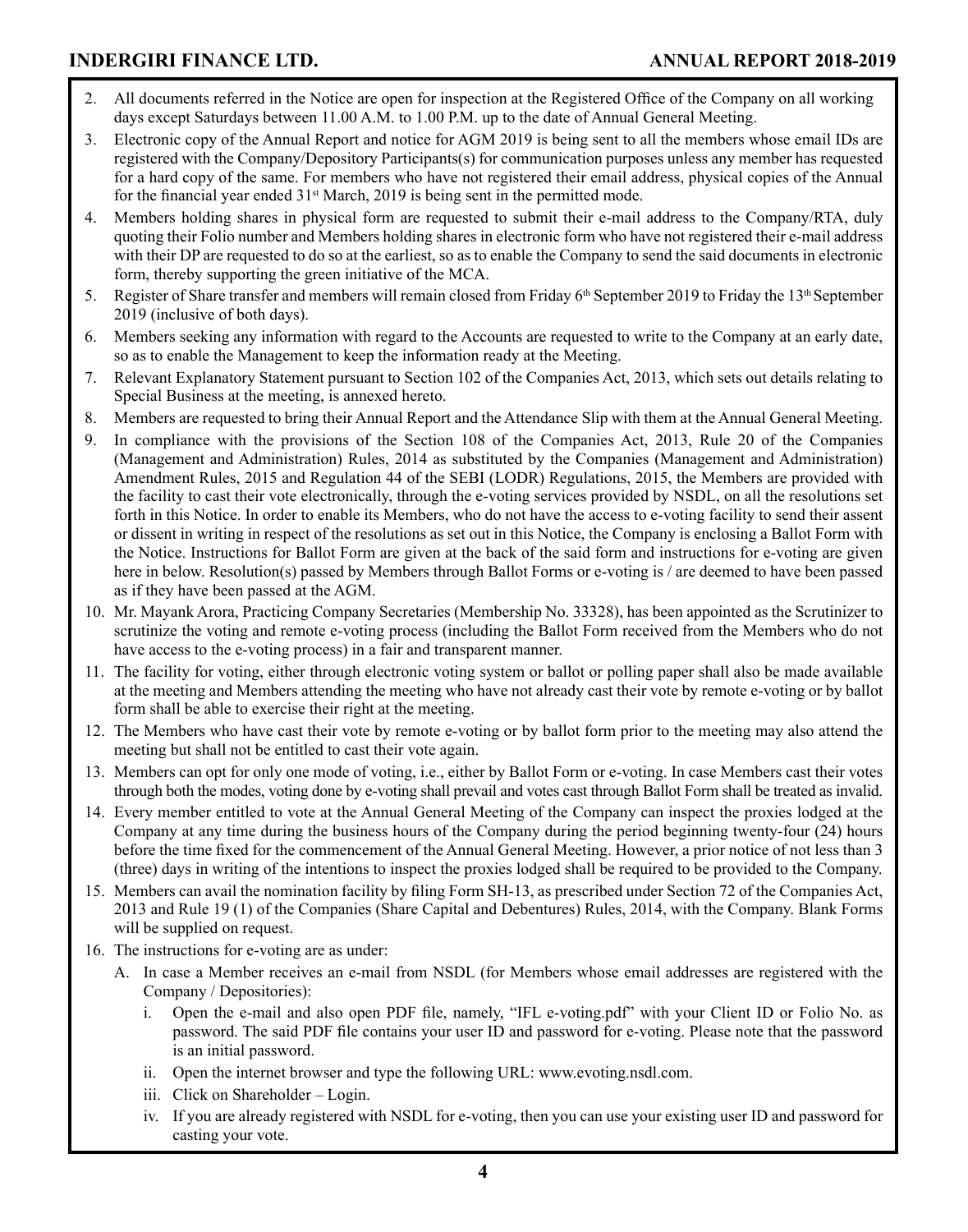2. All documents referred in the Notice are open for inspection at the Registered Office of the Company on all working days except Saturdays between 11.00 A.M. to 1.00 P.M. up to the date of Annual General Meeting.
3. Electronic copy of the Annual Report and notice for AGM 2019 is being sent to all the members whose email IDs are registered with the Company/Depository Participants(s) for communication purposes unless any member has requested for a hard copy of the same. For members who have not registered their email address, physical copies of the Annual for the financial year ended 31st March, 2019 is being sent in the permitted mode.
4. Members holding shares in physical form are requested to submit their e-mail address to the Company/RTA, duly quoting their Folio number and Members holding shares in electronic form who have not registered their e-mail address with their DP are requested to do so at the earliest, so as to enable the Company to send the said documents in electronic form, thereby supporting the green initiative of the MCA.
5. Register of Share transfer and members will remain closed from Friday 6th September 2019 to Friday the 13th September 2019 (inclusive of both days).
6. Members seeking any information with regard to the Accounts are requested to write to the Company at an early date, so as to enable the Management to keep the information ready at the Meeting.
7. Relevant Explanatory Statement pursuant to Section 102 of the Companies Act, 2013, which sets out details relating to Special Business at the meeting, is annexed hereto.
8. Members are requested to bring their Annual Report and the Attendance Slip with them at the Annual General Meeting.
9. In compliance with the provisions of the Section 108 of the Companies Act, 2013, Rule 20 of the Companies (Management and Administration) Rules, 2014 as substituted by the Companies (Management and Administration) Amendment Rules, 2015 and Regulation 44 of the SEBI (LODR) Regulations, 2015, the Members are provided with the facility to cast their vote electronically, through the e-voting services provided by NSDL, on all the resolutions set forth in this Notice. In order to enable its Members, who do not have the access to e-voting facility to send their assent or dissent in writing in respect of the resolutions as set out in this Notice, the Company is enclosing a Ballot Form with the Notice. Instructions for Ballot Form are given at the back of the said form and instructions for e-voting are given here in below. Resolution(s) passed by Members through Ballot Forms or e-voting is / are deemed to have been passed as if they have been passed at the AGM.
10. Mr. Mayank Arora, Practicing Company Secretaries (Membership No. 33328), has been appointed as the Scrutinizer to scrutinize the voting and remote e-voting process (including the Ballot Form received from the Members who do not have access to the e-voting process) in a fair and transparent manner.
11. The facility for voting, either through electronic voting system or ballot or polling paper shall also be made available at the meeting and Members attending the meeting who have not already cast their vote by remote e-voting or by ballot form shall be able to exercise their right at the meeting.
12. The Members who have cast their vote by remote e-voting or by ballot form prior to the meeting may also attend the meeting but shall not be entitled to cast their vote again.
13. Members can opt for only one mode of voting, i.e., either by Ballot Form or e-voting. In case Members cast their votes through both the modes, voting done by e-voting shall prevail and votes cast through Ballot Form shall be treated as invalid.
14. Every member entitled to vote at the Annual General Meeting of the Company can inspect the proxies lodged at the Company at any time during the business hours of the Company during the period beginning twenty-four (24) hours before the time fixed for the commencement of the Annual General Meeting. However, a prior notice of not less than 3 (three) days in writing of the intentions to inspect the proxies lodged shall be required to be provided to the Company.
15. Members can avail the nomination facility by filing Form SH-13, as prescribed under Section 72 of the Companies Act, 2013 and Rule 19 (1) of the Companies (Share Capital and Debentures) Rules, 2014, with the Company. Blank Forms will be supplied on request.
16. The instructions for e-voting are as under:
    A. In case a Member receives an e-mail from NSDL (for Members whose email addresses are registered with the Company / Depositories):
        i. Open the e-mail and also open PDF file, namely, "IFL e-voting.pdf" with your Client ID or Folio No. as password. The said PDF file contains your user ID and password for e-voting. Please note that the password is an initial password.
        ii. Open the internet browser and type the following URL: www.evoting.nsdl.com.
        iii. Click on Shareholder – Login.
        iv. If you are already registered with NSDL for e-voting, then you can use your existing user ID and password for casting your vote.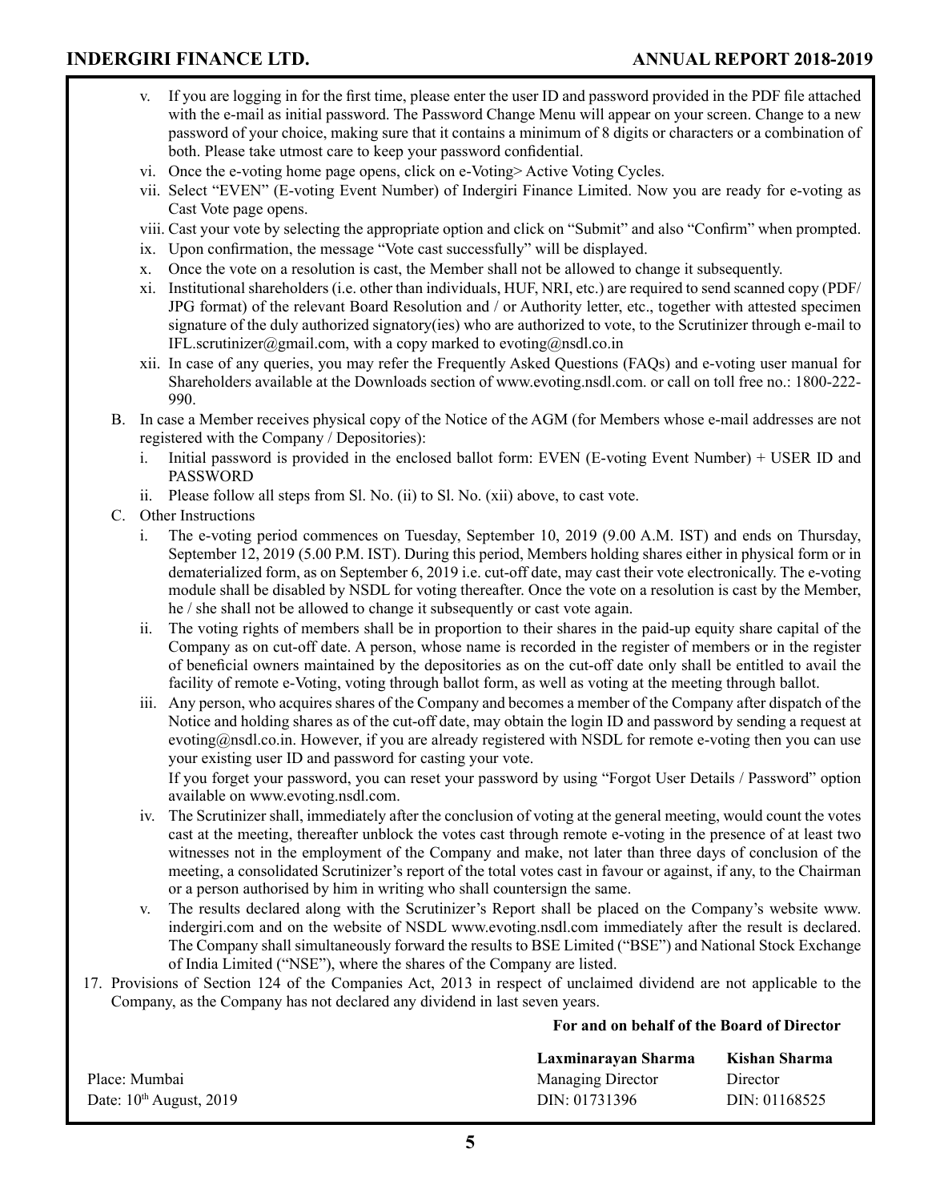v. If you are logging in for the first time, please enter the user ID and password provided in the PDF file attached with the e-mail as initial password. The Password Change Menu will appear on your screen. Change to a new password of your choice, making sure that it contains a minimum of 8 digits or characters or a combination of both. Please take utmost care to keep your password confidential.

vi. Once the e-voting home page opens, click on e-Voting> Active Voting Cycles.

vii. Select "EVEN" (E-voting Event Number) of Indergiri Finance Limited. Now you are ready for e-voting as Cast Vote page opens.

viii. Cast your vote by selecting the appropriate option and click on "Submit" and also "Confirm" when prompted.

ix. Upon confirmation, the message "Vote cast successfully" will be displayed.

x. Once the vote on a resolution is cast, the Member shall not be allowed to change it subsequently.

xi. Institutional shareholders (i.e. other than individuals, HUF, NRI, etc.) are required to send scanned copy (PDF/JPG format) of the relevant Board Resolution and / or Authority letter, etc., together with attested specimen signature of the duly authorized signatory(ies) who are authorized to vote, to the Scrutinizer through e-mail to IFL.scrutinizer@gmail.com, with a copy marked to evoting@nsdl.co.in

xii. In case of any queries, you may refer the Frequently Asked Questions (FAQs) and e-voting user manual for Shareholders available at the Downloads section of www.evoting.nsdl.com. or call on toll free no.: 1800-222-990.

B. In case a Member receives physical copy of the Notice of the AGM (for Members whose e-mail addresses are not registered with the Company / Depositories):

i. Initial password is provided in the enclosed ballot form: EVEN (E-voting Event Number) + USER ID and PASSWORD

ii. Please follow all steps from Sl. No. (ii) to Sl. No. (xii) above, to cast vote.

C. Other Instructions

i. The e-voting period commences on Tuesday, September 10, 2019 (9.00 A.M. IST) and ends on Thursday, September 12, 2019 (5.00 P.M. IST). During this period, Members holding shares either in physical form or in dematerialized form, as on September 6, 2019 i.e. cut-off date, may cast their vote electronically. The e-voting module shall be disabled by NSDL for voting thereafter. Once the vote on a resolution is cast by the Member, he / she shall not be allowed to change it subsequently or cast vote again.

ii. The voting rights of members shall be in proportion to their shares in the paid-up equity share capital of the Company as on cut-off date. A person, whose name is recorded in the register of members or in the register of beneficial owners maintained by the depositories as on the cut-off date only shall be entitled to avail the facility of remote e-Voting, voting through ballot form, as well as voting at the meeting through ballot.

iii. Any person, who acquires shares of the Company and becomes a member of the Company after dispatch of the Notice and holding shares as of the cut-off date, may obtain the login ID and password by sending a request at evoting@nsdl.co.in. However, if you are already registered with NSDL for remote e-voting then you can use your existing user ID and password for casting your vote.

If you forget your password, you can reset your password by using "Forgot User Details / Password" option available on www.evoting.nsdl.com.

iv. The Scrutinizer shall, immediately after the conclusion of voting at the general meeting, would count the votes cast at the meeting, thereafter unblock the votes cast through remote e-voting in the presence of at least two witnesses not in the employment of the Company and make, not later than three days of conclusion of the meeting, a consolidated Scrutinizer's report of the total votes cast in favour or against, if any, to the Chairman or a person authorised by him in writing who shall countersign the same.

v. The results declared along with the Scrutinizer's Report shall be placed on the Company's website www.indergiri.com and on the website of NSDL www.evoting.nsdl.com immediately after the result is declared. The Company shall simultaneously forward the results to BSE Limited ("BSE") and National Stock Exchange of India Limited ("NSE"), where the shares of the Company are listed.

17. Provisions of Section 124 of the Companies Act, 2013 in respect of unclaimed dividend are not applicable to the Company, as the Company has not declared any dividend in last seven years.

**For and on behalf of the Board of Director**

**Laxminarayan Sharma**
Managing Director
DIN: 01731396

**Kishan Sharma**
Director
DIN: 01168525

Place: Mumbai
Date: 10th August, 2019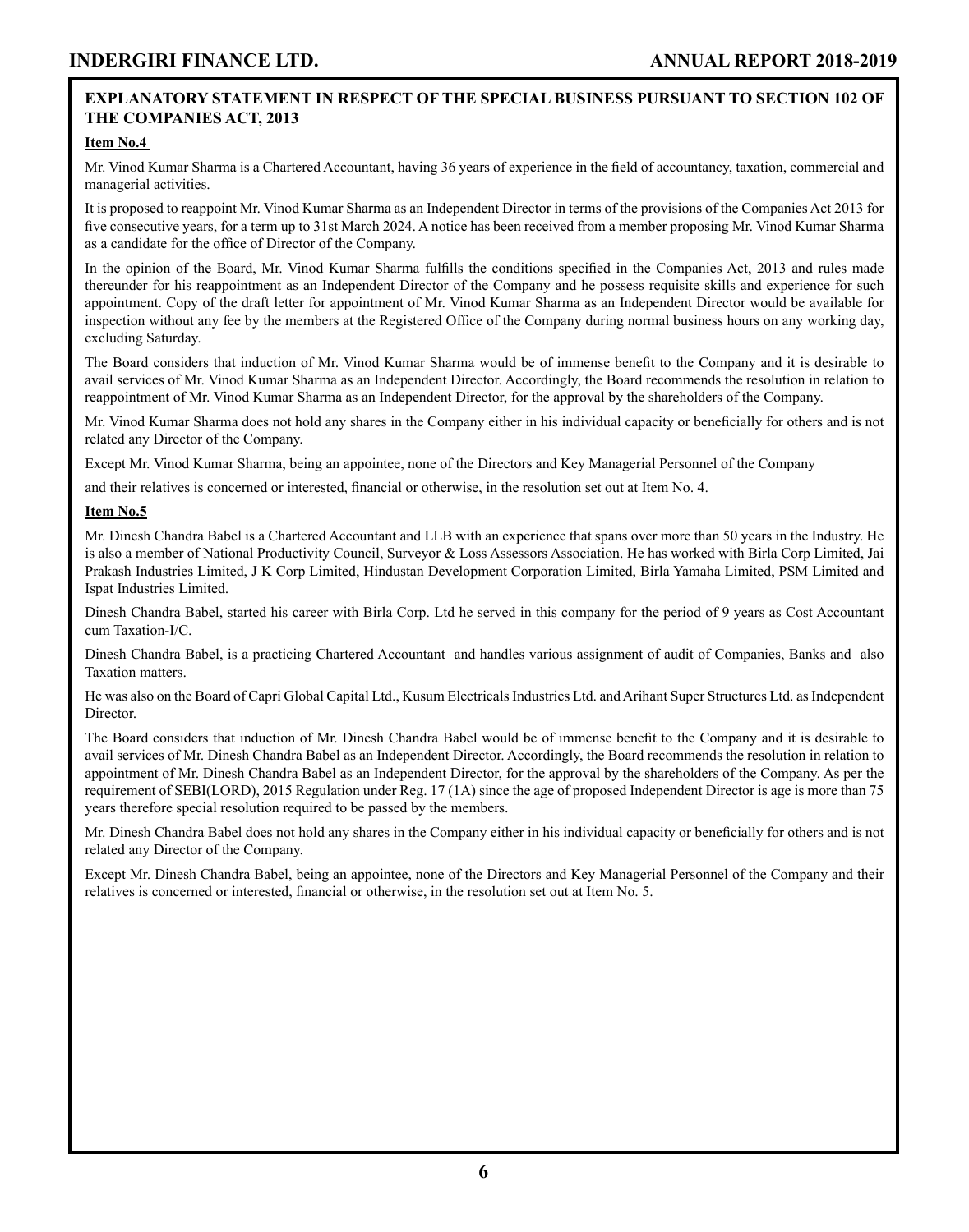## EXPLANATORY STATEMENT IN RESPECT OF THE SPECIAL BUSINESS PURSUANT TO SECTION 102 OF THE COMPANIES ACT, 2013

**Item No.4**

Mr. Vinod Kumar Sharma is a Chartered Accountant, having 36 years of experience in the field of accountancy, taxation, commercial and managerial activities.

It is proposed to reappoint Mr. Vinod Kumar Sharma as an Independent Director in terms of the provisions of the Companies Act 2013 for five consecutive years, for a term up to 31st March 2024. A notice has been received from a member proposing Mr. Vinod Kumar Sharma as a candidate for the office of Director of the Company.

In the opinion of the Board, Mr. Vinod Kumar Sharma fulfills the conditions specified in the Companies Act, 2013 and rules made thereunder for his reappointment as an Independent Director of the Company and he possess requisite skills and experience for such appointment. Copy of the draft letter for appointment of Mr. Vinod Kumar Sharma as an Independent Director would be available for inspection without any fee by the members at the Registered Office of the Company during normal business hours on any working day, excluding Saturday.

The Board considers that induction of Mr. Vinod Kumar Sharma would be of immense benefit to the Company and it is desirable to avail services of Mr. Vinod Kumar Sharma as an Independent Director. Accordingly, the Board recommends the resolution in relation to reappointment of Mr. Vinod Kumar Sharma as an Independent Director, for the approval by the shareholders of the Company.

Mr. Vinod Kumar Sharma does not hold any shares in the Company either in his individual capacity or beneficially for others and is not related any Director of the Company.

Except Mr. Vinod Kumar Sharma, being an appointee, none of the Directors and Key Managerial Personnel of the Company

and their relatives is concerned or interested, financial or otherwise, in the resolution set out at Item No. 4.

**Item No.5**

Mr. Dinesh Chandra Babel is a Chartered Accountant and LLB with an experience that spans over more than 50 years in the Industry. He is also a member of National Productivity Council, Surveyor & Loss Assessors Association. He has worked with Birla Corp Limited, Jai Prakash Industries Limited, J K Corp Limited, Hindustan Development Corporation Limited, Birla Yamaha Limited, PSM Limited and Ispat Industries Limited.

Dinesh Chandra Babel, started his career with Birla Corp. Ltd he served in this company for the period of 9 years as Cost Accountant cum Taxation-I/C.

Dinesh Chandra Babel, is a practicing Chartered Accountant and handles various assignment of audit of Companies, Banks and also Taxation matters.

He was also on the Board of Capri Global Capital Ltd., Kusum Electricals Industries Ltd. and Arihant Super Structures Ltd. as Independent Director.

The Board considers that induction of Mr. Dinesh Chandra Babel would be of immense benefit to the Company and it is desirable to avail services of Mr. Dinesh Chandra Babel as an Independent Director. Accordingly, the Board recommends the resolution in relation to appointment of Mr. Dinesh Chandra Babel as an Independent Director, for the approval by the shareholders of the Company. As per the requirement of SEBI(LORD), 2015 Regulation under Reg. 17 (1A) since the age of proposed Independent Director is age is more than 75 years therefore special resolution required to be passed by the members.

Mr. Dinesh Chandra Babel does not hold any shares in the Company either in his individual capacity or beneficially for others and is not related any Director of the Company.

Except Mr. Dinesh Chandra Babel, being an appointee, none of the Directors and Key Managerial Personnel of the Company and their relatives is concerned or interested, financial or otherwise, in the resolution set out at Item No. 5.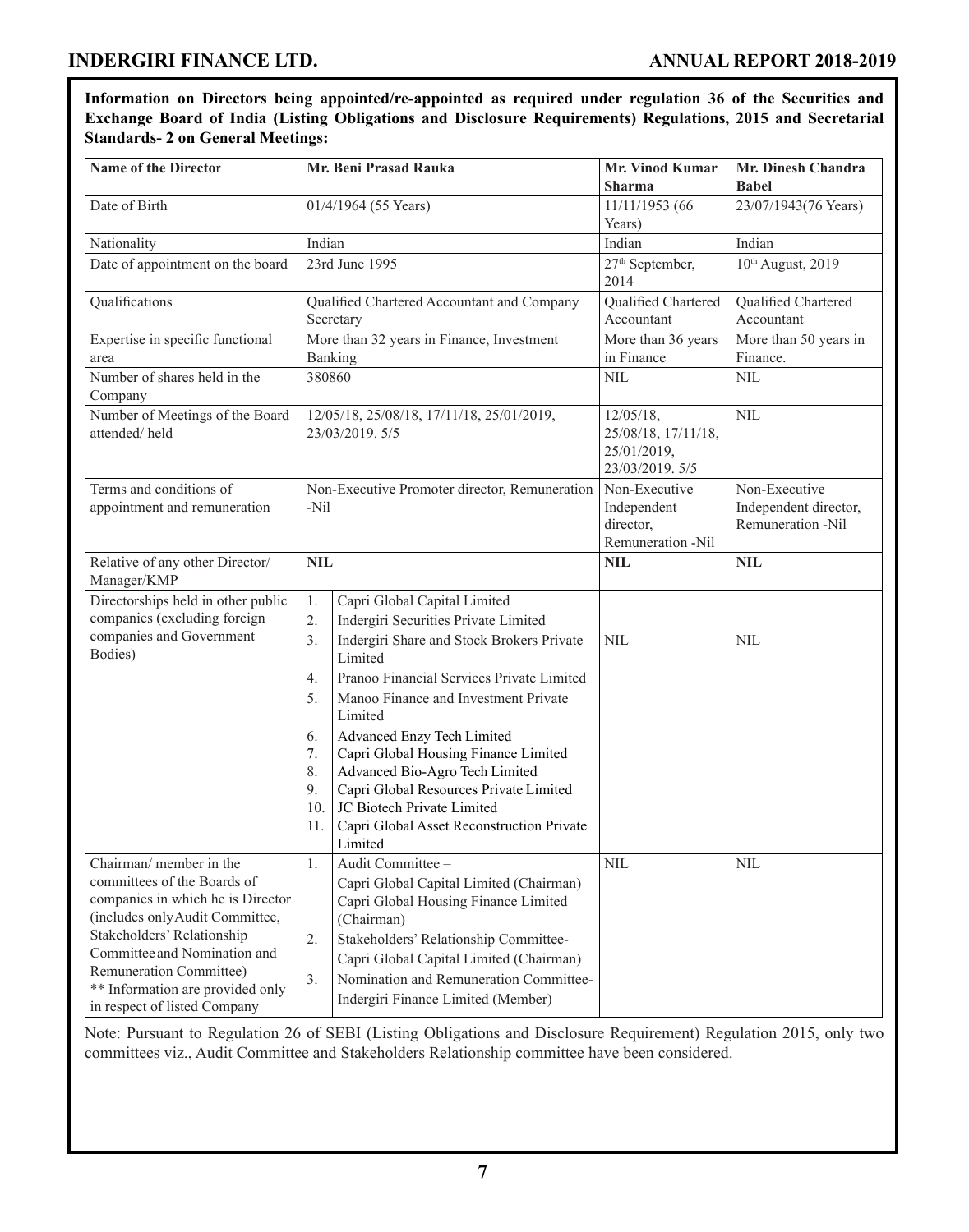**Information on Directors being appointed/re-appointed as required under regulation 36 of the Securities and Exchange Board of India (Listing Obligations and Disclosure Requirements) Regulations, 2015 and Secretarial Standards- 2 on General Meetings:**

| Name of the Director | Mr. Beni Prasad Rauka | Mr. Vinod Kumar Sharma | Mr. Dinesh Chandra Babel |
|---|---|---|---|
| Date of Birth | 01/4/1964 (55 Years) | 11/11/1953 (66 Years) | 23/07/1943(76 Years) |
| Nationality | Indian | Indian | Indian |
| Date of appointment on the board | 23rd June 1995 | 27th September, 2014 | 10th August, 2019 |
| Qualifications | Qualified Chartered Accountant and Company Secretary | Qualified Chartered Accountant | Qualified Chartered Accountant |
| Expertise in specific functional area | More than 32 years in Finance, Investment Banking | More than 36 years in Finance | More than 50 years in Finance. |
| Number of shares held in the Company | 380860 | NIL | NIL |
| Number of Meetings of the Board attended/ held | 12/05/18, 25/08/18, 17/11/18, 25/01/2019, 23/03/2019. 5/5 | 12/05/18, 25/08/18, 17/11/18, 25/01/2019, 23/03/2019. 5/5 | NIL |
| Terms and conditions of appointment and remuneration | Non-Executive Promoter director, Remuneration -Nil | Non-Executive Independent director, Remuneration -Nil | Non-Executive Independent director, Remuneration -Nil |
| Relative of any other Director/ Manager/KMP | **NIL** | **NIL** | **NIL** |
| Directorships held in other public companies (excluding foreign companies and Government Bodies) | 1. Capri Global Capital Limited<br>2. Indergiri Securities Private Limited<br>3. Indergiri Share and Stock Brokers Private Limited<br>4. Pranoo Financial Services Private Limited<br>5. Manoo Finance and Investment Private Limited<br>6. Advanced Enzy Tech Limited<br>7. Capri Global Housing Finance Limited<br>8. Advanced Bio-Agro Tech Limited<br>9. Capri Global Resources Private Limited<br>10. JC Biotech Private Limited<br>11. Capri Global Asset Reconstruction Private Limited | NIL | NIL |
| Chairman/ member in the committees of the Boards of companies in which he is Director (includes only Audit Committee, Stakeholders' Relationship Committee and Nomination and Remuneration Committee)<br>** Information are provided only in respect of listed Company | 1. Audit Committee –<br>Capri Global Capital Limited (Chairman)<br>Capri Global Housing Finance Limited (Chairman)<br>2. Stakeholders' Relationship Committee-<br>Capri Global Capital Limited (Chairman)<br>3. Nomination and Remuneration Committee-<br>Indergiri Finance Limited (Member) | NIL | NIL |

Note: Pursuant to Regulation 26 of SEBI (Listing Obligations and Disclosure Requirement) Regulation 2015, only two committees viz., Audit Committee and Stakeholders Relationship committee have been considered.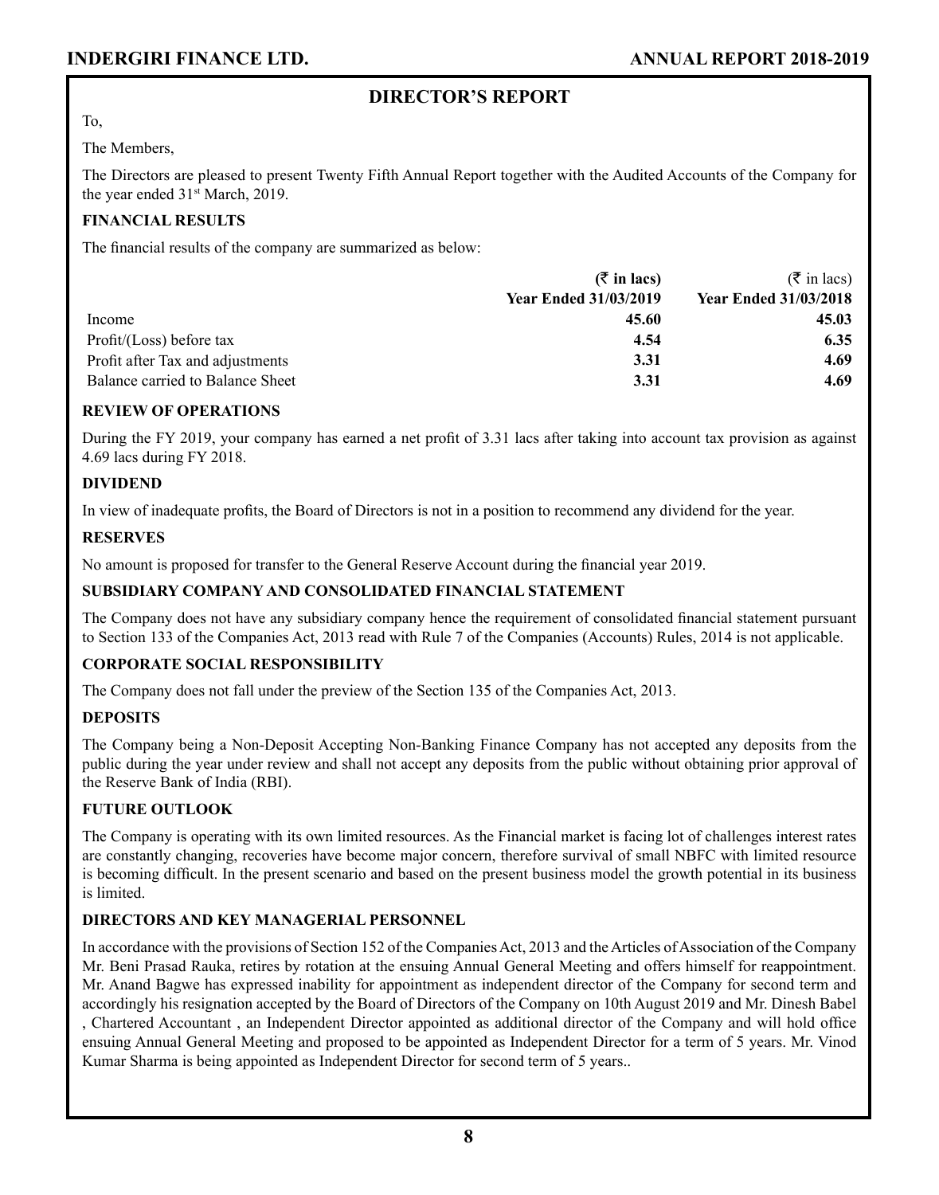## DIRECTOR'S REPORT

To,

The Members,

The Directors are pleased to present Twenty Fifth Annual Report together with the Audited Accounts of the Company for the year ended 31st March, 2019.

### FINANCIAL RESULTS

The financial results of the company are summarized as below:

| | **(₹ in lacs) Year Ended 31/03/2019** | (₹ in lacs) **Year Ended 31/03/2018** |
|---|---|---|
| Income | **45.60** | **45.03** |
| Profit/(Loss) before tax | **4.54** | **6.35** |
| Profit after Tax and adjustments | **3.31** | **4.69** |
| Balance carried to Balance Sheet | **3.31** | **4.69** |

### REVIEW OF OPERATIONS

During the FY 2019, your company has earned a net profit of 3.31 lacs after taking into account tax provision as against 4.69 lacs during FY 2018.

### DIVIDEND

In view of inadequate profits, the Board of Directors is not in a position to recommend any dividend for the year.

### RESERVES

No amount is proposed for transfer to the General Reserve Account during the financial year 2019.

### SUBSIDIARY COMPANY AND CONSOLIDATED FINANCIAL STATEMENT

The Company does not have any subsidiary company hence the requirement of consolidated financial statement pursuant to Section 133 of the Companies Act, 2013 read with Rule 7 of the Companies (Accounts) Rules, 2014 is not applicable.

### CORPORATE SOCIAL RESPONSIBILITY

The Company does not fall under the preview of the Section 135 of the Companies Act, 2013.

### DEPOSITS

The Company being a Non-Deposit Accepting Non-Banking Finance Company has not accepted any deposits from the public during the year under review and shall not accept any deposits from the public without obtaining prior approval of the Reserve Bank of India (RBI).

### FUTURE OUTLOOK

The Company is operating with its own limited resources. As the Financial market is facing lot of challenges interest rates are constantly changing, recoveries have become major concern, therefore survival of small NBFC with limited resource is becoming difficult. In the present scenario and based on the present business model the growth potential in its business is limited.

### DIRECTORS AND KEY MANAGERIAL PERSONNEL

In accordance with the provisions of Section 152 of the Companies Act, 2013 and the Articles of Association of the Company Mr. Beni Prasad Rauka, retires by rotation at the ensuing Annual General Meeting and offers himself for reappointment. Mr. Anand Bagwe has expressed inability for appointment as independent director of the Company for second term and accordingly his resignation accepted by the Board of Directors of the Company on 10th August 2019 and Mr. Dinesh Babel , Chartered Accountant , an Independent Director appointed as additional director of the Company and will hold office ensuing Annual General Meeting and proposed to be appointed as Independent Director for a term of 5 years. Mr. Vinod Kumar Sharma is being appointed as Independent Director for second term of 5 years..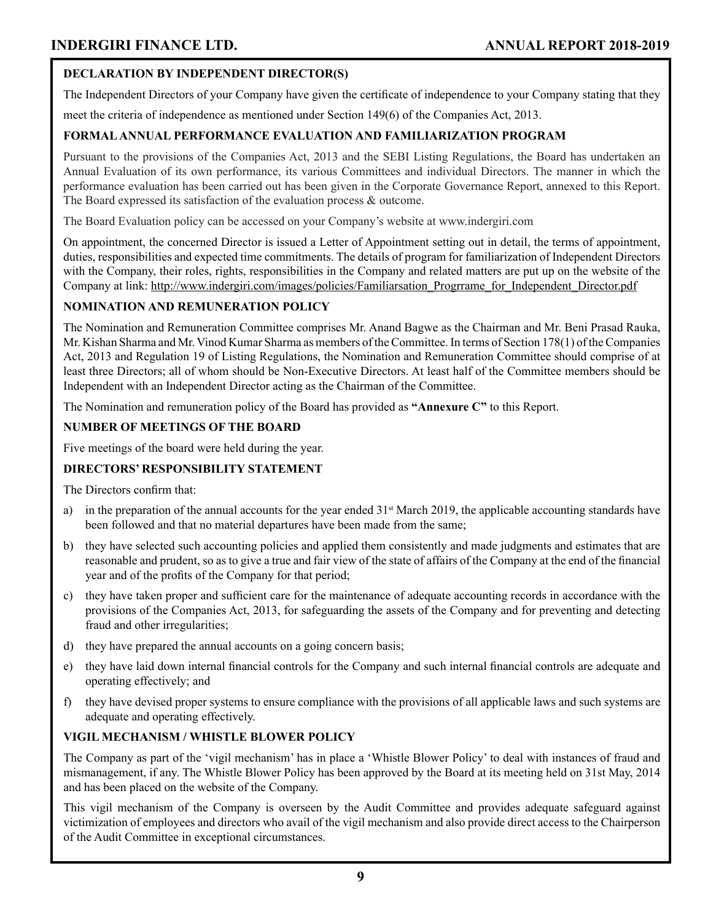## DECLARATION BY INDEPENDENT DIRECTOR(S)

The Independent Directors of your Company have given the certificate of independence to your Company stating that they meet the criteria of independence as mentioned under Section 149(6) of the Companies Act, 2013.

## FORMAL ANNUAL PERFORMANCE EVALUATION AND FAMILIARIZATION PROGRAM

Pursuant to the provisions of the Companies Act, 2013 and the SEBI Listing Regulations, the Board has undertaken an Annual Evaluation of its own performance, its various Committees and individual Directors. The manner in which the performance evaluation has been carried out has been given in the Corporate Governance Report, annexed to this Report. The Board expressed its satisfaction of the evaluation process & outcome.

The Board Evaluation policy can be accessed on your Company's website at www.indergiri.com

On appointment, the concerned Director is issued a Letter of Appointment setting out in detail, the terms of appointment, duties, responsibilities and expected time commitments. The details of program for familiarization of Independent Directors with the Company, their roles, rights, responsibilities in the Company and related matters are put up on the website of the Company at link: http://www.indergiri.com/images/policies/Familiarsation_Progrrame_for_Independent_Director.pdf

## NOMINATION AND REMUNERATION POLICY

The Nomination and Remuneration Committee comprises Mr. Anand Bagwe as the Chairman and Mr. Beni Prasad Rauka, Mr. Kishan Sharma and Mr. Vinod Kumar Sharma as members of the Committee. In terms of Section 178(1) of the Companies Act, 2013 and Regulation 19 of Listing Regulations, the Nomination and Remuneration Committee should comprise of at least three Directors; all of whom should be Non-Executive Directors. At least half of the Committee members should be Independent with an Independent Director acting as the Chairman of the Committee.

The Nomination and remuneration policy of the Board has provided as **"Annexure C"** to this Report.

## NUMBER OF MEETINGS OF THE BOARD

Five meetings of the board were held during the year.

## DIRECTORS' RESPONSIBILITY STATEMENT

The Directors confirm that:

a) in the preparation of the annual accounts for the year ended 31st March 2019, the applicable accounting standards have been followed and that no material departures have been made from the same;

b) they have selected such accounting policies and applied them consistently and made judgments and estimates that are reasonable and prudent, so as to give a true and fair view of the state of affairs of the Company at the end of the financial year and of the profits of the Company for that period;

c) they have taken proper and sufficient care for the maintenance of adequate accounting records in accordance with the provisions of the Companies Act, 2013, for safeguarding the assets of the Company and for preventing and detecting fraud and other irregularities;

d) they have prepared the annual accounts on a going concern basis;

e) they have laid down internal financial controls for the Company and such internal financial controls are adequate and operating effectively; and

f) they have devised proper systems to ensure compliance with the provisions of all applicable laws and such systems are adequate and operating effectively.

## VIGIL MECHANISM / WHISTLE BLOWER POLICY

The Company as part of the 'vigil mechanism' has in place a 'Whistle Blower Policy' to deal with instances of fraud and mismanagement, if any. The Whistle Blower Policy has been approved by the Board at its meeting held on 31st May, 2014 and has been placed on the website of the Company.

This vigil mechanism of the Company is overseen by the Audit Committee and provides adequate safeguard against victimization of employees and directors who avail of the vigil mechanism and also provide direct access to the Chairperson of the Audit Committee in exceptional circumstances.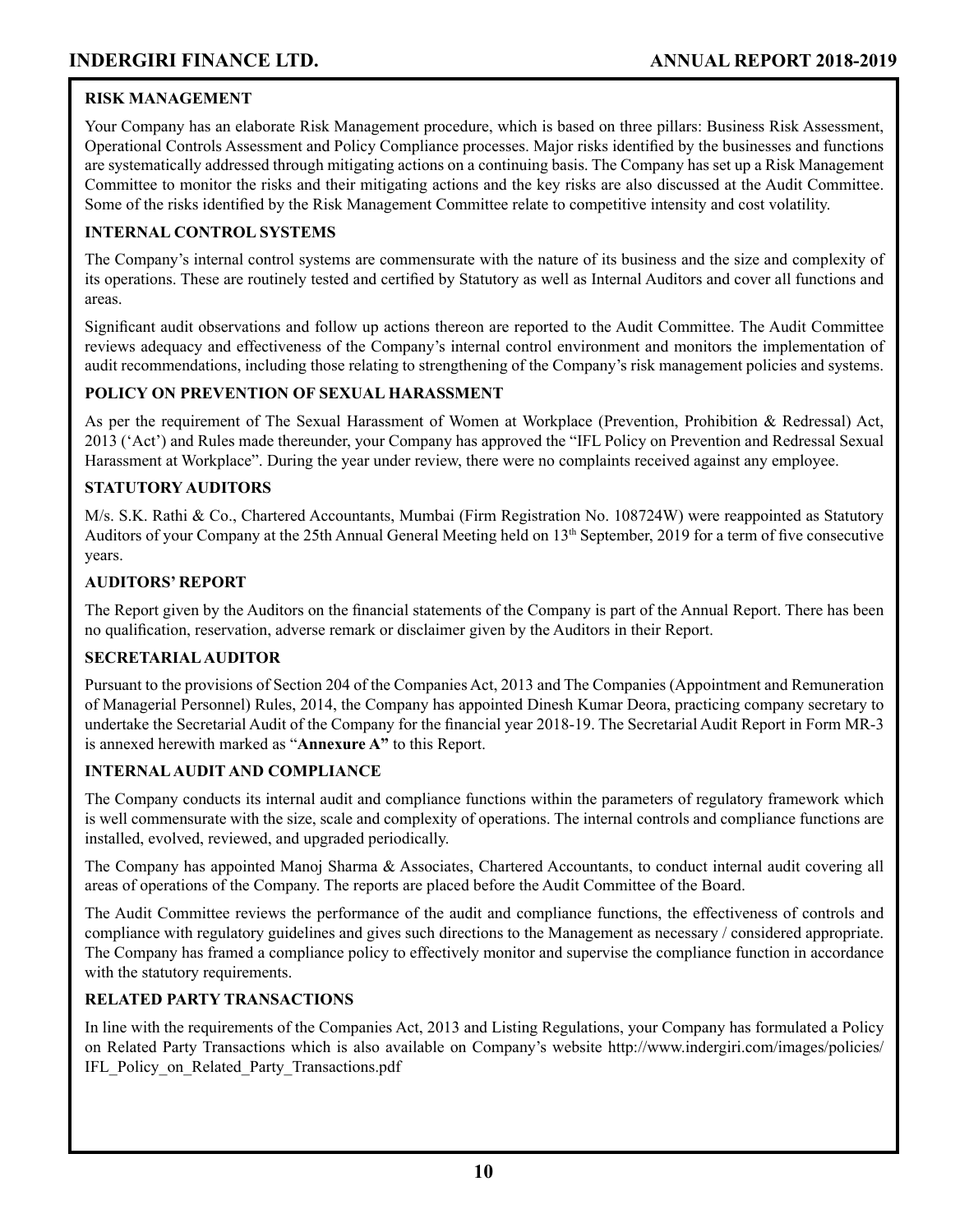## RISK MANAGEMENT

Your Company has an elaborate Risk Management procedure, which is based on three pillars: Business Risk Assessment, Operational Controls Assessment and Policy Compliance processes. Major risks identified by the businesses and functions are systematically addressed through mitigating actions on a continuing basis. The Company has set up a Risk Management Committee to monitor the risks and their mitigating actions and the key risks are also discussed at the Audit Committee. Some of the risks identified by the Risk Management Committee relate to competitive intensity and cost volatility.

## INTERNAL CONTROL SYSTEMS

The Company's internal control systems are commensurate with the nature of its business and the size and complexity of its operations. These are routinely tested and certified by Statutory as well as Internal Auditors and cover all functions and areas.

Significant audit observations and follow up actions thereon are reported to the Audit Committee. The Audit Committee reviews adequacy and effectiveness of the Company's internal control environment and monitors the implementation of audit recommendations, including those relating to strengthening of the Company's risk management policies and systems.

## POLICY ON PREVENTION OF SEXUAL HARASSMENT

As per the requirement of The Sexual Harassment of Women at Workplace (Prevention, Prohibition & Redressal) Act, 2013 ('Act') and Rules made thereunder, your Company has approved the "IFL Policy on Prevention and Redressal Sexual Harassment at Workplace". During the year under review, there were no complaints received against any employee.

## STATUTORY AUDITORS

M/s. S.K. Rathi & Co., Chartered Accountants, Mumbai (Firm Registration No. 108724W) were reappointed as Statutory Auditors of your Company at the 25th Annual General Meeting held on 13th September, 2019 for a term of five consecutive years.

## AUDITORS' REPORT

The Report given by the Auditors on the financial statements of the Company is part of the Annual Report. There has been no qualification, reservation, adverse remark or disclaimer given by the Auditors in their Report.

## SECRETARIAL AUDITOR

Pursuant to the provisions of Section 204 of the Companies Act, 2013 and The Companies (Appointment and Remuneration of Managerial Personnel) Rules, 2014, the Company has appointed Dinesh Kumar Deora, practicing company secretary to undertake the Secretarial Audit of the Company for the financial year 2018-19. The Secretarial Audit Report in Form MR-3 is annexed herewith marked as "**Annexure A"** to this Report.

## INTERNAL AUDIT AND COMPLIANCE

The Company conducts its internal audit and compliance functions within the parameters of regulatory framework which is well commensurate with the size, scale and complexity of operations. The internal controls and compliance functions are installed, evolved, reviewed, and upgraded periodically.

The Company has appointed Manoj Sharma & Associates, Chartered Accountants, to conduct internal audit covering all areas of operations of the Company. The reports are placed before the Audit Committee of the Board.

The Audit Committee reviews the performance of the audit and compliance functions, the effectiveness of controls and compliance with regulatory guidelines and gives such directions to the Management as necessary / considered appropriate. The Company has framed a compliance policy to effectively monitor and supervise the compliance function in accordance with the statutory requirements.

## RELATED PARTY TRANSACTIONS

In line with the requirements of the Companies Act, 2013 and Listing Regulations, your Company has formulated a Policy on Related Party Transactions which is also available on Company's website http://www.indergiri.com/images/policies/IFL_Policy_on_Related_Party_Transactions.pdf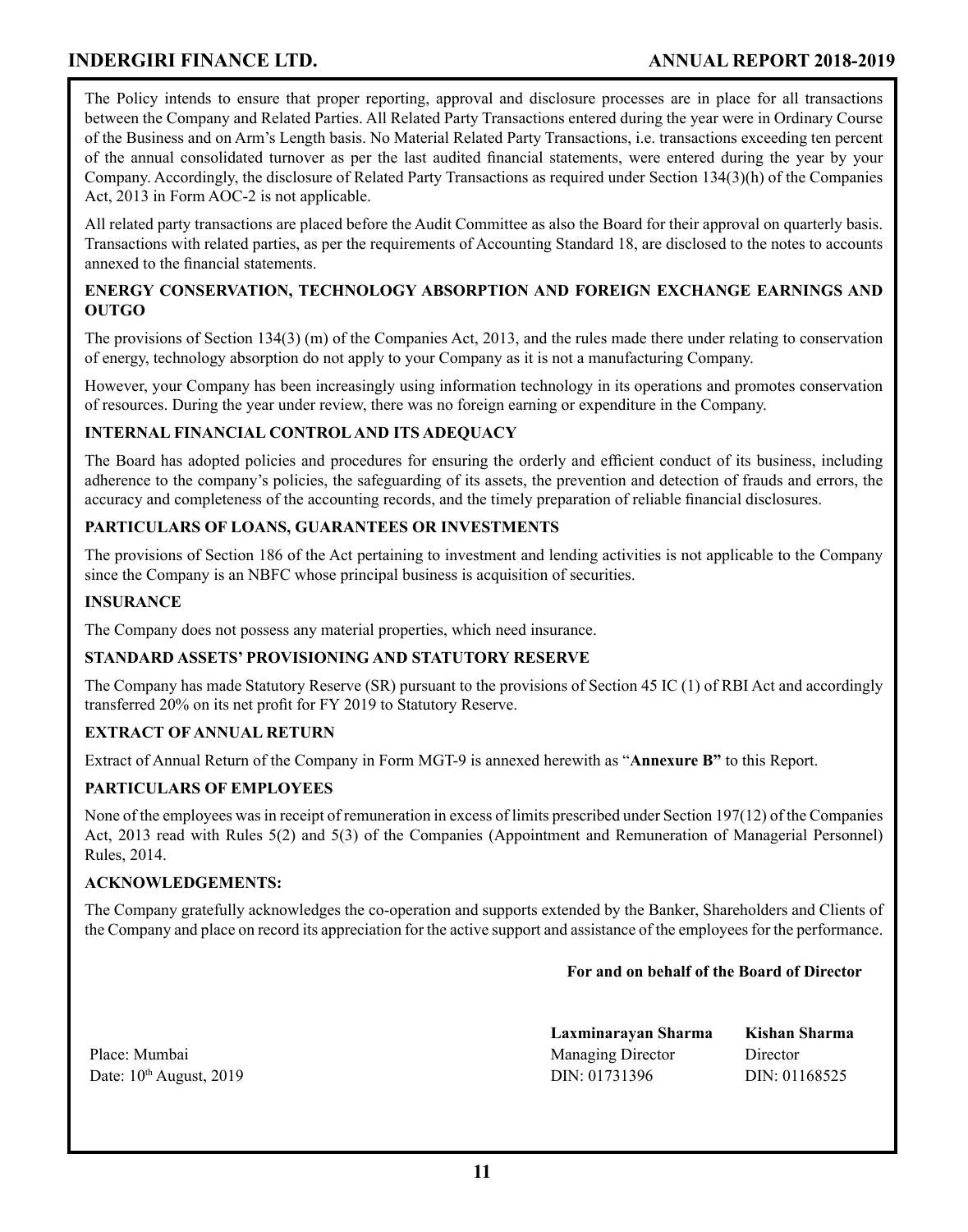The Policy intends to ensure that proper reporting, approval and disclosure processes are in place for all transactions between the Company and Related Parties. All Related Party Transactions entered during the year were in Ordinary Course of the Business and on Arm's Length basis. No Material Related Party Transactions, i.e. transactions exceeding ten percent of the annual consolidated turnover as per the last audited financial statements, were entered during the year by your Company. Accordingly, the disclosure of Related Party Transactions as required under Section 134(3)(h) of the Companies Act, 2013 in Form AOC-2 is not applicable.

All related party transactions are placed before the Audit Committee as also the Board for their approval on quarterly basis. Transactions with related parties, as per the requirements of Accounting Standard 18, are disclosed to the notes to accounts annexed to the financial statements.

**ENERGY CONSERVATION, TECHNOLOGY ABSORPTION AND FOREIGN EXCHANGE EARNINGS AND OUTGO**

The provisions of Section 134(3) (m) of the Companies Act, 2013, and the rules made there under relating to conservation of energy, technology absorption do not apply to your Company as it is not a manufacturing Company.

However, your Company has been increasingly using information technology in its operations and promotes conservation of resources. During the year under review, there was no foreign earning or expenditure in the Company.

**INTERNAL FINANCIAL CONTROL AND ITS ADEQUACY**

The Board has adopted policies and procedures for ensuring the orderly and efficient conduct of its business, including adherence to the company's policies, the safeguarding of its assets, the prevention and detection of frauds and errors, the accuracy and completeness of the accounting records, and the timely preparation of reliable financial disclosures.

**PARTICULARS OF LOANS, GUARANTEES OR INVESTMENTS**

The provisions of Section 186 of the Act pertaining to investment and lending activities is not applicable to the Company since the Company is an NBFC whose principal business is acquisition of securities.

**INSURANCE**

The Company does not possess any material properties, which need insurance.

**STANDARD ASSETS' PROVISIONING AND STATUTORY RESERVE**

The Company has made Statutory Reserve (SR) pursuant to the provisions of Section 45 IC (1) of RBI Act and accordingly transferred 20% on its net profit for FY 2019 to Statutory Reserve.

**EXTRACT OF ANNUAL RETURN**

Extract of Annual Return of the Company in Form MGT-9 is annexed herewith as "**Annexure B"** to this Report.

**PARTICULARS OF EMPLOYEES**

None of the employees was in receipt of remuneration in excess of limits prescribed under Section 197(12) of the Companies Act, 2013 read with Rules 5(2) and 5(3) of the Companies (Appointment and Remuneration of Managerial Personnel) Rules, 2014.

**ACKNOWLEDGEMENTS:**

The Company gratefully acknowledges the co-operation and supports extended by the Banker, Shareholders and Clients of the Company and place on record its appreciation for the active support and assistance of the employees for the performance.

**For and on behalf of the Board of Director**

| | | |
|---|---|---|
| | **Laxminarayan Sharma** | **Kishan Sharma** |
| Place: Mumbai | Managing Director | Director |
| Date: 10th August, 2019 | DIN: 01731396 | DIN: 01168525 |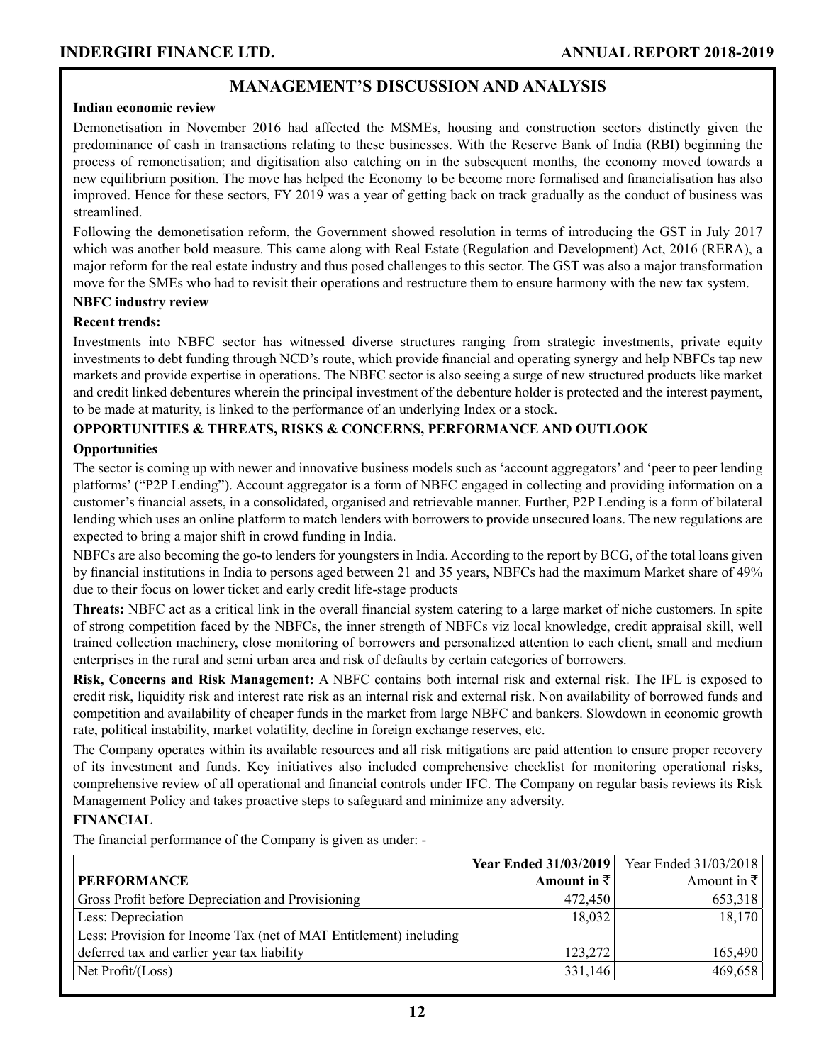# MANAGEMENT'S DISCUSSION AND ANALYSIS

**Indian economic review**

Demonetisation in November 2016 had affected the MSMEs, housing and construction sectors distinctly given the predominance of cash in transactions relating to these businesses. With the Reserve Bank of India (RBI) beginning the process of remonetisation; and digitisation also catching on in the subsequent months, the economy moved towards a new equilibrium position. The move has helped the Economy to be become more formalised and financialisation has also improved. Hence for these sectors, FY 2019 was a year of getting back on track gradually as the conduct of business was streamlined.

Following the demonetisation reform, the Government showed resolution in terms of introducing the GST in July 2017 which was another bold measure. This came along with Real Estate (Regulation and Development) Act, 2016 (RERA), a major reform for the real estate industry and thus posed challenges to this sector. The GST was also a major transformation move for the SMEs who had to revisit their operations and restructure them to ensure harmony with the new tax system.

**NBFC industry review**

**Recent trends:**

Investments into NBFC sector has witnessed diverse structures ranging from strategic investments, private equity investments to debt funding through NCD's route, which provide financial and operating synergy and help NBFCs tap new markets and provide expertise in operations. The NBFC sector is also seeing a surge of new structured products like market and credit linked debentures wherein the principal investment of the debenture holder is protected and the interest payment, to be made at maturity, is linked to the performance of an underlying Index or a stock.

**OPPORTUNITIES & THREATS, RISKS & CONCERNS, PERFORMANCE AND OUTLOOK**

**Opportunities**

The sector is coming up with newer and innovative business models such as 'account aggregators' and 'peer to peer lending platforms' ("P2P Lending"). Account aggregator is a form of NBFC engaged in collecting and providing information on a customer's financial assets, in a consolidated, organised and retrievable manner. Further, P2P Lending is a form of bilateral lending which uses an online platform to match lenders with borrowers to provide unsecured loans. The new regulations are expected to bring a major shift in crowd funding in India.

NBFCs are also becoming the go-to lenders for youngsters in India. According to the report by BCG, of the total loans given by financial institutions in India to persons aged between 21 and 35 years, NBFCs had the maximum Market share of 49% due to their focus on lower ticket and early credit life-stage products

**Threats:** NBFC act as a critical link in the overall financial system catering to a large market of niche customers. In spite of strong competition faced by the NBFCs, the inner strength of NBFCs viz local knowledge, credit appraisal skill, well trained collection machinery, close monitoring of borrowers and personalized attention to each client, small and medium enterprises in the rural and semi urban area and risk of defaults by certain categories of borrowers.

**Risk, Concerns and Risk Management:** A NBFC contains both internal risk and external risk. The IFL is exposed to credit risk, liquidity risk and interest rate risk as an internal risk and external risk. Non availability of borrowed funds and competition and availability of cheaper funds in the market from large NBFC and bankers. Slowdown in economic growth rate, political instability, market volatility, decline in foreign exchange reserves, etc.

The Company operates within its available resources and all risk mitigations are paid attention to ensure proper recovery of its investment and funds. Key initiatives also included comprehensive checklist for monitoring operational risks, comprehensive review of all operational and financial controls under IFC. The Company on regular basis reviews its Risk Management Policy and takes proactive steps to safeguard and minimize any adversity.

**FINANCIAL**

The financial performance of the Company is given as under: -

| PERFORMANCE | **Year Ended 31/03/2019 Amount in ₹** | Year Ended 31/03/2018 Amount in ₹ |
|---|---|---|
| Gross Profit before Depreciation and Provisioning | 472,450 | 653,318 |
| Less: Depreciation | 18,032 | 18,170 |
| Less: Provision for Income Tax (net of MAT Entitlement) including deferred tax and earlier year tax liability | 123,272 | 165,490 |
| Net Profit/(Loss) | 331,146 | 469,658 |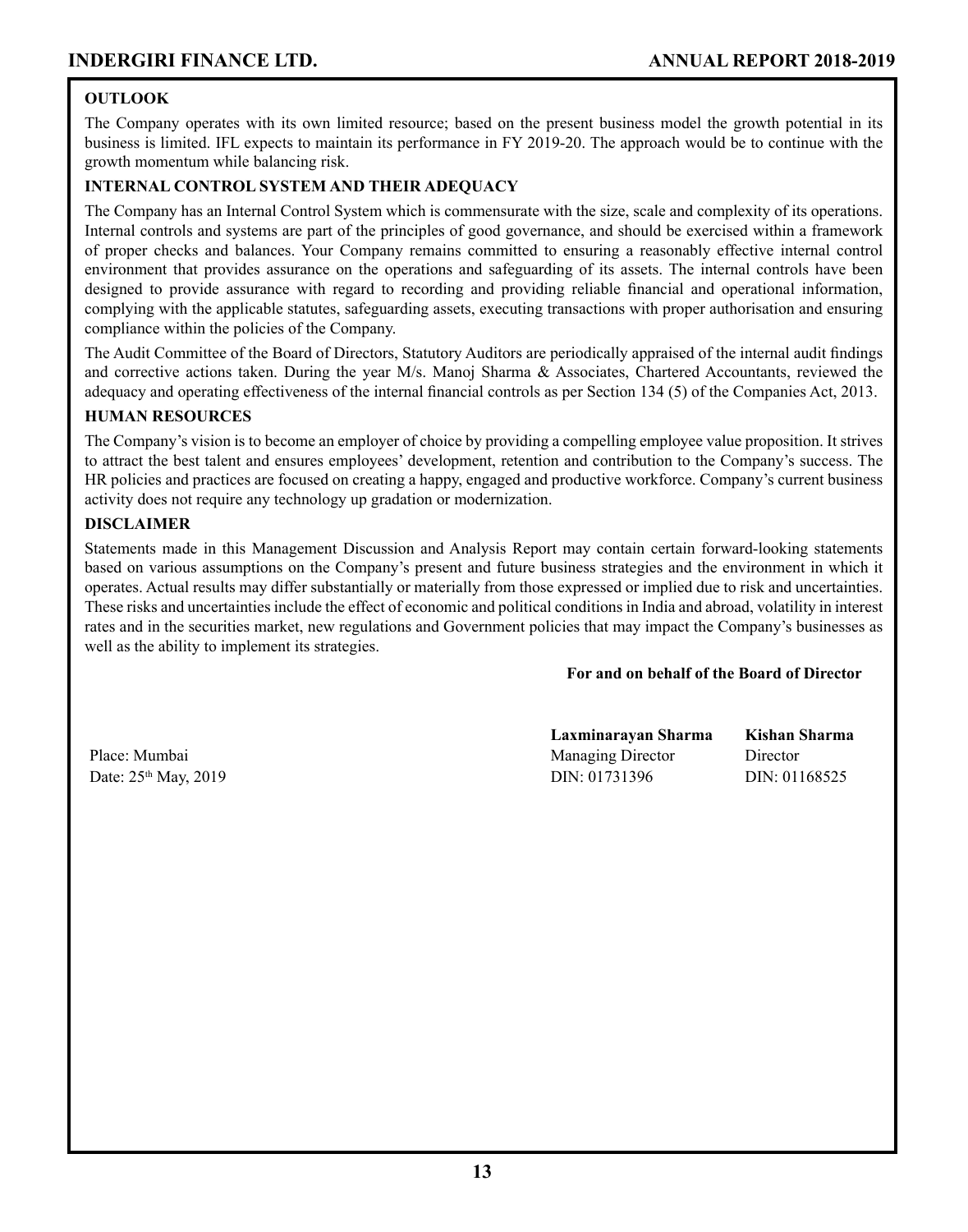## OUTLOOK

The Company operates with its own limited resource; based on the present business model the growth potential in its business is limited. IFL expects to maintain its performance in FY 2019-20. The approach would be to continue with the growth momentum while balancing risk.

## INTERNAL CONTROL SYSTEM AND THEIR ADEQUACY

The Company has an Internal Control System which is commensurate with the size, scale and complexity of its operations. Internal controls and systems are part of the principles of good governance, and should be exercised within a framework of proper checks and balances. Your Company remains committed to ensuring a reasonably effective internal control environment that provides assurance on the operations and safeguarding of its assets. The internal controls have been designed to provide assurance with regard to recording and providing reliable financial and operational information, complying with the applicable statutes, safeguarding assets, executing transactions with proper authorisation and ensuring compliance within the policies of the Company.

The Audit Committee of the Board of Directors, Statutory Auditors are periodically appraised of the internal audit findings and corrective actions taken. During the year M/s. Manoj Sharma & Associates, Chartered Accountants, reviewed the adequacy and operating effectiveness of the internal financial controls as per Section 134 (5) of the Companies Act, 2013.

## HUMAN RESOURCES

The Company's vision is to become an employer of choice by providing a compelling employee value proposition. It strives to attract the best talent and ensures employees' development, retention and contribution to the Company's success. The HR policies and practices are focused on creating a happy, engaged and productive workforce. Company's current business activity does not require any technology up gradation or modernization.

## DISCLAIMER

Statements made in this Management Discussion and Analysis Report may contain certain forward-looking statements based on various assumptions on the Company's present and future business strategies and the environment in which it operates. Actual results may differ substantially or materially from those expressed or implied due to risk and uncertainties. These risks and uncertainties include the effect of economic and political conditions in India and abroad, volatility in interest rates and in the securities market, new regulations and Government policies that may impact the Company's businesses as well as the ability to implement its strategies.

**For and on behalf of the Board of Director**

| | | |
|---|---|---|
| | **Laxminarayan Sharma** | **Kishan Sharma** |
| Place: Mumbai | Managing Director | Director |
| Date: 25th May, 2019 | DIN: 01731396 | DIN: 01168525 |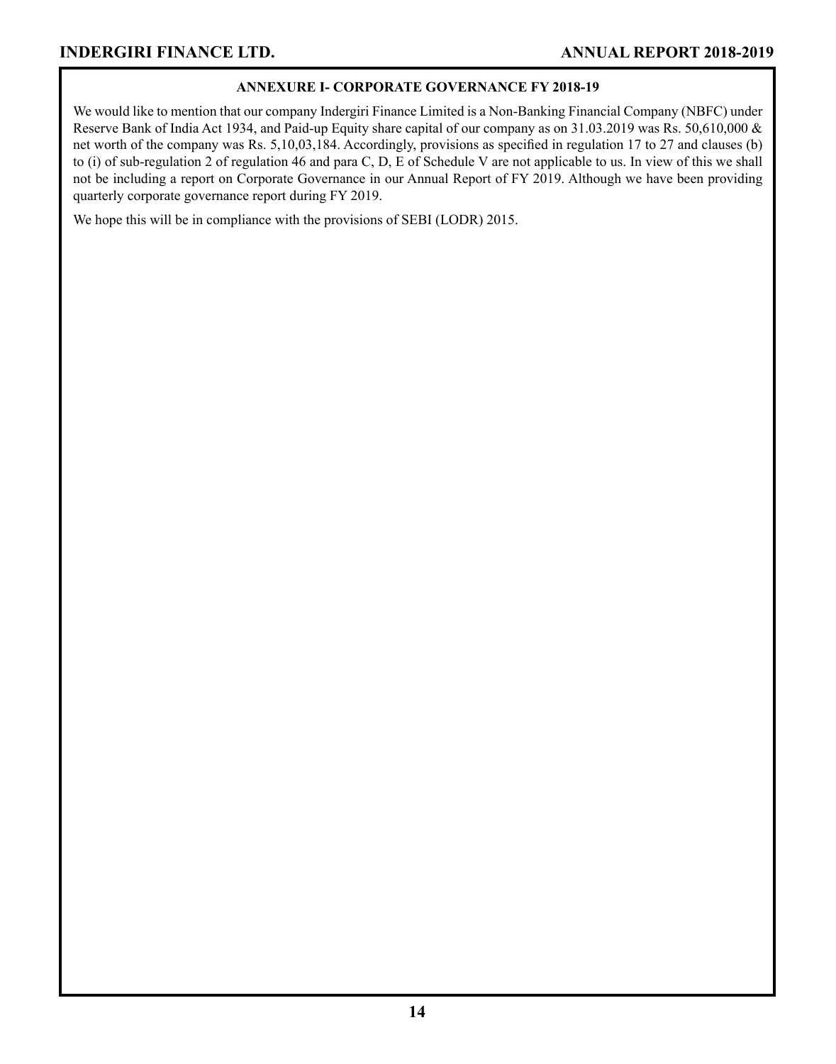## ANNEXURE I- CORPORATE GOVERNANCE FY 2018-19

We would like to mention that our company Indergiri Finance Limited is a Non-Banking Financial Company (NBFC) under Reserve Bank of India Act 1934, and Paid-up Equity share capital of our company as on 31.03.2019 was Rs. 50,610,000 & net worth of the company was Rs. 5,10,03,184. Accordingly, provisions as specified in regulation 17 to 27 and clauses (b) to (i) of sub-regulation 2 of regulation 46 and para C, D, E of Schedule V are not applicable to us. In view of this we shall not be including a report on Corporate Governance in our Annual Report of FY 2019. Although we have been providing quarterly corporate governance report during FY 2019.

We hope this will be in compliance with the provisions of SEBI (LODR) 2015.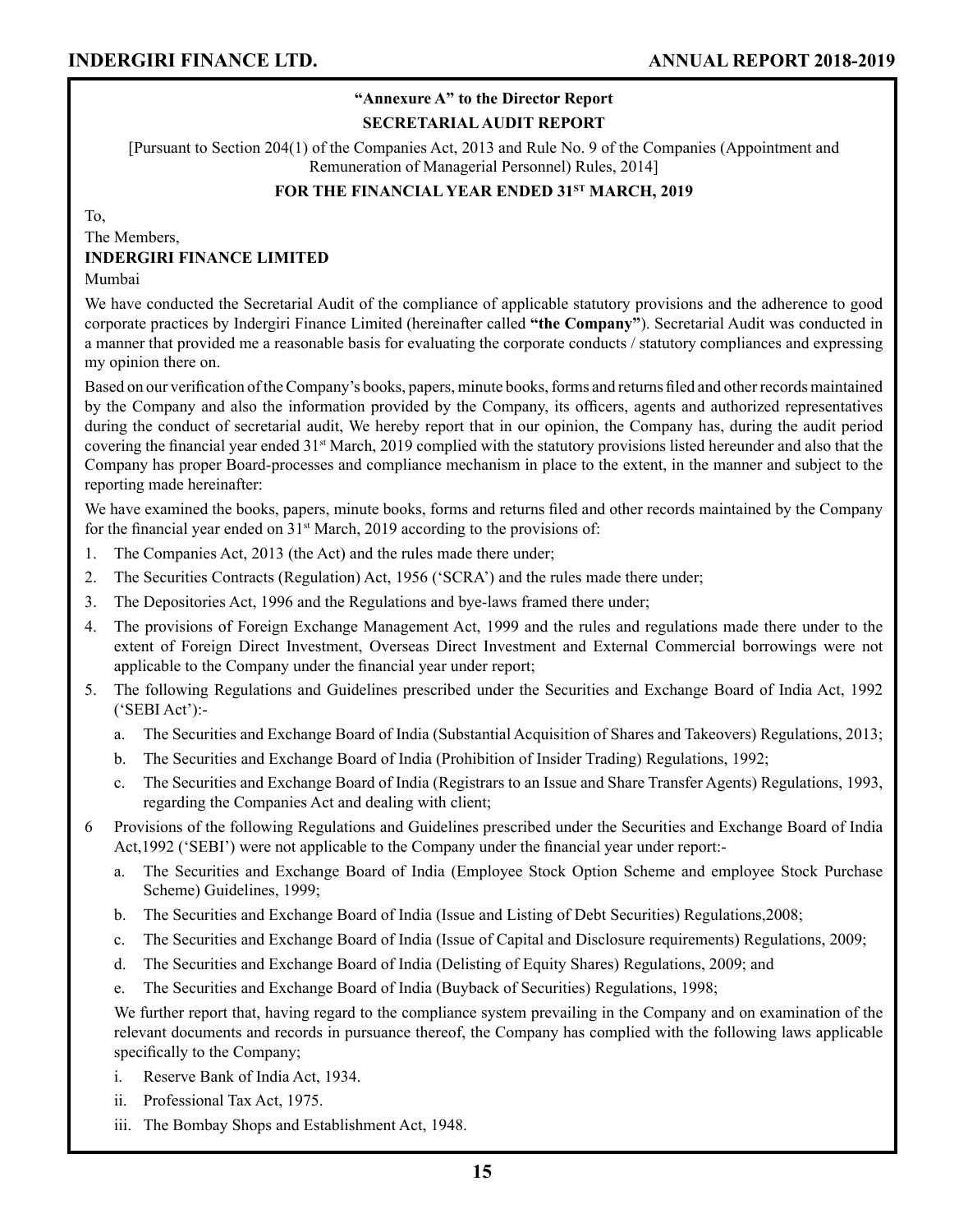**"Annexure A" to the Director Report**

**SECRETARIAL AUDIT REPORT**

[Pursuant to Section 204(1) of the Companies Act, 2013 and Rule No. 9 of the Companies (Appointment and Remuneration of Managerial Personnel) Rules, 2014]

**FOR THE FINANCIAL YEAR ENDED 31ST MARCH, 2019**

To,

The Members,

**INDERGIRI FINANCE LIMITED**

Mumbai

We have conducted the Secretarial Audit of the compliance of applicable statutory provisions and the adherence to good corporate practices by Indergiri Finance Limited (hereinafter called **"the Company"**). Secretarial Audit was conducted in a manner that provided me a reasonable basis for evaluating the corporate conducts / statutory compliances and expressing my opinion there on.

Based on our verification of the Company's books, papers, minute books, forms and returns filed and other records maintained by the Company and also the information provided by the Company, its officers, agents and authorized representatives during the conduct of secretarial audit, We hereby report that in our opinion, the Company has, during the audit period covering the financial year ended 31st March, 2019 complied with the statutory provisions listed hereunder and also that the Company has proper Board-processes and compliance mechanism in place to the extent, in the manner and subject to the reporting made hereinafter:

We have examined the books, papers, minute books, forms and returns filed and other records maintained by the Company for the financial year ended on 31st March, 2019 according to the provisions of:

1. The Companies Act, 2013 (the Act) and the rules made there under;
2. The Securities Contracts (Regulation) Act, 1956 ('SCRA') and the rules made there under;
3. The Depositories Act, 1996 and the Regulations and bye-laws framed there under;
4. The provisions of Foreign Exchange Management Act, 1999 and the rules and regulations made there under to the extent of Foreign Direct Investment, Overseas Direct Investment and External Commercial borrowings were not applicable to the Company under the financial year under report;
5. The following Regulations and Guidelines prescribed under the Securities and Exchange Board of India Act, 1992 ('SEBI Act'):-
   a. The Securities and Exchange Board of India (Substantial Acquisition of Shares and Takeovers) Regulations, 2013;
   b. The Securities and Exchange Board of India (Prohibition of Insider Trading) Regulations, 1992;
   c. The Securities and Exchange Board of India (Registrars to an Issue and Share Transfer Agents) Regulations, 1993, regarding the Companies Act and dealing with client;
6. Provisions of the following Regulations and Guidelines prescribed under the Securities and Exchange Board of India Act,1992 ('SEBI') were not applicable to the Company under the financial year under report:-
   a. The Securities and Exchange Board of India (Employee Stock Option Scheme and employee Stock Purchase Scheme) Guidelines, 1999;
   b. The Securities and Exchange Board of India (Issue and Listing of Debt Securities) Regulations,2008;
   c. The Securities and Exchange Board of India (Issue of Capital and Disclosure requirements) Regulations, 2009;
   d. The Securities and Exchange Board of India (Delisting of Equity Shares) Regulations, 2009; and
   e. The Securities and Exchange Board of India (Buyback of Securities) Regulations, 1998;

   We further report that, having regard to the compliance system prevailing in the Company and on examination of the relevant documents and records in pursuance thereof, the Company has complied with the following laws applicable specifically to the Company;

   i. Reserve Bank of India Act, 1934.
   ii. Professional Tax Act, 1975.
   iii. The Bombay Shops and Establishment Act, 1948.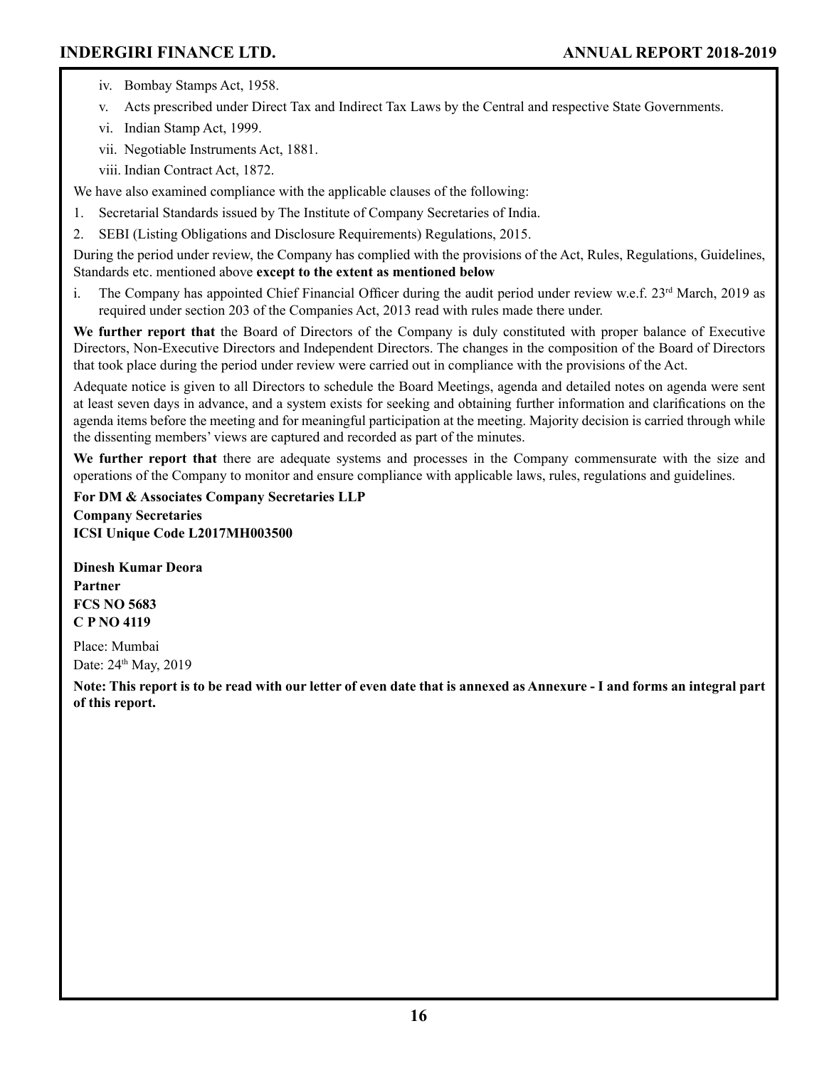iv. Bombay Stamps Act, 1958.

v. Acts prescribed under Direct Tax and Indirect Tax Laws by the Central and respective State Governments.

vi. Indian Stamp Act, 1999.

vii. Negotiable Instruments Act, 1881.

viii. Indian Contract Act, 1872.

We have also examined compliance with the applicable clauses of the following:

1. Secretarial Standards issued by The Institute of Company Secretaries of India.
2. SEBI (Listing Obligations and Disclosure Requirements) Regulations, 2015.

During the period under review, the Company has complied with the provisions of the Act, Rules, Regulations, Guidelines, Standards etc. mentioned above **except to the extent as mentioned below**

i. The Company has appointed Chief Financial Officer during the audit period under review w.e.f. 23rd March, 2019 as required under section 203 of the Companies Act, 2013 read with rules made there under.

**We further report that** the Board of Directors of the Company is duly constituted with proper balance of Executive Directors, Non-Executive Directors and Independent Directors. The changes in the composition of the Board of Directors that took place during the period under review were carried out in compliance with the provisions of the Act.

Adequate notice is given to all Directors to schedule the Board Meetings, agenda and detailed notes on agenda were sent at least seven days in advance, and a system exists for seeking and obtaining further information and clarifications on the agenda items before the meeting and for meaningful participation at the meeting. Majority decision is carried through while the dissenting members' views are captured and recorded as part of the minutes.

**We further report that** there are adequate systems and processes in the Company commensurate with the size and operations of the Company to monitor and ensure compliance with applicable laws, rules, regulations and guidelines.

**For DM & Associates Company Secretaries LLP**
**Company Secretaries**
**ICSI Unique Code L2017MH003500**

**Dinesh Kumar Deora**
**Partner**
**FCS NO 5683**
**C P NO 4119**

Place: Mumbai
Date: 24th May, 2019

**Note: This report is to be read with our letter of even date that is annexed as Annexure - I and forms an integral part of this report.**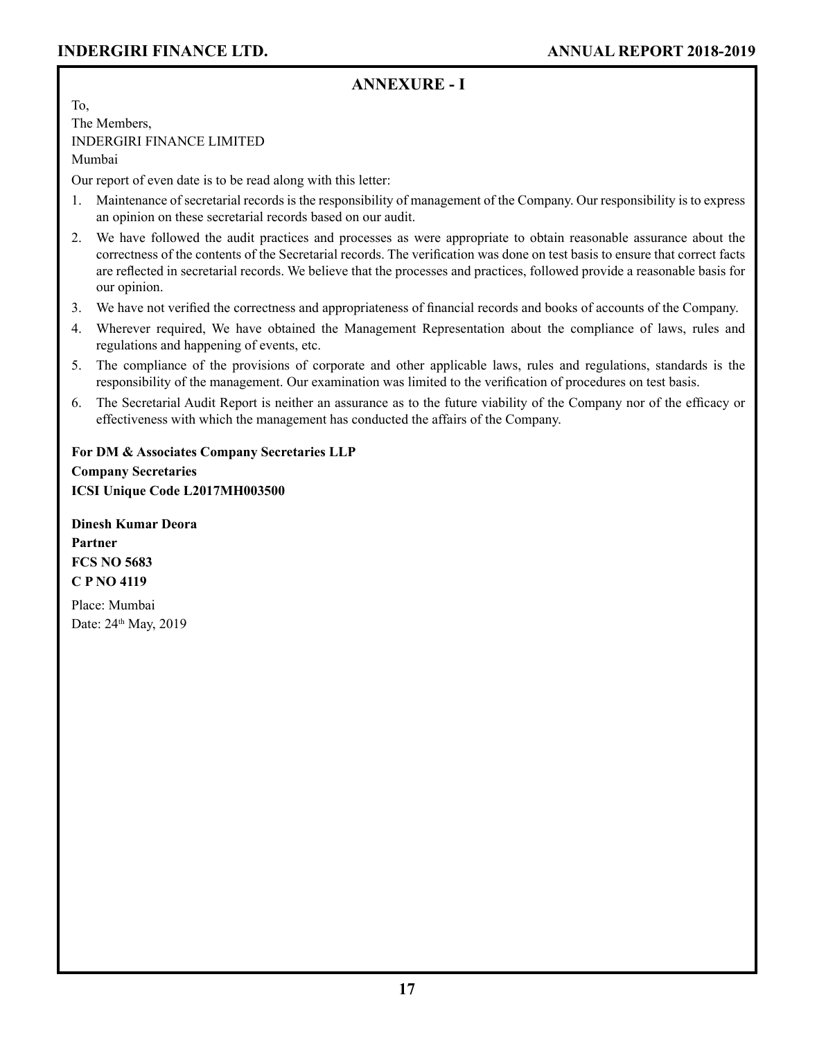## ANNEXURE - I

To,

The Members,

INDERGIRI FINANCE LIMITED

Mumbai

Our report of even date is to be read along with this letter:

1. Maintenance of secretarial records is the responsibility of management of the Company. Our responsibility is to express an opinion on these secretarial records based on our audit.
2. We have followed the audit practices and processes as were appropriate to obtain reasonable assurance about the correctness of the contents of the Secretarial records. The verification was done on test basis to ensure that correct facts are reflected in secretarial records. We believe that the processes and practices, followed provide a reasonable basis for our opinion.
3. We have not verified the correctness and appropriateness of financial records and books of accounts of the Company.
4. Wherever required, We have obtained the Management Representation about the compliance of laws, rules and regulations and happening of events, etc.
5. The compliance of the provisions of corporate and other applicable laws, rules and regulations, standards is the responsibility of the management. Our examination was limited to the verification of procedures on test basis.
6. The Secretarial Audit Report is neither an assurance as to the future viability of the Company nor of the efficacy or effectiveness with which the management has conducted the affairs of the Company.

**For DM & Associates Company Secretaries LLP**
**Company Secretaries**
**ICSI Unique Code L2017MH003500**

**Dinesh Kumar Deora**
**Partner**
**FCS NO 5683**
**C P NO 4119**

Place: Mumbai
Date: 24th May, 2019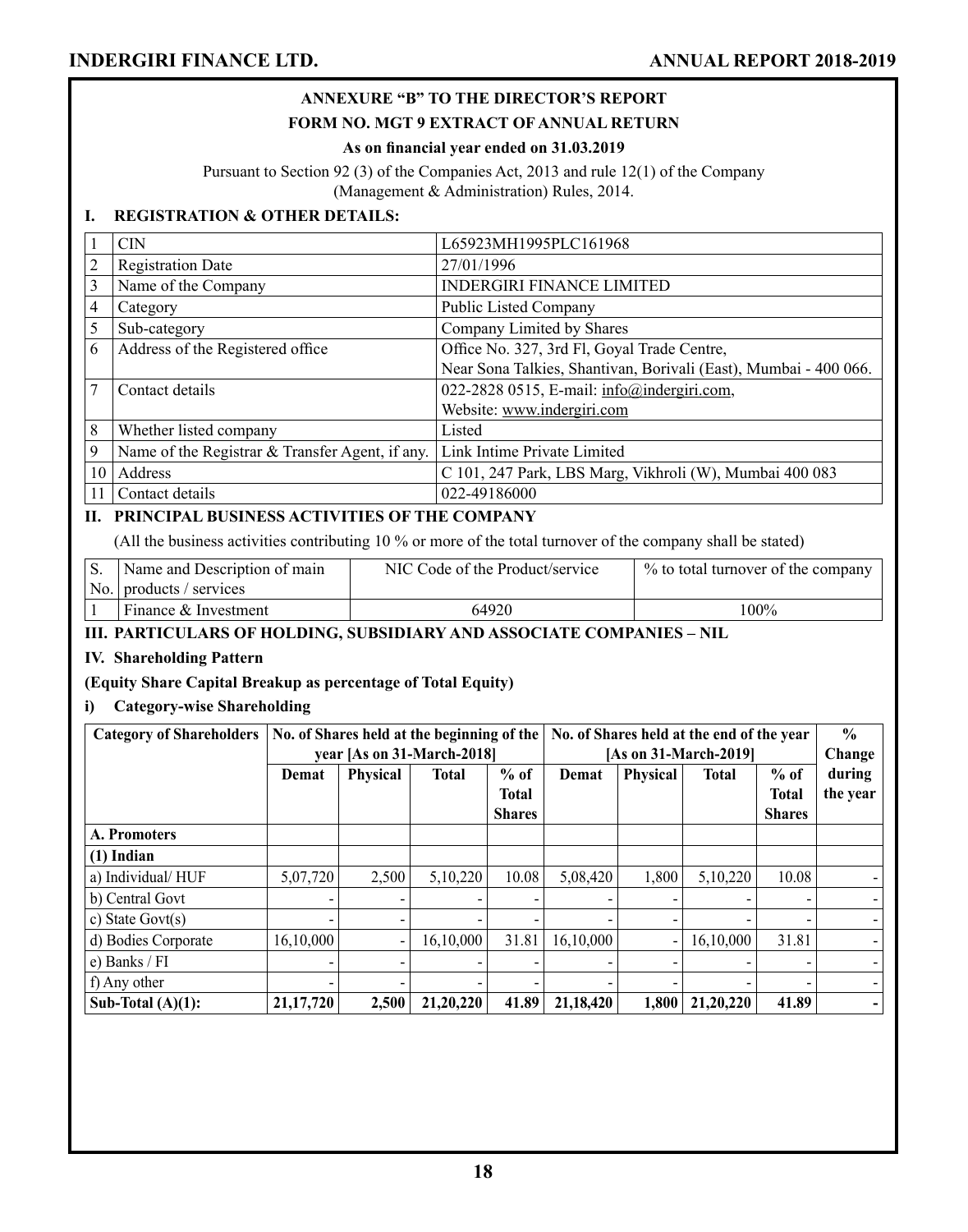## ANNEXURE "B" TO THE DIRECTOR'S REPORT

## FORM NO. MGT 9 EXTRACT OF ANNUAL RETURN

**As on financial year ended on 31.03.2019**

Pursuant to Section 92 (3) of the Companies Act, 2013 and rule 12(1) of the Company (Management & Administration) Rules, 2014.

### I. REGISTRATION & OTHER DETAILS:

| | | |
|---|---|---|
| 1 | CIN | L65923MH1995PLC161968 |
| 2 | Registration Date | 27/01/1996 |
| 3 | Name of the Company | INDERGIRI FINANCE LIMITED |
| 4 | Category | Public Listed Company |
| 5 | Sub-category | Company Limited by Shares |
| 6 | Address of the Registered office | Office No. 327, 3rd Fl, Goyal Trade Centre, Near Sona Talkies, Shantivan, Borivali (East), Mumbai - 400 066. |
| 7 | Contact details | 022-2828 0515, E-mail: info@indergiri.com, Website: www.indergiri.com |
| 8 | Whether listed company | Listed |
| 9 | Name of the Registrar & Transfer Agent, if any. | Link Intime Private Limited |
| 10 | Address | C 101, 247 Park, LBS Marg, Vikhroli (W), Mumbai 400 083 |
| 11 | Contact details | 022-49186000 |

### II. PRINCIPAL BUSINESS ACTIVITIES OF THE COMPANY

(All the business activities contributing 10 % or more of the total turnover of the company shall be stated)

| S. No. | Name and Description of main products / services | NIC Code of the Product/service | % to total turnover of the company |
|---|---|---|---|
| 1 | Finance & Investment | 64920 | 100% |

### III. PARTICULARS OF HOLDING, SUBSIDIARY AND ASSOCIATE COMPANIES – NIL

### IV. Shareholding Pattern

**(Equity Share Capital Breakup as percentage of Total Equity)**

**i) Category-wise Shareholding**

| Category of Shareholders | No. of Shares held at the beginning of the year [As on 31-March-2018] | | | | No. of Shares held at the end of the year [As on 31-March-2019] | | | | % Change during the year |
|---|---|---|---|---|---|---|---|---|---|
| | Demat | Physical | Total | % of Total Shares | Demat | Physical | Total | % of Total Shares | |
| **A. Promoters** | | | | | | | | | |
| **(1) Indian** | | | | | | | | | |
| a) Individual/ HUF | 5,07,720 | 2,500 | 5,10,220 | 10.08 | 5,08,420 | 1,800 | 5,10,220 | 10.08 | - |
| b) Central Govt | - | - | - | - | - | - | - | - | - |
| c) State Govt(s) | - | - | - | - | - | - | - | - | - |
| d) Bodies Corporate | 16,10,000 | - | 16,10,000 | 31.81 | 16,10,000 | - | 16,10,000 | 31.81 | - |
| e) Banks / FI | - | - | - | - | - | - | - | - | - |
| f) Any other | - | - | - | - | - | - | - | - | - |
| **Sub-Total (A)(1):** | **21,17,720** | **2,500** | **21,20,220** | **41.89** | **21,18,420** | **1,800** | **21,20,220** | **41.89** | **-** |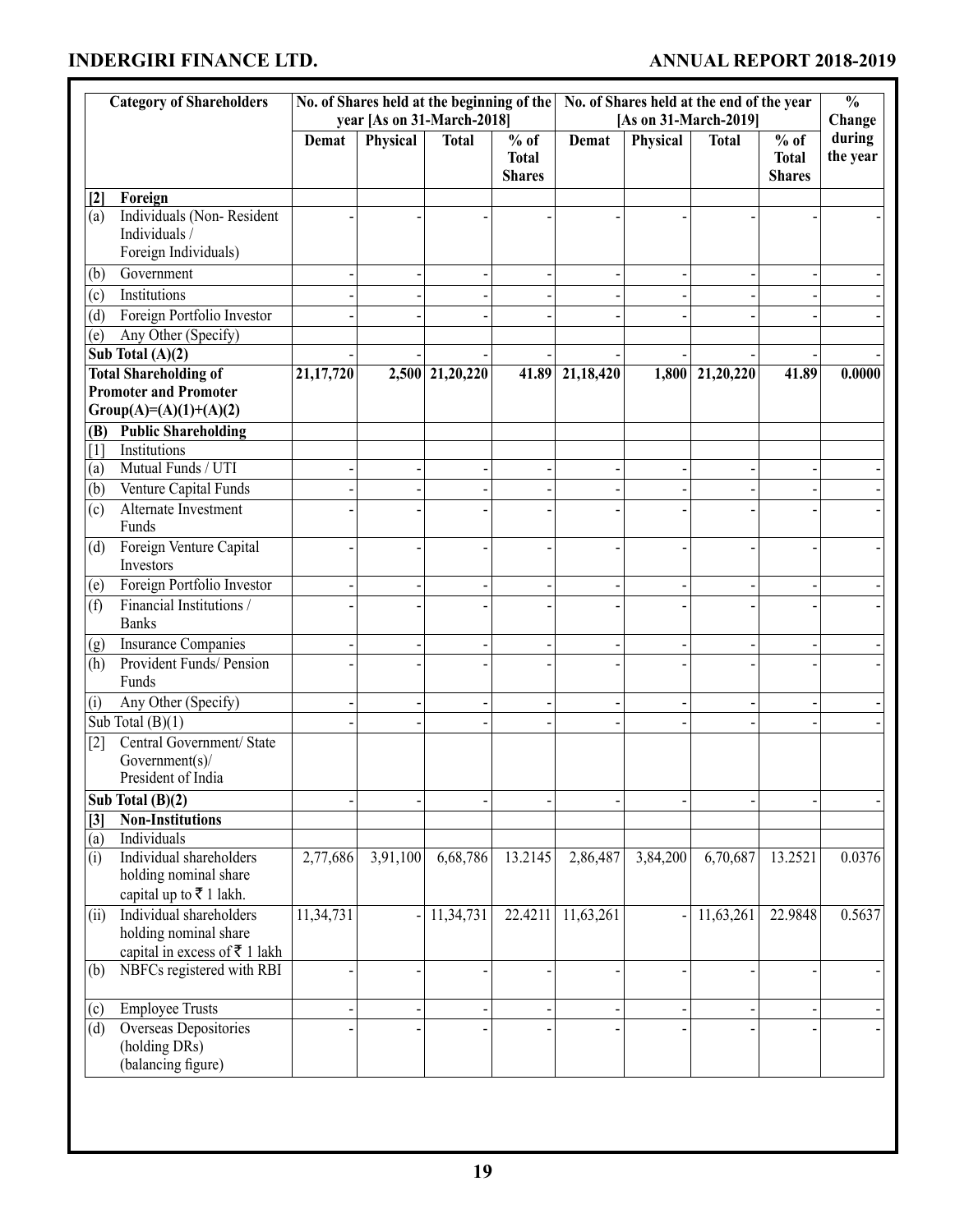| Category of Shareholders | No. of Shares held at the beginning of the year [As on 31-March-2018] | | | | No. of Shares held at the end of the year [As on 31-March-2019] | | | | % Change during the year |
|---|---|---|---|---|---|---|---|---|---|
| | Demat | Physical | Total | % of Total Shares | Demat | Physical | Total | % of Total Shares | |
| **[2] Foreign** | | | | | | | | | |
| (a) Individuals (Non- Resident Individuals / Foreign Individuals) | - | - | - | - | - | - | - | - | - |
| (b) Government | - | - | - | - | - | - | - | - | - |
| (c) Institutions | - | - | - | - | - | - | - | - | - |
| (d) Foreign Portfolio Investor | - | - | - | - | - | - | - | - | - |
| (e) Any Other (Specify) | | | | | | | | | |
| **Sub Total (A)(2)** | - | - | - | - | - | - | - | - | - |
| **Total Shareholding of Promoter and Promoter Group(A)=(A)(1)+(A)(2)** | **21,17,720** | **2,500** | **21,20,220** | **41.89** | **21,18,420** | **1,800** | **21,20,220** | **41.89** | **0.0000** |
| **(B) Public Shareholding** | | | | | | | | | |
| [1] Institutions | | | | | | | | | |
| (a) Mutual Funds / UTI | - | - | - | - | - | - | - | - | - |
| (b) Venture Capital Funds | - | - | - | - | - | - | - | - | - |
| (c) Alternate Investment Funds | - | - | - | - | - | - | - | - | - |
| (d) Foreign Venture Capital Investors | - | - | - | - | - | - | - | - | - |
| (e) Foreign Portfolio Investor | - | - | - | - | - | - | - | - | - |
| (f) Financial Institutions / Banks | - | - | - | - | - | - | - | - | - |
| (g) Insurance Companies | - | - | - | - | - | - | - | - | - |
| (h) Provident Funds/ Pension Funds | - | - | - | - | - | - | - | - | - |
| (i) Any Other (Specify) | - | - | - | - | - | - | - | - | - |
| Sub Total (B)(1) | - | - | - | - | - | - | - | - | - |
| [2] Central Government/ State Government(s)/ President of India | | | | | | | | | |
| **Sub Total (B)(2)** | - | - | - | - | - | - | - | - | - |
| **[3] Non-Institutions** | | | | | | | | | |
| (a) Individuals | | | | | | | | | |
| (i) Individual shareholders holding nominal share capital up to ₹ 1 lakh. | 2,77,686 | 3,91,100 | 6,68,786 | 13.2145 | 2,86,487 | 3,84,200 | 6,70,687 | 13.2521 | 0.0376 |
| (ii) Individual shareholders holding nominal share capital in excess of ₹ 1 lakh | 11,34,731 | - | 11,34,731 | 22.4211 | 11,63,261 | - | 11,63,261 | 22.9848 | 0.5637 |
| (b) NBFCs registered with RBI | - | - | - | - | - | - | - | - | - |
| (c) Employee Trusts | - | - | - | - | - | - | - | - | - |
| (d) Overseas Depositories (holding DRs) (balancing figure) | - | - | - | - | - | - | - | - | - |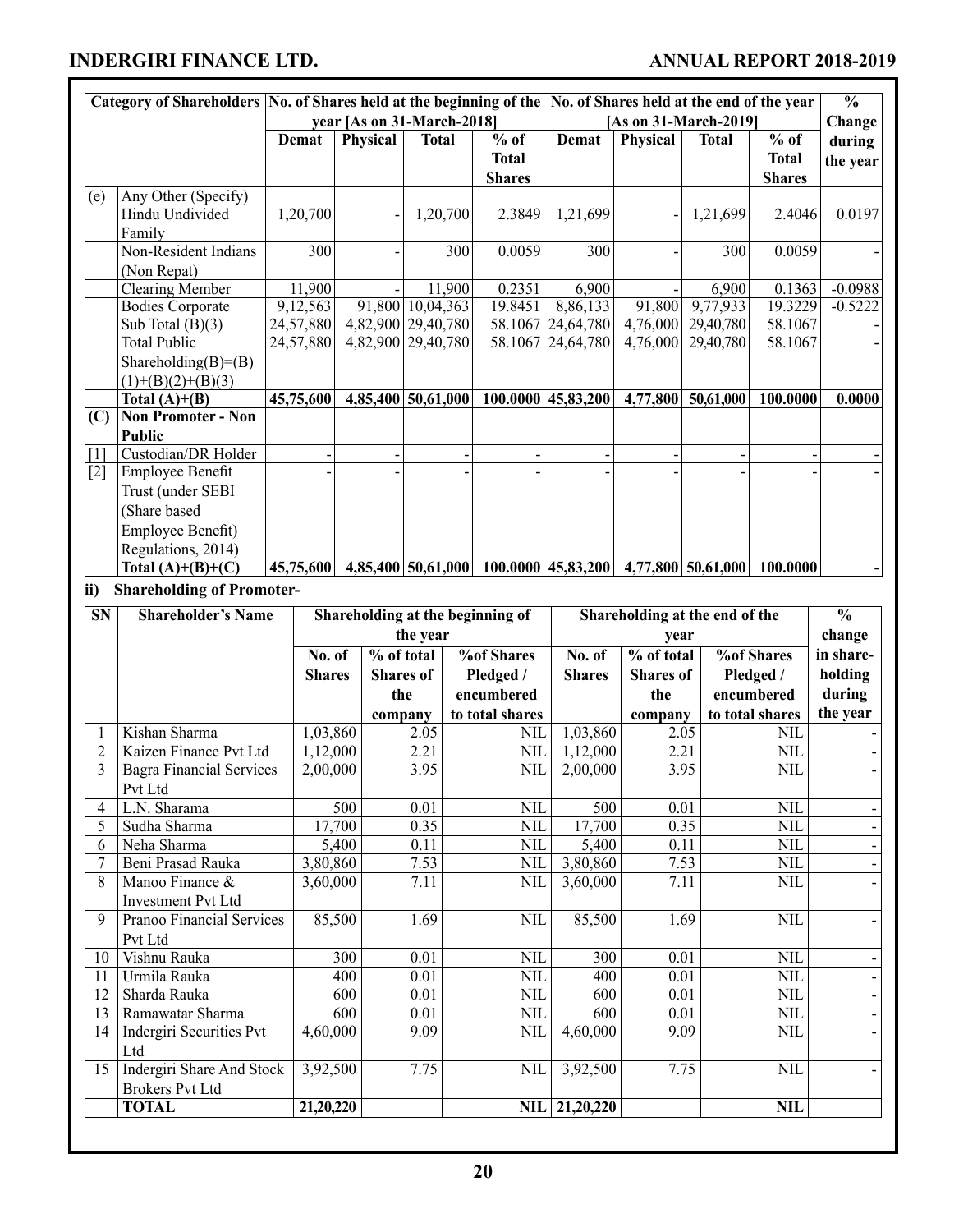| | Category of Shareholders | No. of Shares held at the beginning of the year [As on 31-March-2018] | | | | No. of Shares held at the end of the year [As on 31-March-2019] | | | | % Change during the year |
|---|---|---|---|---|---|---|---|---|---|---|
| | | Demat | Physical | Total | % of Total Shares | Demat | Physical | Total | % of Total Shares | |
| (e) | Any Other (Specify) | | | | | | | | | |
| | Hindu Undivided Family | 1,20,700 | - | 1,20,700 | 2.3849 | 1,21,699 | - | 1,21,699 | 2.4046 | 0.0197 |
| | Non-Resident Indians (Non Repat) | 300 | - | 300 | 0.0059 | 300 | - | 300 | 0.0059 | - |
| | Clearing Member | 11,900 | - | 11,900 | 0.2351 | 6,900 | - | 6,900 | 0.1363 | -0.0988 |
| | Bodies Corporate | 9,12,563 | 91,800 | 10,04,363 | 19.8451 | 8,86,133 | 91,800 | 9,77,933 | 19.3229 | -0.5222 |
| | Sub Total (B)(3) | 24,57,880 | 4,82,900 | 29,40,780 | 58.1067 | 24,64,780 | 4,76,000 | 29,40,780 | 58.1067 | - |
| | Total Public Shareholding(B)=(B)(1)+(B)(2)+(B)(3) | 24,57,880 | 4,82,900 | 29,40,780 | 58.1067 | 24,64,780 | 4,76,000 | 29,40,780 | 58.1067 | - |
| | **Total (A)+(B)** | **45,75,600** | **4,85,400** | **50,61,000** | **100.0000** | **45,83,200** | **4,77,800** | **50,61,000** | **100.0000** | **0.0000** |
| **(C)** | **Non Promoter - Non Public** | | | | | | | | | |
| [1] | Custodian/DR Holder | - | - | - | - | - | - | - | - | - |
| [2] | Employee Benefit Trust (under SEBI (Share based Employee Benefit) Regulations, 2014) | - | - | - | - | - | - | - | - | - |
| | **Total (A)+(B)+(C)** | **45,75,600** | **4,85,400** | **50,61,000** | **100.0000** | **45,83,200** | **4,77,800** | **50,61,000** | **100.0000** | - |

## ii) Shareholding of Promoter-

| SN | Shareholder's Name | Shareholding at the beginning of the year | | | Shareholding at the end of the year | | | % change in shareholding during the year |
|---|---|---|---|---|---|---|---|---|
| | | No. of Shares | % of total Shares of the company | %of Shares Pledged / encumbered to total shares | No. of Shares | % of total Shares of the company | %of Shares Pledged / encumbered to total shares | |
| 1 | Kishan Sharma | 1,03,860 | 2.05 | NIL | 1,03,860 | 2.05 | NIL | - |
| 2 | Kaizen Finance Pvt Ltd | 1,12,000 | 2.21 | NIL | 1,12,000 | 2.21 | NIL | - |
| 3 | Bagra Financial Services Pvt Ltd | 2,00,000 | 3.95 | NIL | 2,00,000 | 3.95 | NIL | - |
| 4 | L.N. Sharama | 500 | 0.01 | NIL | 500 | 0.01 | NIL | - |
| 5 | Sudha Sharma | 17,700 | 0.35 | NIL | 17,700 | 0.35 | NIL | - |
| 6 | Neha Sharma | 5,400 | 0.11 | NIL | 5,400 | 0.11 | NIL | - |
| 7 | Beni Prasad Rauka | 3,80,860 | 7.53 | NIL | 3,80,860 | 7.53 | NIL | - |
| 8 | Manoo Finance & Investment Pvt Ltd | 3,60,000 | 7.11 | NIL | 3,60,000 | 7.11 | NIL | - |
| 9 | Pranoo Financial Services Pvt Ltd | 85,500 | 1.69 | NIL | 85,500 | 1.69 | NIL | - |
| 10 | Vishnu Rauka | 300 | 0.01 | NIL | 300 | 0.01 | NIL | - |
| 11 | Urmila Rauka | 400 | 0.01 | NIL | 400 | 0.01 | NIL | - |
| 12 | Sharda Rauka | 600 | 0.01 | NIL | 600 | 0.01 | NIL | - |
| 13 | Ramawatar Sharma | 600 | 0.01 | NIL | 600 | 0.01 | NIL | - |
| 14 | Indergiri Securities Pvt Ltd | 4,60,000 | 9.09 | NIL | 4,60,000 | 9.09 | NIL | - |
| 15 | Indergiri Share And Stock Brokers Pvt Ltd | 3,92,500 | 7.75 | NIL | 3,92,500 | 7.75 | NIL | - |
| | **TOTAL** | **21,20,220** | | **NIL** | **21,20,220** | | **NIL** | |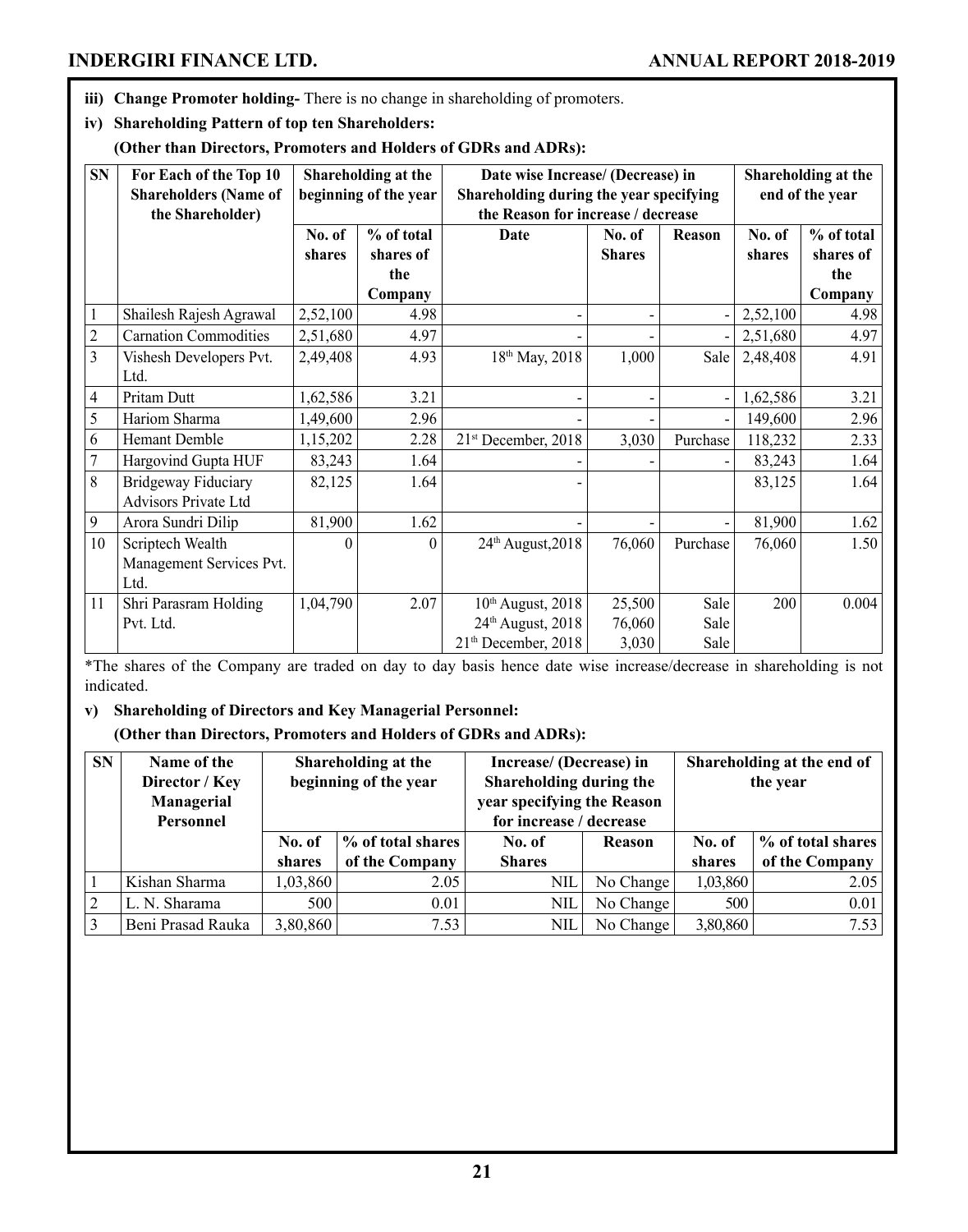**iii) Change Promoter holding-** There is no change in shareholding of promoters.

**iv) Shareholding Pattern of top ten Shareholders:**

**(Other than Directors, Promoters and Holders of GDRs and ADRs):**

| SN | For Each of the Top 10 Shareholders (Name of the Shareholder) | Shareholding at the beginning of the year | | Date wise Increase/ (Decrease) in Shareholding during the year specifying the Reason for increase / decrease | | | Shareholding at the end of the year | |
|---|---|---|---|---|---|---|---|---|
| | | No. of shares | % of total shares of the Company | Date | No. of Shares | Reason | No. of shares | % of total shares of the Company |
| 1 | Shailesh Rajesh Agrawal | 2,52,100 | 4.98 | - | - | - | 2,52,100 | 4.98 |
| 2 | Carnation Commodities | 2,51,680 | 4.97 | - | - | - | 2,51,680 | 4.97 |
| 3 | Vishesh Developers Pvt. Ltd. | 2,49,408 | 4.93 | 18th May, 2018 | 1,000 | Sale | 2,48,408 | 4.91 |
| 4 | Pritam Dutt | 1,62,586 | 3.21 | - | - | - | 1,62,586 | 3.21 |
| 5 | Hariom Sharma | 1,49,600 | 2.96 | - | - | - | 149,600 | 2.96 |
| 6 | Hemant Demble | 1,15,202 | 2.28 | 21st December, 2018 | 3,030 | Purchase | 118,232 | 2.33 |
| 7 | Hargovind Gupta HUF | 83,243 | 1.64 | - | - | - | 83,243 | 1.64 |
| 8 | Bridgeway Fiduciary Advisors Private Ltd | 82,125 | 1.64 | - | | | 83,125 | 1.64 |
| 9 | Arora Sundri Dilip | 81,900 | 1.62 | - | - | - | 81,900 | 1.62 |
| 10 | Scriptech Wealth Management Services Pvt. Ltd. | 0 | 0 | 24th August,2018 | 76,060 | Purchase | 76,060 | 1.50 |
| 11 | Shri Parasram Holding Pvt. Ltd. | 1,04,790 | 2.07 | 10th August, 2018<br>24th August, 2018<br>21th December, 2018 | 25,500<br>76,060<br>3,030 | Sale<br>Sale<br>Sale | 200 | 0.004 |

*The shares of the Company are traded on day to day basis hence date wise increase/decrease in shareholding is not indicated.

**v) Shareholding of Directors and Key Managerial Personnel:**

**(Other than Directors, Promoters and Holders of GDRs and ADRs):**

| SN | Name of the Director / Key Managerial Personnel | Shareholding at the beginning of the year | | Increase/ (Decrease) in Shareholding during the year specifying the Reason for increase / decrease | | Shareholding at the end of the year | |
|---|---|---|---|---|---|---|---|
| | | No. of shares | % of total shares of the Company | No. of Shares | Reason | No. of shares | % of total shares of the Company |
| 1 | Kishan Sharma | 1,03,860 | 2.05 | NIL | No Change | 1,03,860 | 2.05 |
| 2 | L. N. Sharama | 500 | 0.01 | NIL | No Change | 500 | 0.01 |
| 3 | Beni Prasad Rauka | 3,80,860 | 7.53 | NIL | No Change | 3,80,860 | 7.53 |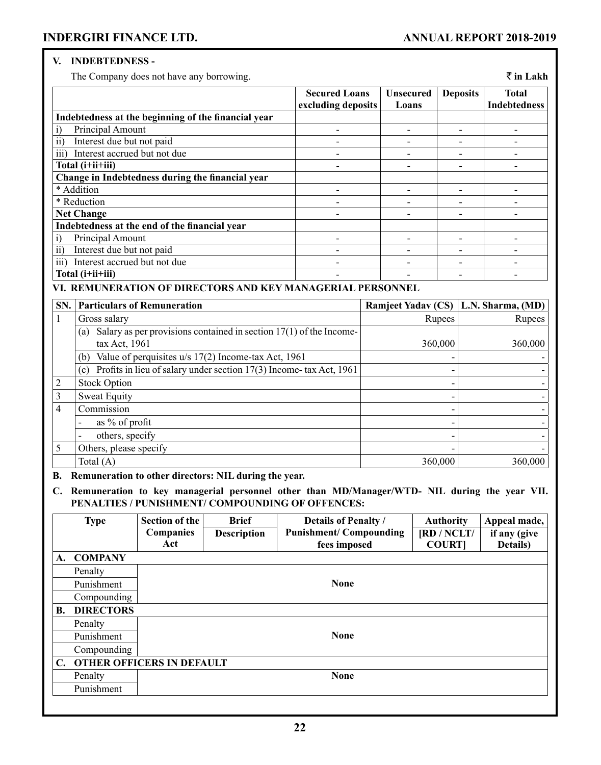## V. INDEBTEDNESS -

The Company does not have any borrowing. ₹ in Lakh

| | Secured Loans excluding deposits | Unsecured Loans | Deposits | Total Indebtedness |
|---|---|---|---|---|
| **Indebtedness at the beginning of the financial year** | | | | |
| i) Principal Amount | - | - | - | - |
| ii) Interest due but not paid | - | - | - | - |
| iii) Interest accrued but not due | - | - | - | - |
| **Total (i+ii+iii)** | - | - | - | - |
| **Change in Indebtedness during the financial year** | | | | |
| * Addition | - | - | - | - |
| * Reduction | - | - | - | - |
| **Net Change** | - | - | - | - |
| **Indebtedness at the end of the financial year** | | | | |
| i) Principal Amount | - | - | - | - |
| ii) Interest due but not paid | - | - | - | - |
| iii) Interest accrued but not due | - | - | - | - |
| **Total (i+ii+iii)** | - | - | - | - |

## VI. REMUNERATION OF DIRECTORS AND KEY MANAGERIAL PERSONNEL

| SN. | Particulars of Remuneration | Ramjeet Yadav (CS) | L.N. Sharma, (MD) |
|---|---|---|---|
| 1 | Gross salary | Rupees | Rupees |
| | (a) Salary as per provisions contained in section 17(1) of the Income-tax Act, 1961 | 360,000 | 360,000 |
| | (b) Value of perquisites u/s 17(2) Income-tax Act, 1961 | - | - |
| | (c) Profits in lieu of salary under section 17(3) Income- tax Act, 1961 | - | - |
| 2 | Stock Option | - | - |
| 3 | Sweat Equity | - | - |
| 4 | Commission | - | - |
| | - as % of profit | - | - |
| | - others, specify | - | - |
| 5 | Others, please specify | - | - |
| | Total (A) | 360,000 | 360,000 |

**B. Remuneration to other directors: NIL during the year.**

**C. Remuneration to key managerial personnel other than MD/Manager/WTD- NIL during the year VII. PENALTIES / PUNISHMENT/ COMPOUNDING OF OFFENCES:**

| Type | Section of the Companies Act | Brief Description | Details of Penalty / Punishment/ Compounding fees imposed | Authority [RD / NCLT/ COURT] | Appeal made, if any (give Details) |
|---|---|---|---|---|---|
| **A. COMPANY** | | | | | |
| Penalty | | | | | |
| Punishment | | | None | | |
| Compounding | | | | | |
| **B. DIRECTORS** | | | | | |
| Penalty | | | | | |
| Punishment | | | None | | |
| Compounding | | | | | |
| **C. OTHER OFFICERS IN DEFAULT** | | | | | |
| Penalty | | | None | | |
| Punishment | | | | | |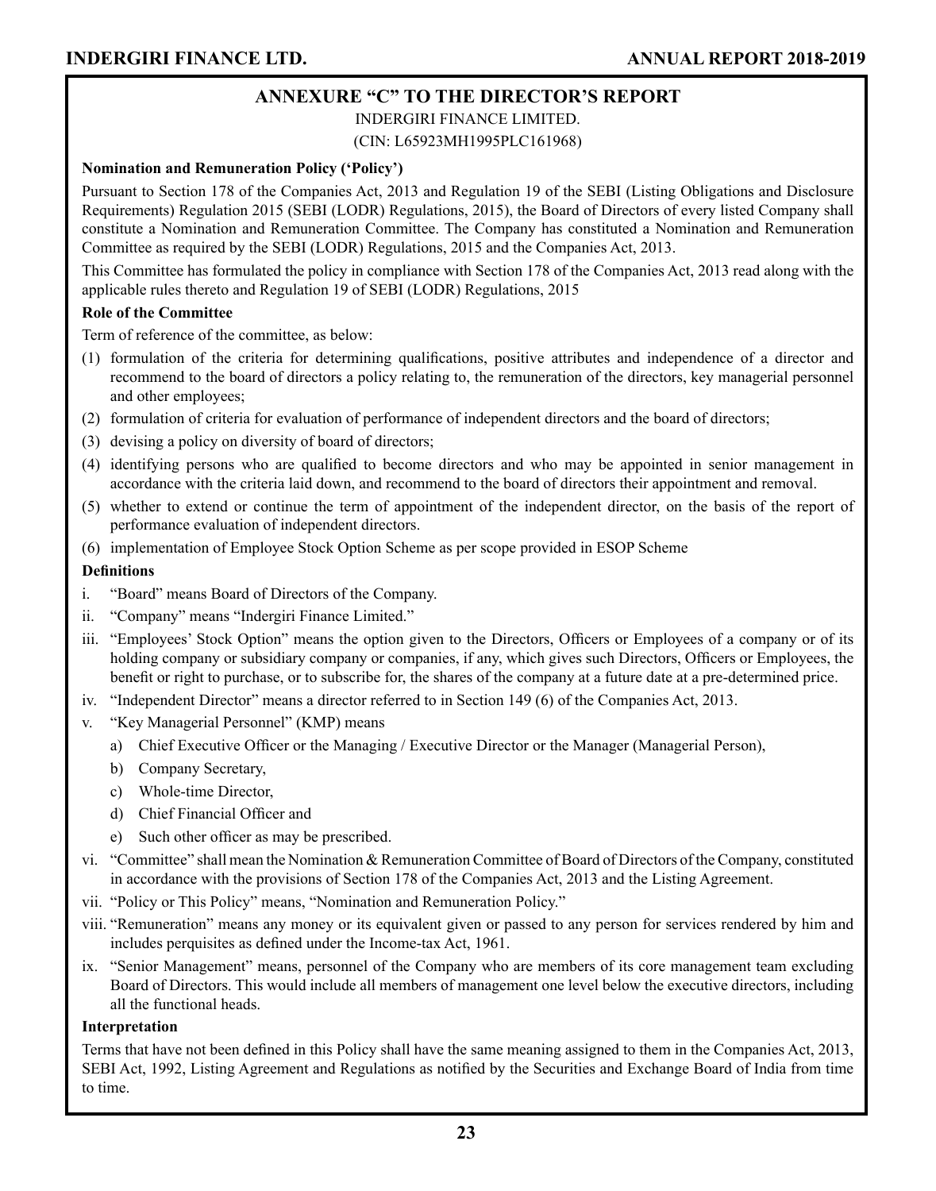## ANNEXURE "C" TO THE DIRECTOR'S REPORT

INDERGIRI FINANCE LIMITED.

(CIN: L65923MH1995PLC161968)

**Nomination and Remuneration Policy ('Policy')**

Pursuant to Section 178 of the Companies Act, 2013 and Regulation 19 of the SEBI (Listing Obligations and Disclosure Requirements) Regulation 2015 (SEBI (LODR) Regulations, 2015), the Board of Directors of every listed Company shall constitute a Nomination and Remuneration Committee. The Company has constituted a Nomination and Remuneration Committee as required by the SEBI (LODR) Regulations, 2015 and the Companies Act, 2013.

This Committee has formulated the policy in compliance with Section 178 of the Companies Act, 2013 read along with the applicable rules thereto and Regulation 19 of SEBI (LODR) Regulations, 2015

**Role of the Committee**

Term of reference of the committee, as below:

(1) formulation of the criteria for determining qualifications, positive attributes and independence of a director and recommend to the board of directors a policy relating to, the remuneration of the directors, key managerial personnel and other employees;

(2) formulation of criteria for evaluation of performance of independent directors and the board of directors;

(3) devising a policy on diversity of board of directors;

(4) identifying persons who are qualified to become directors and who may be appointed in senior management in accordance with the criteria laid down, and recommend to the board of directors their appointment and removal.

(5) whether to extend or continue the term of appointment of the independent director, on the basis of the report of performance evaluation of independent directors.

(6) implementation of Employee Stock Option Scheme as per scope provided in ESOP Scheme

**Definitions**

i. "Board" means Board of Directors of the Company.

ii. "Company" means "Indergiri Finance Limited."

iii. "Employees' Stock Option" means the option given to the Directors, Officers or Employees of a company or of its holding company or subsidiary company or companies, if any, which gives such Directors, Officers or Employees, the benefit or right to purchase, or to subscribe for, the shares of the company at a future date at a pre-determined price.

iv. "Independent Director" means a director referred to in Section 149 (6) of the Companies Act, 2013.

v. "Key Managerial Personnel" (KMP) means

   a) Chief Executive Officer or the Managing / Executive Director or the Manager (Managerial Person),

   b) Company Secretary,

   c) Whole-time Director,

   d) Chief Financial Officer and

   e) Such other officer as may be prescribed.

vi. "Committee" shall mean the Nomination & Remuneration Committee of Board of Directors of the Company, constituted in accordance with the provisions of Section 178 of the Companies Act, 2013 and the Listing Agreement.

vii. "Policy or This Policy" means, "Nomination and Remuneration Policy."

viii. "Remuneration" means any money or its equivalent given or passed to any person for services rendered by him and includes perquisites as defined under the Income-tax Act, 1961.

ix. "Senior Management" means, personnel of the Company who are members of its core management team excluding Board of Directors. This would include all members of management one level below the executive directors, including all the functional heads.

**Interpretation**

Terms that have not been defined in this Policy shall have the same meaning assigned to them in the Companies Act, 2013, SEBI Act, 1992, Listing Agreement and Regulations as notified by the Securities and Exchange Board of India from time to time.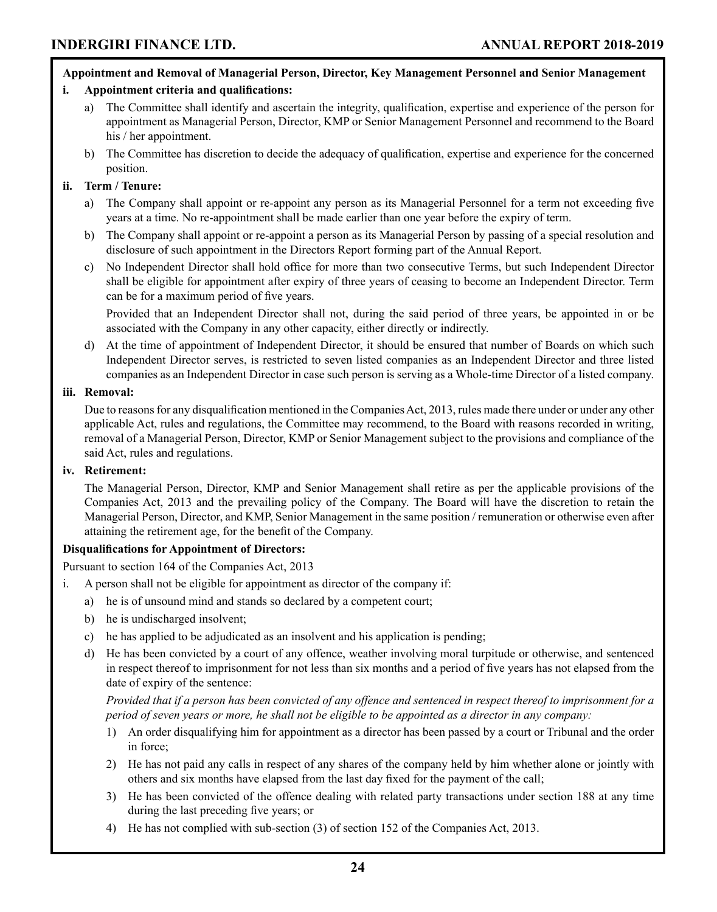**Appointment and Removal of Managerial Person, Director, Key Management Personnel and Senior Management**

**i. Appointment criteria and qualifications:**

a) The Committee shall identify and ascertain the integrity, qualification, expertise and experience of the person for appointment as Managerial Person, Director, KMP or Senior Management Personnel and recommend to the Board his / her appointment.

b) The Committee has discretion to decide the adequacy of qualification, expertise and experience for the concerned position.

**ii. Term / Tenure:**

a) The Company shall appoint or re-appoint any person as its Managerial Personnel for a term not exceeding five years at a time. No re-appointment shall be made earlier than one year before the expiry of term.

b) The Company shall appoint or re-appoint a person as its Managerial Person by passing of a special resolution and disclosure of such appointment in the Directors Report forming part of the Annual Report.

c) No Independent Director shall hold office for more than two consecutive Terms, but such Independent Director shall be eligible for appointment after expiry of three years of ceasing to become an Independent Director. Term can be for a maximum period of five years.

Provided that an Independent Director shall not, during the said period of three years, be appointed in or be associated with the Company in any other capacity, either directly or indirectly.

d) At the time of appointment of Independent Director, it should be ensured that number of Boards on which such Independent Director serves, is restricted to seven listed companies as an Independent Director and three listed companies as an Independent Director in case such person is serving as a Whole-time Director of a listed company.

**iii. Removal:**

Due to reasons for any disqualification mentioned in the Companies Act, 2013, rules made there under or under any other applicable Act, rules and regulations, the Committee may recommend, to the Board with reasons recorded in writing, removal of a Managerial Person, Director, KMP or Senior Management subject to the provisions and compliance of the said Act, rules and regulations.

**iv. Retirement:**

The Managerial Person, Director, KMP and Senior Management shall retire as per the applicable provisions of the Companies Act, 2013 and the prevailing policy of the Company. The Board will have the discretion to retain the Managerial Person, Director, and KMP, Senior Management in the same position / remuneration or otherwise even after attaining the retirement age, for the benefit of the Company.

**Disqualifications for Appointment of Directors:**

Pursuant to section 164 of the Companies Act, 2013

i. A person shall not be eligible for appointment as director of the company if:

a) he is of unsound mind and stands so declared by a competent court;

b) he is undischarged insolvent;

c) he has applied to be adjudicated as an insolvent and his application is pending;

d) He has been convicted by a court of any offence, weather involving moral turpitude or otherwise, and sentenced in respect thereof to imprisonment for not less than six months and a period of five years has not elapsed from the date of expiry of the sentence:

*Provided that if a person has been convicted of any offence and sentenced in respect thereof to imprisonment for a period of seven years or more, he shall not be eligible to be appointed as a director in any company:*

1) An order disqualifying him for appointment as a director has been passed by a court or Tribunal and the order in force;

2) He has not paid any calls in respect of any shares of the company held by him whether alone or jointly with others and six months have elapsed from the last day fixed for the payment of the call;

3) He has been convicted of the offence dealing with related party transactions under section 188 at any time during the last preceding five years; or

4) He has not complied with sub-section (3) of section 152 of the Companies Act, 2013.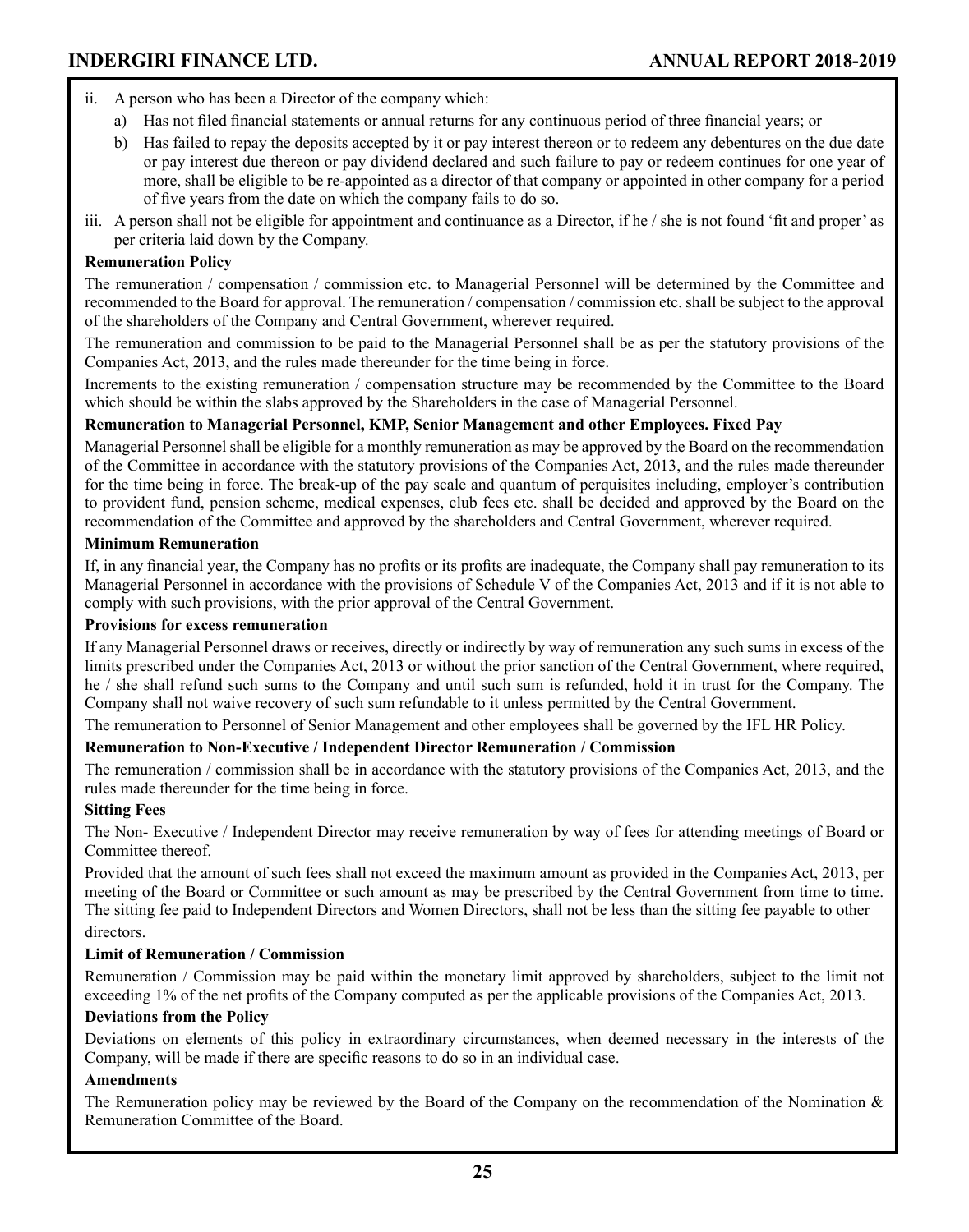ii. A person who has been a Director of the company which:

   a) Has not filed financial statements or annual returns for any continuous period of three financial years; or

   b) Has failed to repay the deposits accepted by it or pay interest thereon or to redeem any debentures on the due date or pay interest due thereon or pay dividend declared and such failure to pay or redeem continues for one year of more, shall be eligible to be re-appointed as a director of that company or appointed in other company for a period of five years from the date on which the company fails to do so.

iii. A person shall not be eligible for appointment and continuance as a Director, if he / she is not found 'fit and proper' as per criteria laid down by the Company.

**Remuneration Policy**

The remuneration / compensation / commission etc. to Managerial Personnel will be determined by the Committee and recommended to the Board for approval. The remuneration / compensation / commission etc. shall be subject to the approval of the shareholders of the Company and Central Government, wherever required.

The remuneration and commission to be paid to the Managerial Personnel shall be as per the statutory provisions of the Companies Act, 2013, and the rules made thereunder for the time being in force.

Increments to the existing remuneration / compensation structure may be recommended by the Committee to the Board which should be within the slabs approved by the Shareholders in the case of Managerial Personnel.

**Remuneration to Managerial Personnel, KMP, Senior Management and other Employees. Fixed Pay**

Managerial Personnel shall be eligible for a monthly remuneration as may be approved by the Board on the recommendation of the Committee in accordance with the statutory provisions of the Companies Act, 2013, and the rules made thereunder for the time being in force. The break-up of the pay scale and quantum of perquisites including, employer's contribution to provident fund, pension scheme, medical expenses, club fees etc. shall be decided and approved by the Board on the recommendation of the Committee and approved by the shareholders and Central Government, wherever required.

**Minimum Remuneration**

If, in any financial year, the Company has no profits or its profits are inadequate, the Company shall pay remuneration to its Managerial Personnel in accordance with the provisions of Schedule V of the Companies Act, 2013 and if it is not able to comply with such provisions, with the prior approval of the Central Government.

**Provisions for excess remuneration**

If any Managerial Personnel draws or receives, directly or indirectly by way of remuneration any such sums in excess of the limits prescribed under the Companies Act, 2013 or without the prior sanction of the Central Government, where required, he / she shall refund such sums to the Company and until such sum is refunded, hold it in trust for the Company. The Company shall not waive recovery of such sum refundable to it unless permitted by the Central Government.

The remuneration to Personnel of Senior Management and other employees shall be governed by the IFL HR Policy.

**Remuneration to Non-Executive / Independent Director Remuneration / Commission**

The remuneration / commission shall be in accordance with the statutory provisions of the Companies Act, 2013, and the rules made thereunder for the time being in force.

**Sitting Fees**

The Non- Executive / Independent Director may receive remuneration by way of fees for attending meetings of Board or Committee thereof.

Provided that the amount of such fees shall not exceed the maximum amount as provided in the Companies Act, 2013, per meeting of the Board or Committee or such amount as may be prescribed by the Central Government from time to time. The sitting fee paid to Independent Directors and Women Directors, shall not be less than the sitting fee payable to other directors.

**Limit of Remuneration / Commission**

Remuneration / Commission may be paid within the monetary limit approved by shareholders, subject to the limit not exceeding 1% of the net profits of the Company computed as per the applicable provisions of the Companies Act, 2013.

**Deviations from the Policy**

Deviations on elements of this policy in extraordinary circumstances, when deemed necessary in the interests of the Company, will be made if there are specific reasons to do so in an individual case.

**Amendments**

The Remuneration policy may be reviewed by the Board of the Company on the recommendation of the Nomination & Remuneration Committee of the Board.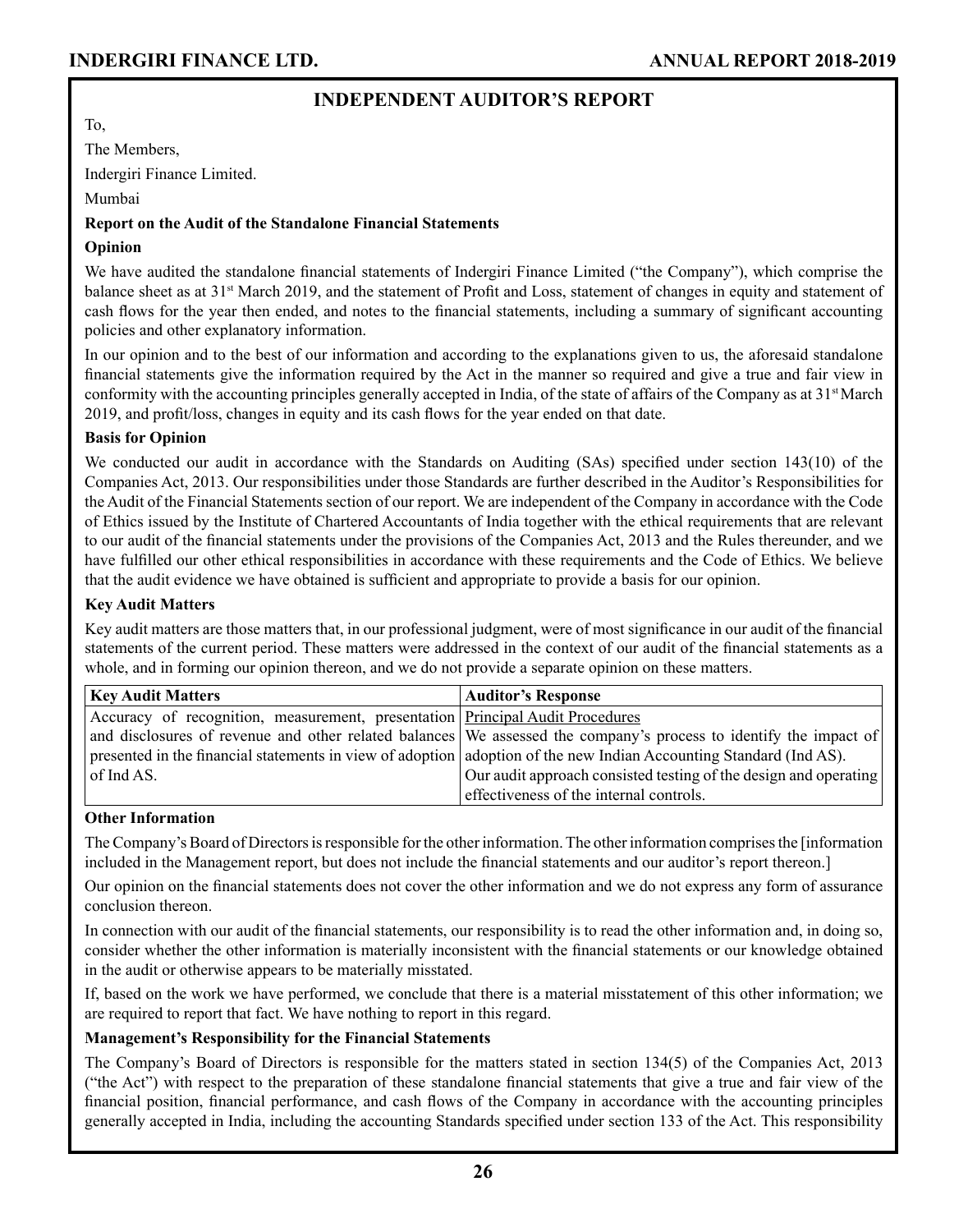## INDEPENDENT AUDITOR'S REPORT

To,

The Members,

Indergiri Finance Limited.

Mumbai

**Report on the Audit of the Standalone Financial Statements**

**Opinion**

We have audited the standalone financial statements of Indergiri Finance Limited ("the Company"), which comprise the balance sheet as at 31st March 2019, and the statement of Profit and Loss, statement of changes in equity and statement of cash flows for the year then ended, and notes to the financial statements, including a summary of significant accounting policies and other explanatory information.

In our opinion and to the best of our information and according to the explanations given to us, the aforesaid standalone financial statements give the information required by the Act in the manner so required and give a true and fair view in conformity with the accounting principles generally accepted in India, of the state of affairs of the Company as at 31st March 2019, and profit/loss, changes in equity and its cash flows for the year ended on that date.

**Basis for Opinion**

We conducted our audit in accordance with the Standards on Auditing (SAs) specified under section 143(10) of the Companies Act, 2013. Our responsibilities under those Standards are further described in the Auditor's Responsibilities for the Audit of the Financial Statements section of our report. We are independent of the Company in accordance with the Code of Ethics issued by the Institute of Chartered Accountants of India together with the ethical requirements that are relevant to our audit of the financial statements under the provisions of the Companies Act, 2013 and the Rules thereunder, and we have fulfilled our other ethical responsibilities in accordance with these requirements and the Code of Ethics. We believe that the audit evidence we have obtained is sufficient and appropriate to provide a basis for our opinion.

**Key Audit Matters**

Key audit matters are those matters that, in our professional judgment, were of most significance in our audit of the financial statements of the current period. These matters were addressed in the context of our audit of the financial statements as a whole, and in forming our opinion thereon, and we do not provide a separate opinion on these matters.

| Key Audit Matters | Auditor's Response |
|---|---|
| Accuracy of recognition, measurement, presentation and disclosures of revenue and other related balances presented in the financial statements in view of adoption of Ind AS. | Principal Audit Procedures<br>We assessed the company's process to identify the impact of adoption of the new Indian Accounting Standard (Ind AS).<br>Our audit approach consisted testing of the design and operating effectiveness of the internal controls. |

**Other Information**

The Company's Board of Directors is responsible for the other information. The other information comprises the [information included in the Management report, but does not include the financial statements and our auditor's report thereon.]

Our opinion on the financial statements does not cover the other information and we do not express any form of assurance conclusion thereon.

In connection with our audit of the financial statements, our responsibility is to read the other information and, in doing so, consider whether the other information is materially inconsistent with the financial statements or our knowledge obtained in the audit or otherwise appears to be materially misstated.

If, based on the work we have performed, we conclude that there is a material misstatement of this other information; we are required to report that fact. We have nothing to report in this regard.

**Management's Responsibility for the Financial Statements**

The Company's Board of Directors is responsible for the matters stated in section 134(5) of the Companies Act, 2013 ("the Act") with respect to the preparation of these standalone financial statements that give a true and fair view of the financial position, financial performance, and cash flows of the Company in accordance with the accounting principles generally accepted in India, including the accounting Standards specified under section 133 of the Act. This responsibility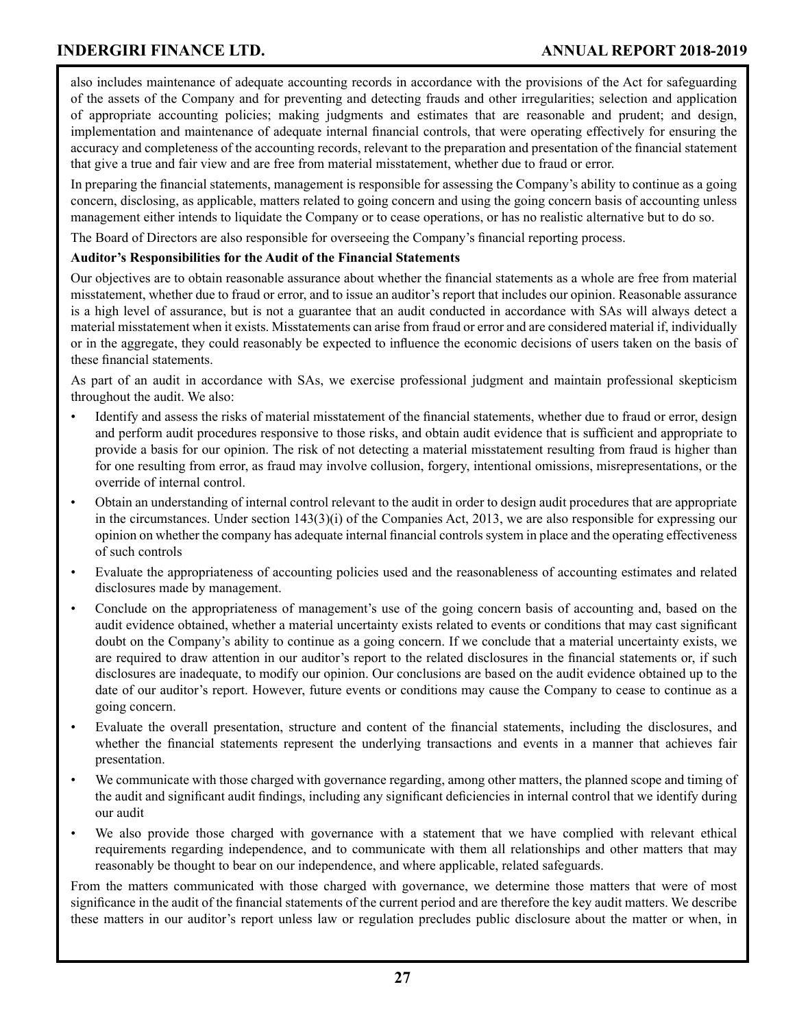also includes maintenance of adequate accounting records in accordance with the provisions of the Act for safeguarding of the assets of the Company and for preventing and detecting frauds and other irregularities; selection and application of appropriate accounting policies; making judgments and estimates that are reasonable and prudent; and design, implementation and maintenance of adequate internal financial controls, that were operating effectively for ensuring the accuracy and completeness of the accounting records, relevant to the preparation and presentation of the financial statement that give a true and fair view and are free from material misstatement, whether due to fraud or error.

In preparing the financial statements, management is responsible for assessing the Company's ability to continue as a going concern, disclosing, as applicable, matters related to going concern and using the going concern basis of accounting unless management either intends to liquidate the Company or to cease operations, or has no realistic alternative but to do so.

The Board of Directors are also responsible for overseeing the Company's financial reporting process.

**Auditor's Responsibilities for the Audit of the Financial Statements**

Our objectives are to obtain reasonable assurance about whether the financial statements as a whole are free from material misstatement, whether due to fraud or error, and to issue an auditor's report that includes our opinion. Reasonable assurance is a high level of assurance, but is not a guarantee that an audit conducted in accordance with SAs will always detect a material misstatement when it exists. Misstatements can arise from fraud or error and are considered material if, individually or in the aggregate, they could reasonably be expected to influence the economic decisions of users taken on the basis of these financial statements.

As part of an audit in accordance with SAs, we exercise professional judgment and maintain professional skepticism throughout the audit. We also:

- Identify and assess the risks of material misstatement of the financial statements, whether due to fraud or error, design and perform audit procedures responsive to those risks, and obtain audit evidence that is sufficient and appropriate to provide a basis for our opinion. The risk of not detecting a material misstatement resulting from fraud is higher than for one resulting from error, as fraud may involve collusion, forgery, intentional omissions, misrepresentations, or the override of internal control.
- Obtain an understanding of internal control relevant to the audit in order to design audit procedures that are appropriate in the circumstances. Under section 143(3)(i) of the Companies Act, 2013, we are also responsible for expressing our opinion on whether the company has adequate internal financial controls system in place and the operating effectiveness of such controls
- Evaluate the appropriateness of accounting policies used and the reasonableness of accounting estimates and related disclosures made by management.
- Conclude on the appropriateness of management's use of the going concern basis of accounting and, based on the audit evidence obtained, whether a material uncertainty exists related to events or conditions that may cast significant doubt on the Company's ability to continue as a going concern. If we conclude that a material uncertainty exists, we are required to draw attention in our auditor's report to the related disclosures in the financial statements or, if such disclosures are inadequate, to modify our opinion. Our conclusions are based on the audit evidence obtained up to the date of our auditor's report. However, future events or conditions may cause the Company to cease to continue as a going concern.
- Evaluate the overall presentation, structure and content of the financial statements, including the disclosures, and whether the financial statements represent the underlying transactions and events in a manner that achieves fair presentation.
- We communicate with those charged with governance regarding, among other matters, the planned scope and timing of the audit and significant audit findings, including any significant deficiencies in internal control that we identify during our audit
- We also provide those charged with governance with a statement that we have complied with relevant ethical requirements regarding independence, and to communicate with them all relationships and other matters that may reasonably be thought to bear on our independence, and where applicable, related safeguards.

From the matters communicated with those charged with governance, we determine those matters that were of most significance in the audit of the financial statements of the current period and are therefore the key audit matters. We describe these matters in our auditor's report unless law or regulation precludes public disclosure about the matter or when, in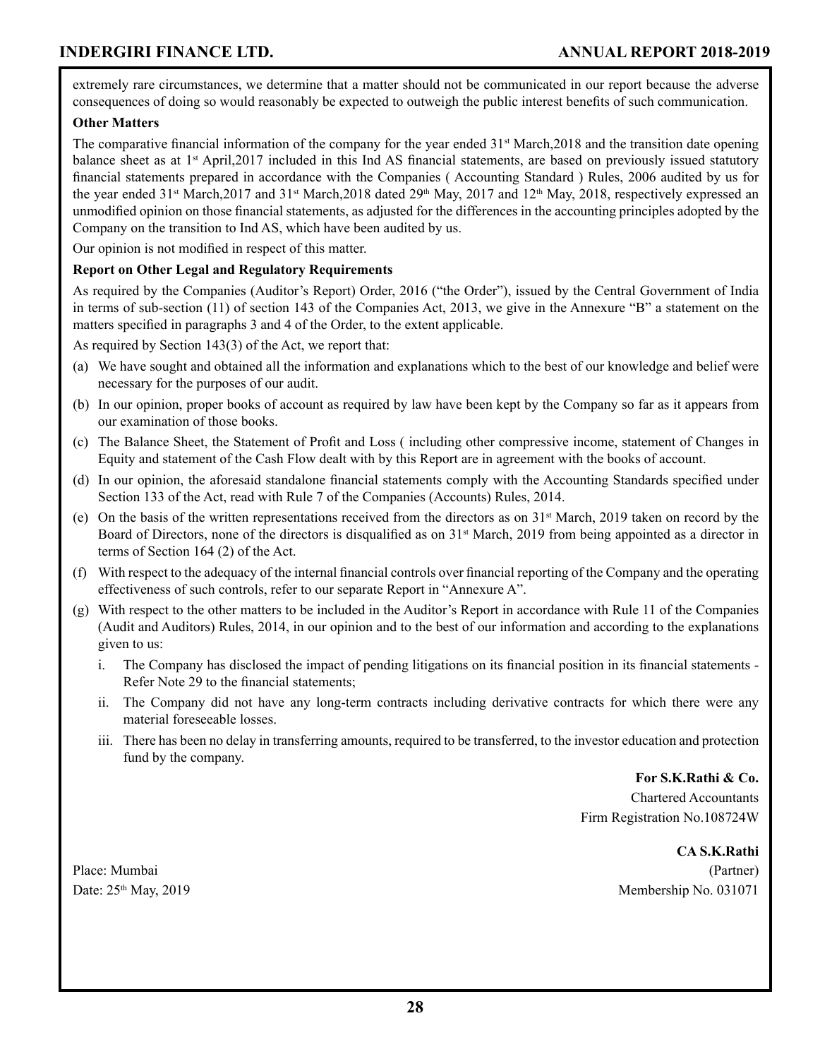extremely rare circumstances, we determine that a matter should not be communicated in our report because the adverse consequences of doing so would reasonably be expected to outweigh the public interest benefits of such communication.

**Other Matters**

The comparative financial information of the company for the year ended 31st March,2018 and the transition date opening balance sheet as at 1st April,2017 included in this Ind AS financial statements, are based on previously issued statutory financial statements prepared in accordance with the Companies ( Accounting Standard ) Rules, 2006 audited by us for the year ended 31st March,2017 and 31st March,2018 dated 29th May, 2017 and 12th May, 2018, respectively expressed an unmodified opinion on those financial statements, as adjusted for the differences in the accounting principles adopted by the Company on the transition to Ind AS, which have been audited by us.

Our opinion is not modified in respect of this matter.

**Report on Other Legal and Regulatory Requirements**

As required by the Companies (Auditor's Report) Order, 2016 ("the Order"), issued by the Central Government of India in terms of sub-section (11) of section 143 of the Companies Act, 2013, we give in the Annexure "B" a statement on the matters specified in paragraphs 3 and 4 of the Order, to the extent applicable.

As required by Section 143(3) of the Act, we report that:

(a) We have sought and obtained all the information and explanations which to the best of our knowledge and belief were necessary for the purposes of our audit.

(b) In our opinion, proper books of account as required by law have been kept by the Company so far as it appears from our examination of those books.

(c) The Balance Sheet, the Statement of Profit and Loss ( including other compressive income, statement of Changes in Equity and statement of the Cash Flow dealt with by this Report are in agreement with the books of account.

(d) In our opinion, the aforesaid standalone financial statements comply with the Accounting Standards specified under Section 133 of the Act, read with Rule 7 of the Companies (Accounts) Rules, 2014.

(e) On the basis of the written representations received from the directors as on 31st March, 2019 taken on record by the Board of Directors, none of the directors is disqualified as on 31st March, 2019 from being appointed as a director in terms of Section 164 (2) of the Act.

(f) With respect to the adequacy of the internal financial controls over financial reporting of the Company and the operating effectiveness of such controls, refer to our separate Report in "Annexure A".

(g) With respect to the other matters to be included in the Auditor's Report in accordance with Rule 11 of the Companies (Audit and Auditors) Rules, 2014, in our opinion and to the best of our information and according to the explanations given to us:

   i. The Company has disclosed the impact of pending litigations on its financial position in its financial statements - Refer Note 29 to the financial statements;

   ii. The Company did not have any long-term contracts including derivative contracts for which there were any material foreseeable losses.

   iii. There has been no delay in transferring amounts, required to be transferred, to the investor education and protection fund by the company.

**For S.K.Rathi & Co.**
Chartered Accountants
Firm Registration No.108724W

**CA S.K.Rathi**
(Partner)
Membership No. 031071

Place: Mumbai
Date: 25th May, 2019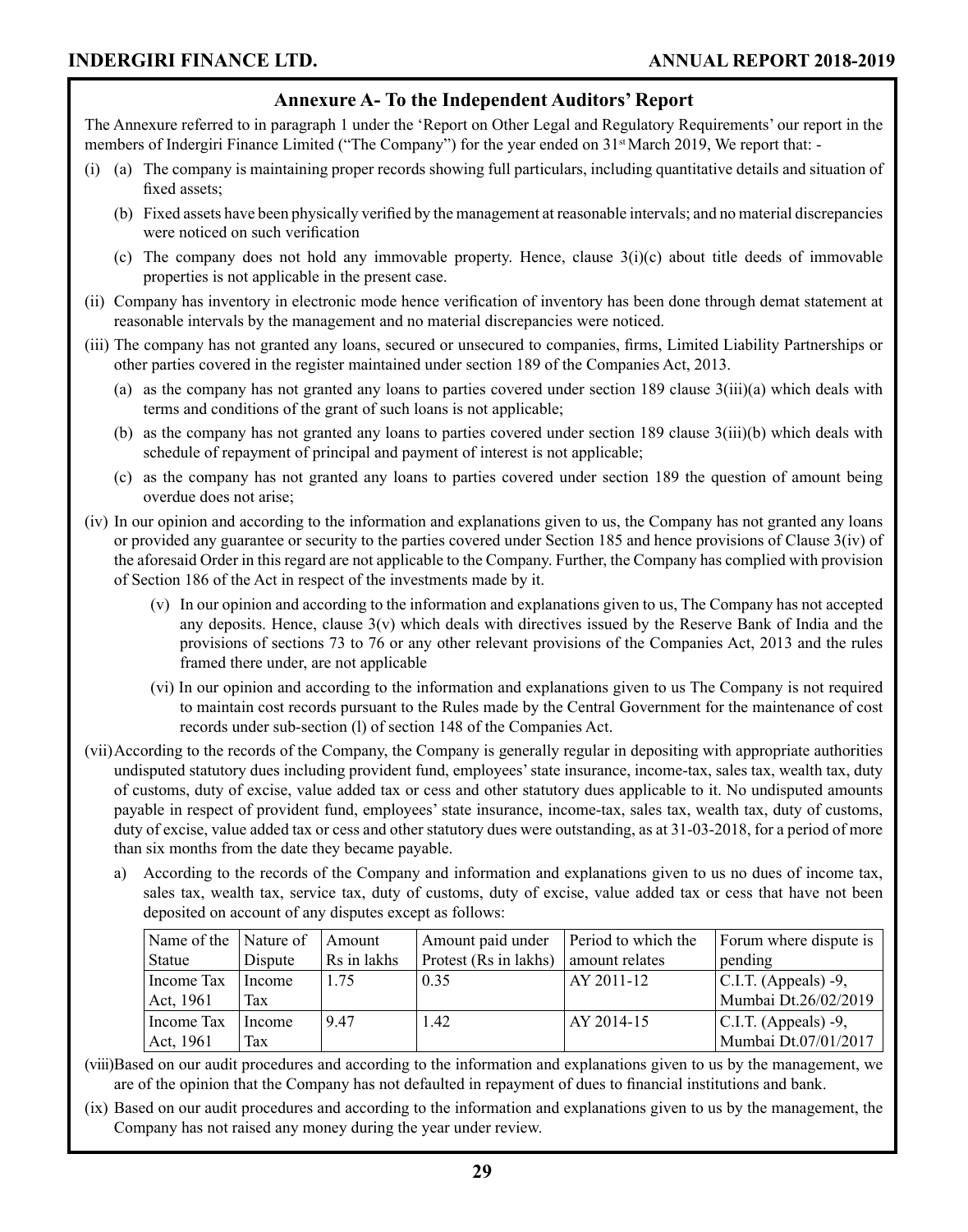## Annexure A- To the Independent Auditors' Report

The Annexure referred to in paragraph 1 under the 'Report on Other Legal and Regulatory Requirements' our report in the members of Indergiri Finance Limited ("The Company") for the year ended on 31st March 2019, We report that: -

(i) (a) The company is maintaining proper records showing full particulars, including quantitative details and situation of fixed assets;

(b) Fixed assets have been physically verified by the management at reasonable intervals; and no material discrepancies were noticed on such verification

(c) The company does not hold any immovable property. Hence, clause 3(i)(c) about title deeds of immovable properties is not applicable in the present case.

(ii) Company has inventory in electronic mode hence verification of inventory has been done through demat statement at reasonable intervals by the management and no material discrepancies were noticed.

(iii) The company has not granted any loans, secured or unsecured to companies, firms, Limited Liability Partnerships or other parties covered in the register maintained under section 189 of the Companies Act, 2013.

(a) as the company has not granted any loans to parties covered under section 189 clause 3(iii)(a) which deals with terms and conditions of the grant of such loans is not applicable;

(b) as the company has not granted any loans to parties covered under section 189 clause 3(iii)(b) which deals with schedule of repayment of principal and payment of interest is not applicable;

(c) as the company has not granted any loans to parties covered under section 189 the question of amount being overdue does not arise;

(iv) In our opinion and according to the information and explanations given to us, the Company has not granted any loans or provided any guarantee or security to the parties covered under Section 185 and hence provisions of Clause 3(iv) of the aforesaid Order in this regard are not applicable to the Company. Further, the Company has complied with provision of Section 186 of the Act in respect of the investments made by it.

(v) In our opinion and according to the information and explanations given to us, The Company has not accepted any deposits. Hence, clause 3(v) which deals with directives issued by the Reserve Bank of India and the provisions of sections 73 to 76 or any other relevant provisions of the Companies Act, 2013 and the rules framed there under, are not applicable

(vi) In our opinion and according to the information and explanations given to us The Company is not required to maintain cost records pursuant to the Rules made by the Central Government for the maintenance of cost records under sub-section (l) of section 148 of the Companies Act.

(vii) According to the records of the Company, the Company is generally regular in depositing with appropriate authorities undisputed statutory dues including provident fund, employees' state insurance, income-tax, sales tax, wealth tax, duty of customs, duty of excise, value added tax or cess and other statutory dues applicable to it. No undisputed amounts payable in respect of provident fund, employees' state insurance, income-tax, sales tax, wealth tax, duty of customs, duty of excise, value added tax or cess and other statutory dues were outstanding, as at 31-03-2018, for a period of more than six months from the date they became payable.

a) According to the records of the Company and information and explanations given to us no dues of income tax, sales tax, wealth tax, service tax, duty of customs, duty of excise, value added tax or cess that have not been deposited on account of any disputes except as follows:

| Name of the Statue | Nature of Dispute | Amount Rs in lakhs | Amount paid under Protest (Rs in lakhs) | Period to which the amount relates | Forum where dispute is pending |
|---|---|---|---|---|---|
| Income Tax Act, 1961 | Income Tax | 1.75 | 0.35 | AY 2011-12 | C.I.T. (Appeals) -9, Mumbai Dt.26/02/2019 |
| Income Tax Act, 1961 | Income Tax | 9.47 | 1.42 | AY 2014-15 | C.I.T. (Appeals) -9, Mumbai Dt.07/01/2017 |

(viii) Based on our audit procedures and according to the information and explanations given to us by the management, we are of the opinion that the Company has not defaulted in repayment of dues to financial institutions and bank.

(ix) Based on our audit procedures and according to the information and explanations given to us by the management, the Company has not raised any money during the year under review.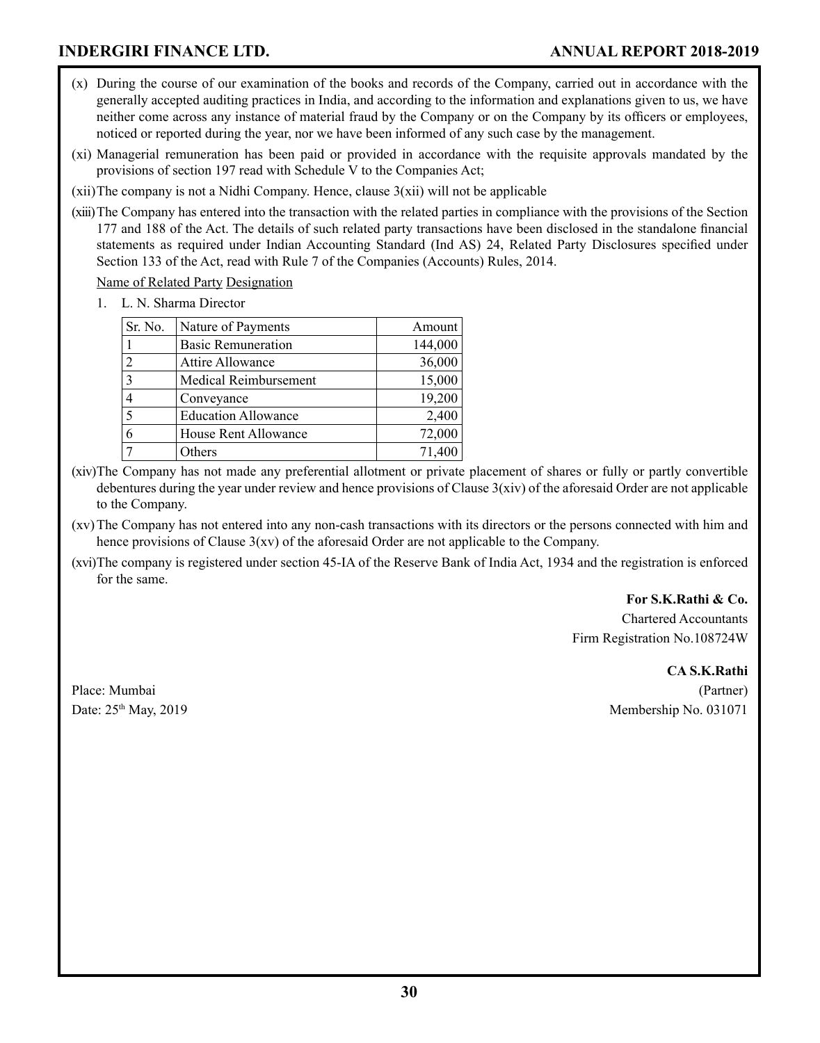(x) During the course of our examination of the books and records of the Company, carried out in accordance with the generally accepted auditing practices in India, and according to the information and explanations given to us, we have neither come across any instance of material fraud by the Company or on the Company by its officers or employees, noticed or reported during the year, nor we have been informed of any such case by the management.

(xi) Managerial remuneration has been paid or provided in accordance with the requisite approvals mandated by the provisions of section 197 read with Schedule V to the Companies Act;

(xii) The company is not a Nidhi Company. Hence, clause 3(xii) will not be applicable

(xiii) The Company has entered into the transaction with the related parties in compliance with the provisions of the Section 177 and 188 of the Act. The details of such related party transactions have been disclosed in the standalone financial statements as required under Indian Accounting Standard (Ind AS) 24, Related Party Disclosures specified under Section 133 of the Act, read with Rule 7 of the Companies (Accounts) Rules, 2014.

<u>Name of Related Party</u> <u>Designation</u>

1. L. N. Sharma Director

| Sr. No. | Nature of Payments | Amount |
|---|---|---|
| 1 | Basic Remuneration | 144,000 |
| 2 | Attire Allowance | 36,000 |
| 3 | Medical Reimbursement | 15,000 |
| 4 | Conveyance | 19,200 |
| 5 | Education Allowance | 2,400 |
| 6 | House Rent Allowance | 72,000 |
| 7 | Others | 71,400 |

(xiv) The Company has not made any preferential allotment or private placement of shares or fully or partly convertible debentures during the year under review and hence provisions of Clause 3(xiv) of the aforesaid Order are not applicable to the Company.

(xv) The Company has not entered into any non-cash transactions with its directors or the persons connected with him and hence provisions of Clause 3(xv) of the aforesaid Order are not applicable to the Company.

(xvi) The company is registered under section 45-IA of the Reserve Bank of India Act, 1934 and the registration is enforced for the same.

**For S.K.Rathi & Co.**
Chartered Accountants
Firm Registration No.108724W

**CA S.K.Rathi**
(Partner)
Membership No. 031071

Place: Mumbai
Date: 25th May, 2019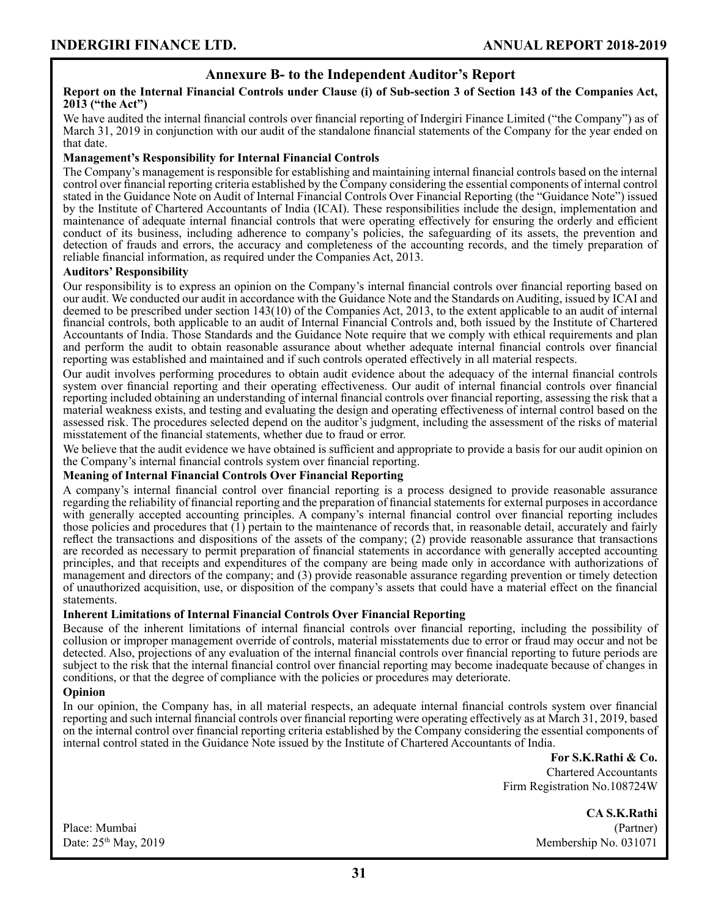## Annexure B- to the Independent Auditor's Report

**Report on the Internal Financial Controls under Clause (i) of Sub-section 3 of Section 143 of the Companies Act, 2013 ("the Act")**

We have audited the internal financial controls over financial reporting of Indergiri Finance Limited ("the Company") as of March 31, 2019 in conjunction with our audit of the standalone financial statements of the Company for the year ended on that date.

**Management's Responsibility for Internal Financial Controls**

The Company's management is responsible for establishing and maintaining internal financial controls based on the internal control over financial reporting criteria established by the Company considering the essential components of internal control stated in the Guidance Note on Audit of Internal Financial Controls Over Financial Reporting (the "Guidance Note") issued by the Institute of Chartered Accountants of India (ICAI). These responsibilities include the design, implementation and maintenance of adequate internal financial controls that were operating effectively for ensuring the orderly and efficient conduct of its business, including adherence to company's policies, the safeguarding of its assets, the prevention and detection of frauds and errors, the accuracy and completeness of the accounting records, and the timely preparation of reliable financial information, as required under the Companies Act, 2013.

**Auditors' Responsibility**

Our responsibility is to express an opinion on the Company's internal financial controls over financial reporting based on our audit. We conducted our audit in accordance with the Guidance Note and the Standards on Auditing, issued by ICAI and deemed to be prescribed under section 143(10) of the Companies Act, 2013, to the extent applicable to an audit of internal financial controls, both applicable to an audit of Internal Financial Controls and, both issued by the Institute of Chartered Accountants of India. Those Standards and the Guidance Note require that we comply with ethical requirements and plan and perform the audit to obtain reasonable assurance about whether adequate internal financial controls over financial reporting was established and maintained and if such controls operated effectively in all material respects.

Our audit involves performing procedures to obtain audit evidence about the adequacy of the internal financial controls system over financial reporting and their operating effectiveness. Our audit of internal financial controls over financial reporting included obtaining an understanding of internal financial controls over financial reporting, assessing the risk that a material weakness exists, and testing and evaluating the design and operating effectiveness of internal control based on the assessed risk. The procedures selected depend on the auditor's judgment, including the assessment of the risks of material misstatement of the financial statements, whether due to fraud or error.

We believe that the audit evidence we have obtained is sufficient and appropriate to provide a basis for our audit opinion on the Company's internal financial controls system over financial reporting.

**Meaning of Internal Financial Controls Over Financial Reporting**

A company's internal financial control over financial reporting is a process designed to provide reasonable assurance regarding the reliability of financial reporting and the preparation of financial statements for external purposes in accordance with generally accepted accounting principles. A company's internal financial control over financial reporting includes those policies and procedures that (1) pertain to the maintenance of records that, in reasonable detail, accurately and fairly reflect the transactions and dispositions of the assets of the company; (2) provide reasonable assurance that transactions are recorded as necessary to permit preparation of financial statements in accordance with generally accepted accounting principles, and that receipts and expenditures of the company are being made only in accordance with authorizations of management and directors of the company; and (3) provide reasonable assurance regarding prevention or timely detection of unauthorized acquisition, use, or disposition of the company's assets that could have a material effect on the financial statements.

**Inherent Limitations of Internal Financial Controls Over Financial Reporting**

Because of the inherent limitations of internal financial controls over financial reporting, including the possibility of collusion or improper management override of controls, material misstatements due to error or fraud may occur and not be detected. Also, projections of any evaluation of the internal financial controls over financial reporting to future periods are subject to the risk that the internal financial control over financial reporting may become inadequate because of changes in conditions, or that the degree of compliance with the policies or procedures may deteriorate.

**Opinion**

In our opinion, the Company has, in all material respects, an adequate internal financial controls system over financial reporting and such internal financial controls over financial reporting were operating effectively as at March 31, 2019, based on the internal control over financial reporting criteria established by the Company considering the essential components of internal control stated in the Guidance Note issued by the Institute of Chartered Accountants of India.

**For S.K.Rathi & Co.**
Chartered Accountants
Firm Registration No.108724W

**CA S.K.Rathi**
(Partner)
Membership No. 031071

Place: Mumbai
Date: 25th May, 2019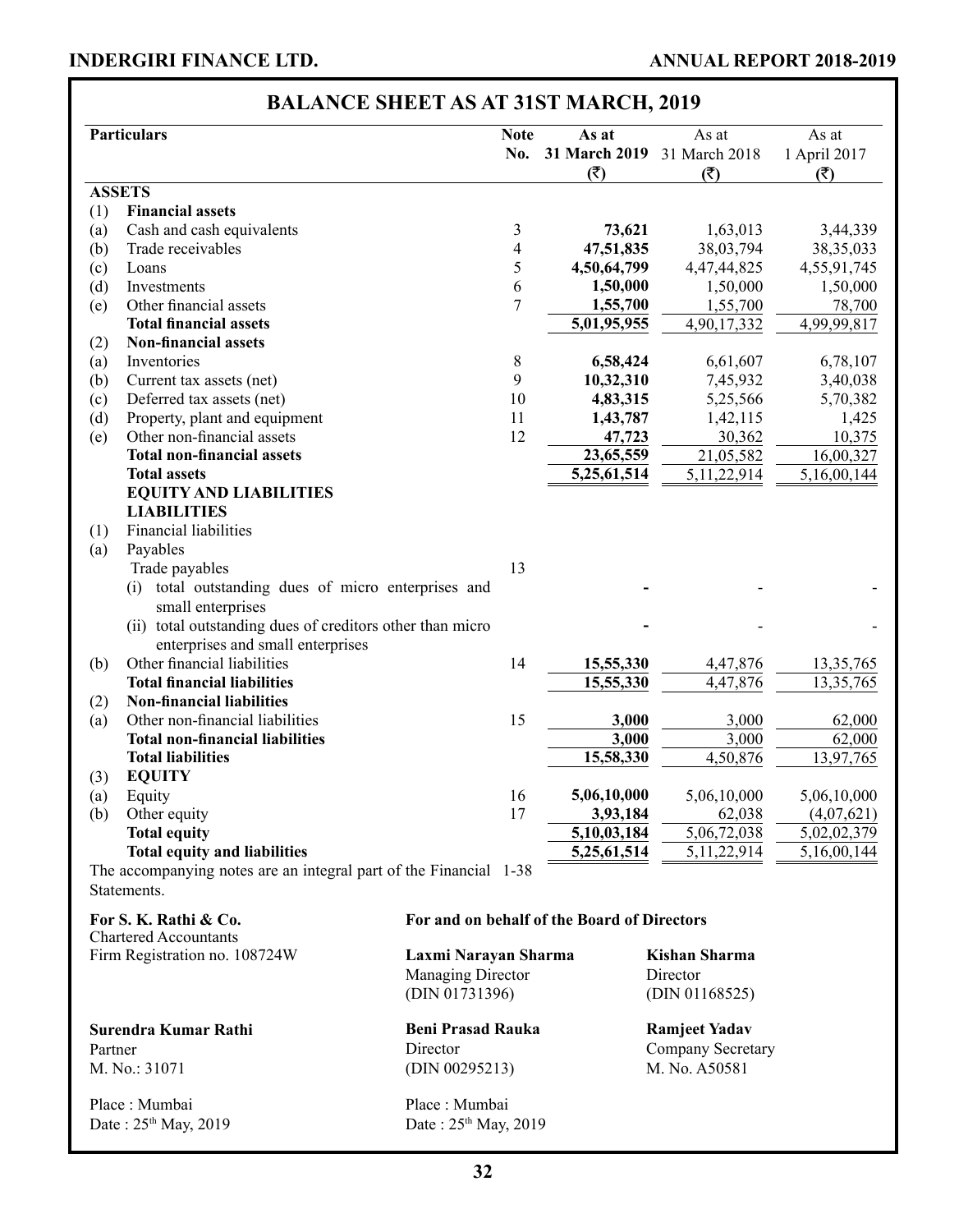# BALANCE SHEET AS AT 31ST MARCH, 2019

| | Particulars | Note No. | As at 31 March 2019 (₹) | As at 31 March 2018 (₹) | As at 1 April 2017 (₹) |
|---|---|---|---|---|---|
| | **ASSETS** | | | | |
| (1) | **Financial assets** | | | | |
| (a) | Cash and cash equivalents | 3 | **73,621** | 1,63,013 | 3,44,339 |
| (b) | Trade receivables | 4 | **47,51,835** | 38,03,794 | 38,35,033 |
| (c) | Loans | 5 | **4,50,64,799** | 4,47,44,825 | 4,55,91,745 |
| (d) | Investments | 6 | **1,50,000** | 1,50,000 | 1,50,000 |
| (e) | Other financial assets | 7 | **1,55,700** | 1,55,700 | 78,700 |
| | **Total financial assets** | | **5,01,95,955** | 4,90,17,332 | 4,99,99,817 |
| (2) | **Non-financial assets** | | | | |
| (a) | Inventories | 8 | **6,58,424** | 6,61,607 | 6,78,107 |
| (b) | Current tax assets (net) | 9 | **10,32,310** | 7,45,932 | 3,40,038 |
| (c) | Deferred tax assets (net) | 10 | **4,83,315** | 5,25,566 | 5,70,382 |
| (d) | Property, plant and equipment | 11 | **1,43,787** | 1,42,115 | 1,425 |
| (e) | Other non-financial assets | 12 | **47,723** | 30,362 | 10,375 |
| | **Total non-financial assets** | | **23,65,559** | 21,05,582 | 16,00,327 |
| | **Total assets** | | **5,25,61,514** | 5,11,22,914 | 5,16,00,144 |
| | **EQUITY AND LIABILITIES** | | | | |
| | **LIABILITIES** | | | | |
| (1) | Financial liabilities | | | | |
| (a) | Payables | | | | |
| | Trade payables | 13 | | | |
| | (i) total outstanding dues of micro enterprises and small enterprises | | **-** | - | - |
| | (ii) total outstanding dues of creditors other than micro enterprises and small enterprises | | **-** | - | - |
| (b) | Other financial liabilities | 14 | **15,55,330** | 4,47,876 | 13,35,765 |
| | **Total financial liabilities** | | **15,55,330** | 4,47,876 | 13,35,765 |
| (2) | **Non-financial liabilities** | | | | |
| (a) | Other non-financial liabilities | 15 | **3,000** | 3,000 | 62,000 |
| | **Total non-financial liabilities** | | **3,000** | 3,000 | 62,000 |
| | **Total liabilities** | | **15,58,330** | 4,50,876 | 13,97,765 |
| (3) | **EQUITY** | | | | |
| (a) | Equity | 16 | **5,06,10,000** | 5,06,10,000 | 5,06,10,000 |
| (b) | Other equity | 17 | **3,93,184** | 62,038 | (4,07,621) |
| | **Total equity** | | **5,10,03,184** | 5,06,72,038 | 5,02,02,379 |
| | **Total equity and liabilities** | | **5,25,61,514** | 5,11,22,914 | 5,16,00,144 |

The accompanying notes are an integral part of the Financial Statements. 1-38

**For S. K. Rathi & Co.**
Chartered Accountants
Firm Registration no. 108724W

**Surendra Kumar Rathi**
Partner
M. No.: 31071

Place : Mumbai
Date : 25th May, 2019

**For and on behalf of the Board of Directors**

**Laxmi Narayan Sharma**
Managing Director
(DIN 01731396)

**Kishan Sharma**
Director
(DIN 01168525)

**Beni Prasad Rauka**
Director
(DIN 00295213)

**Ramjeet Yadav**
Company Secretary
M. No. A50581

Place : Mumbai
Date : 25th May, 2019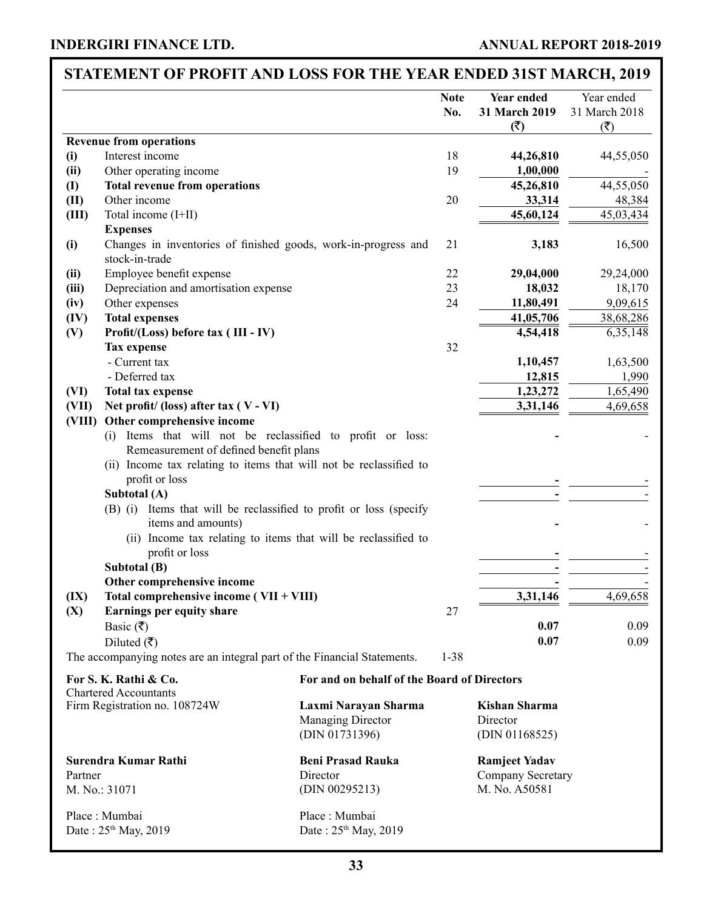# STATEMENT OF PROFIT AND LOSS FOR THE YEAR ENDED 31ST MARCH, 2019

| | | Note No. | Year ended 31 March 2019 (₹) | Year ended 31 March 2018 (₹) |
|---|---|---|---|---|
| | **Revenue from operations** | | | |
| **(i)** | Interest income | 18 | **44,26,810** | 44,55,050 |
| **(ii)** | Other operating income | 19 | **1,00,000** | - |
| **(I)** | **Total revenue from operations** | | **45,26,810** | 44,55,050 |
| **(II)** | Other income | 20 | **33,314** | 48,384 |
| **(III)** | Total income (I+II) | | **45,60,124** | 45,03,434 |
| | **Expenses** | | | |
| **(i)** | Changes in inventories of finished goods, work-in-progress and stock-in-trade | 21 | **3,183** | 16,500 |
| **(ii)** | Employee benefit expense | 22 | **29,04,000** | 29,24,000 |
| **(iii)** | Depreciation and amortisation expense | 23 | **18,032** | 18,170 |
| **(iv)** | Other expenses | 24 | **11,80,491** | 9,09,615 |
| **(IV)** | **Total expenses** | | **41,05,706** | 38,68,286 |
| **(V)** | **Profit/(Loss) before tax ( III - IV)** | | **4,54,418** | 6,35,148 |
| | **Tax expense** | 32 | | |
| | - Current tax | | **1,10,457** | 1,63,500 |
| | - Deferred tax | | **12,815** | 1,990 |
| **(VI)** | **Total tax expense** | | **1,23,272** | 1,65,490 |
| **(VII)** | **Net profit/ (loss) after tax ( V - VI)** | | **3,31,146** | 4,69,658 |
| **(VIII)** | **Other comprehensive income** | | | |
| | (i) Items that will not be reclassified to profit or loss: Remeasurement of defined benefit plans | | **-** | - |
| | (ii) Income tax relating to items that will not be reclassified to profit or loss | | **-** | - |
| | **Subtotal (A)** | | **-** | - |
| | (B) (i) Items that will be reclassified to profit or loss (specify items and amounts) | | **-** | - |
| | (ii) Income tax relating to items that will be reclassified to profit or loss | | **-** | - |
| | **Subtotal (B)** | | **-** | - |
| | **Other comprehensive income** | | **-** | - |
| **(IX)** | **Total comprehensive income ( VII + VIII)** | | **3,31,146** | 4,69,658 |
| **(X)** | **Earnings per equity share** | 27 | | |
| | Basic (₹) | | **0.07** | 0.09 |
| | Diluted (₹) | | **0.07** | 0.09 |

The accompanying notes are an integral part of the Financial Statements. 1-38

**For S. K. Rathi & Co.**
Chartered Accountants
Firm Registration no. 108724W

**Surendra Kumar Rathi**
Partner
M. No.: 31071

Place : Mumbai
Date : 25th May, 2019

**For and on behalf of the Board of Directors**

**Laxmi Narayan Sharma**
Managing Director
(DIN 01731396)

**Kishan Sharma**
Director
(DIN 01168525)

**Beni Prasad Rauka**
Director
(DIN 00295213)

**Ramjeet Yadav**
Company Secretary
M. No. A50581

Place : Mumbai
Date : 25th May, 2019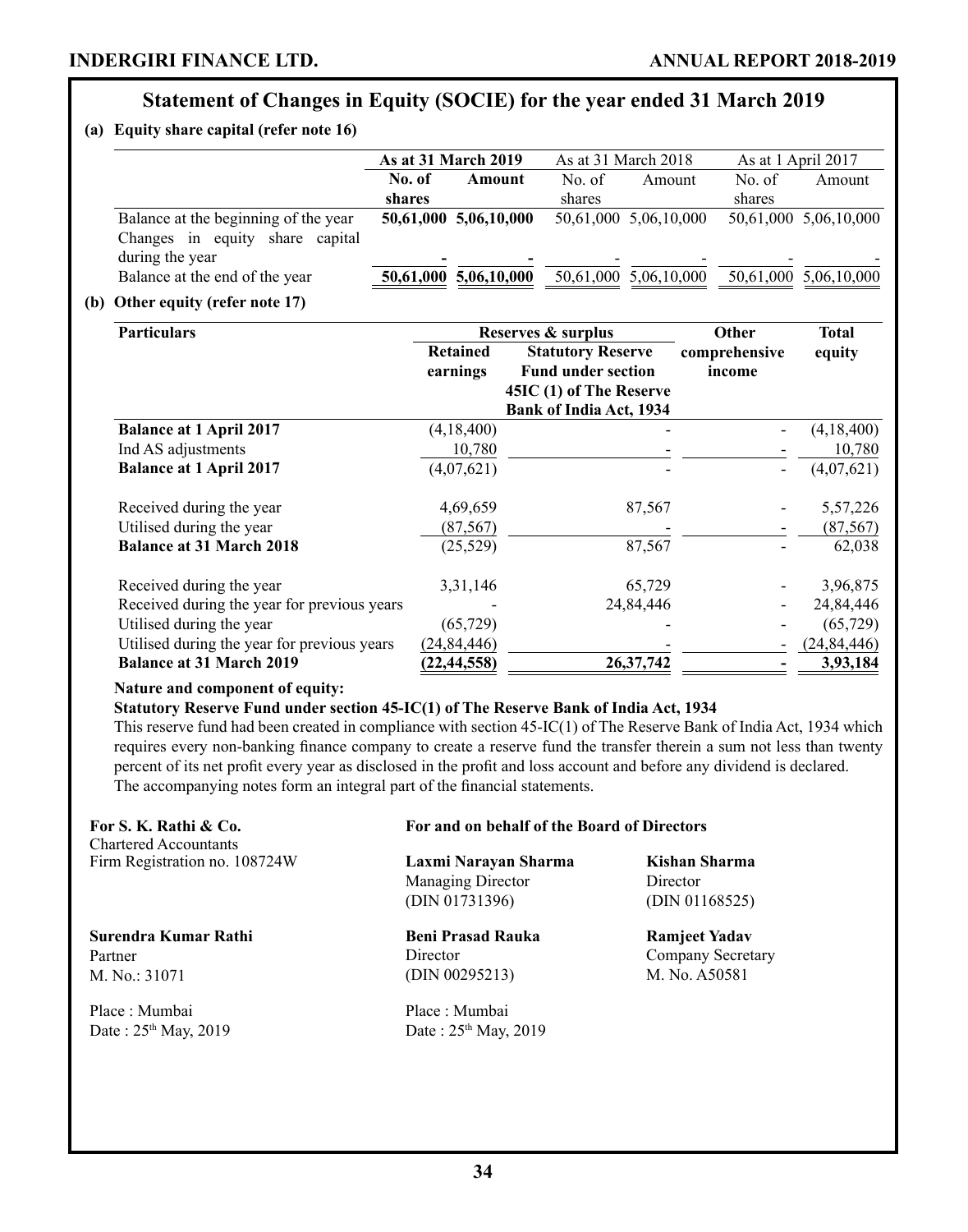## Statement of Changes in Equity (SOCIE) for the year ended 31 March 2019

**(a) Equity share capital (refer note 16)**

| | As at 31 March 2019 | | As at 31 March 2018 | | As at 1 April 2017 | |
|---|---|---|---|---|---|---|
| | No. of shares | Amount | No. of shares | Amount | No. of shares | Amount |
| Balance at the beginning of the year | 50,61,000 | 5,06,10,000 | 50,61,000 | 5,06,10,000 | 50,61,000 | 5,06,10,000 |
| Changes in equity share capital during the year | - | - | - | - | - | - |
| Balance at the end of the year | 50,61,000 | 5,06,10,000 | 50,61,000 | 5,06,10,000 | 50,61,000 | 5,06,10,000 |

**(b) Other equity (refer note 17)**

| Particulars | Reserves & surplus | | Other comprehensive income | Total equity |
|---|---|---|---|---|
| | Retained earnings | Statutory Reserve Fund under section 45IC (1) of The Reserve Bank of India Act, 1934 | | |
| **Balance at 1 April 2017** | (4,18,400) | - | - | (4,18,400) |
| Ind AS adjustments | 10,780 | - | - | 10,780 |
| **Balance at 1 April 2017** | (4,07,621) | - | - | (4,07,621) |
| Received during the year | 4,69,659 | 87,567 | - | 5,57,226 |
| Utilised during the year | (87,567) | - | - | (87,567) |
| **Balance at 31 March 2018** | (25,529) | 87,567 | - | 62,038 |
| Received during the year | 3,31,146 | 65,729 | - | 3,96,875 |
| Received during the year for previous years | - | 24,84,446 | - | 24,84,446 |
| Utilised during the year | (65,729) | - | - | (65,729) |
| Utilised during the year for previous years | (24,84,446) | - | - | (24,84,446) |
| **Balance at 31 March 2019** | **(22,44,558)** | **26,37,742** | **-** | **3,93,184** |

**Nature and component of equity:**

**Statutory Reserve Fund under section 45-IC(1) of The Reserve Bank of India Act, 1934**

This reserve fund had been created in compliance with section 45-IC(1) of The Reserve Bank of India Act, 1934 which requires every non-banking finance company to create a reserve fund the transfer therein a sum not less than twenty percent of its net profit every year as disclosed in the profit and loss account and before any dividend is declared.

The accompanying notes form an integral part of the financial statements.

**For S. K. Rathi & Co.**
Chartered Accountants
Firm Registration no. 108724W

**Surendra Kumar Rathi**
Partner
M. No.: 31071

Place : Mumbai
Date : 25th May, 2019

**For and on behalf of the Board of Directors**

**Laxmi Narayan Sharma**
Managing Director
(DIN 01731396)

**Kishan Sharma**
Director
(DIN 01168525)

**Beni Prasad Rauka**
Director
(DIN 00295213)

**Ramjeet Yadav**
Company Secretary
M. No. A50581

Place : Mumbai
Date : 25th May, 2019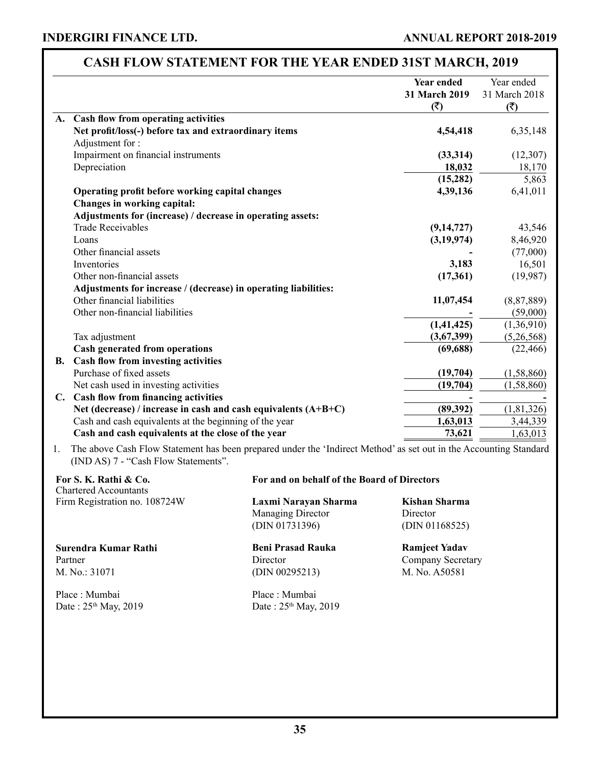# CASH FLOW STATEMENT FOR THE YEAR ENDED 31ST MARCH, 2019

| | | Year ended 31 March 2019 (₹) | Year ended 31 March 2018 (₹) |
|---|---|---|---|
| **A.** | **Cash flow from operating activities** | | |
| | **Net profit/loss(-) before tax and extraordinary items** | **4,54,418** | 6,35,148 |
| | Adjustment for : | | |
| | Impairment on financial instruments | **(33,314)** | (12,307) |
| | Depreciation | **18,032** | 18,170 |
| | | **(15,282)** | 5,863 |
| | **Operating profit before working capital changes** | **4,39,136** | 6,41,011 |
| | **Changes in working capital:** | | |
| | **Adjustments for (increase) / decrease in operating assets:** | | |
| | Trade Receivables | **(9,14,727)** | 43,546 |
| | Loans | **(3,19,974)** | 8,46,920 |
| | Other financial assets | **-** | (77,000) |
| | Inventories | **3,183** | 16,501 |
| | Other non-financial assets | **(17,361)** | (19,987) |
| | **Adjustments for increase / (decrease) in operating liabilities:** | | |
| | Other financial liabilities | **11,07,454** | (8,87,889) |
| | Other non-financial liabilities | **-** | (59,000) |
| | | **(1,41,425)** | (1,36,910) |
| | Tax adjustment | **(3,67,399)** | (5,26,568) |
| | **Cash generated from operations** | **(69,688)** | (22,466) |
| **B.** | **Cash flow from investing activities** | | |
| | Purchase of fixed assets | **(19,704)** | (1,58,860) |
| | Net cash used in investing activities | **(19,704)** | (1,58,860) |
| **C.** | **Cash flow from financing activities** | **-** | - |
| | **Net (decrease) / increase in cash and cash equivalents (A+B+C)** | **(89,392)** | (1,81,326) |
| | Cash and cash equivalents at the beginning of the year | **1,63,013** | 3,44,339 |
| | **Cash and cash equivalents at the close of the year** | **73,621** | 1,63,013 |

1. The above Cash Flow Statement has been prepared under the 'Indirect Method' as set out in the Accounting Standard (IND AS) 7 - "Cash Flow Statements".

**For S. K. Rathi & Co.**
Chartered Accountants
Firm Registration no. 108724W

**Surendra Kumar Rathi**
Partner
M. No.: 31071

Place : Mumbai
Date : 25th May, 2019

**For and on behalf of the Board of Directors**

**Laxmi Narayan Sharma**
Managing Director
(DIN 01731396)

**Kishan Sharma**
Director
(DIN 01168525)

**Beni Prasad Rauka**
Director
(DIN 00295213)

**Ramjeet Yadav**
Company Secretary
M. No. A50581

Place : Mumbai
Date : 25th May, 2019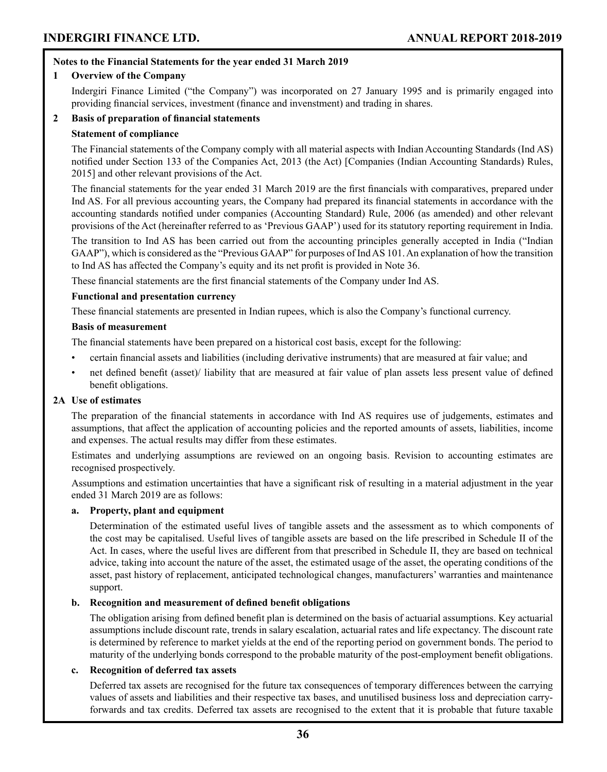**Notes to the Financial Statements for the year ended 31 March 2019**

**1 Overview of the Company**

Indergiri Finance Limited ("the Company") was incorporated on 27 January 1995 and is primarily engaged into providing financial services, investment (finance and invenstment) and trading in shares.

**2 Basis of preparation of financial statements**

**Statement of compliance**

The Financial statements of the Company comply with all material aspects with Indian Accounting Standards (Ind AS) notified under Section 133 of the Companies Act, 2013 (the Act) [Companies (Indian Accounting Standards) Rules, 2015] and other relevant provisions of the Act.

The financial statements for the year ended 31 March 2019 are the first financials with comparatives, prepared under Ind AS. For all previous accounting years, the Company had prepared its financial statements in accordance with the accounting standards notified under companies (Accounting Standard) Rule, 2006 (as amended) and other relevant provisions of the Act (hereinafter referred to as 'Previous GAAP') used for its statutory reporting requirement in India.

The transition to Ind AS has been carried out from the accounting principles generally accepted in India ("Indian GAAP"), which is considered as the "Previous GAAP" for purposes of Ind AS 101. An explanation of how the transition to Ind AS has affected the Company's equity and its net profit is provided in Note 36.

These financial statements are the first financial statements of the Company under Ind AS.

**Functional and presentation currency**

These financial statements are presented in Indian rupees, which is also the Company's functional currency.

**Basis of measurement**

The financial statements have been prepared on a historical cost basis, except for the following:

- certain financial assets and liabilities (including derivative instruments) that are measured at fair value; and
- net defined benefit (asset)/ liability that are measured at fair value of plan assets less present value of defined benefit obligations.

**2A Use of estimates**

The preparation of the financial statements in accordance with Ind AS requires use of judgements, estimates and assumptions, that affect the application of accounting policies and the reported amounts of assets, liabilities, income and expenses. The actual results may differ from these estimates.

Estimates and underlying assumptions are reviewed on an ongoing basis. Revision to accounting estimates are recognised prospectively.

Assumptions and estimation uncertainties that have a significant risk of resulting in a material adjustment in the year ended 31 March 2019 are as follows:

**a. Property, plant and equipment**

Determination of the estimated useful lives of tangible assets and the assessment as to which components of the cost may be capitalised. Useful lives of tangible assets are based on the life prescribed in Schedule II of the Act. In cases, where the useful lives are different from that prescribed in Schedule II, they are based on technical advice, taking into account the nature of the asset, the estimated usage of the asset, the operating conditions of the asset, past history of replacement, anticipated technological changes, manufacturers' warranties and maintenance support.

**b. Recognition and measurement of defined benefit obligations**

The obligation arising from defined benefit plan is determined on the basis of actuarial assumptions. Key actuarial assumptions include discount rate, trends in salary escalation, actuarial rates and life expectancy. The discount rate is determined by reference to market yields at the end of the reporting period on government bonds. The period to maturity of the underlying bonds correspond to the probable maturity of the post-employment benefit obligations.

**c. Recognition of deferred tax assets**

Deferred tax assets are recognised for the future tax consequences of temporary differences between the carrying values of assets and liabilities and their respective tax bases, and unutilised business loss and depreciation carry-forwards and tax credits. Deferred tax assets are recognised to the extent that it is probable that future taxable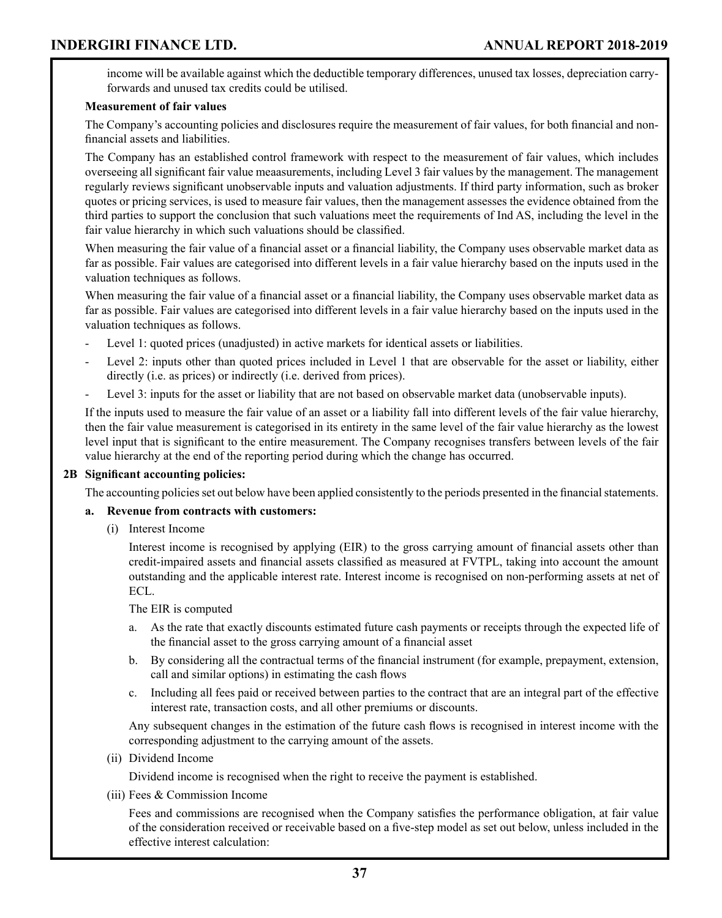income will be available against which the deductible temporary differences, unused tax losses, depreciation carry-forwards and unused tax credits could be utilised.

**Measurement of fair values**

The Company's accounting policies and disclosures require the measurement of fair values, for both financial and non-financial assets and liabilities.

The Company has an established control framework with respect to the measurement of fair values, which includes overseeing all significant fair value meaasurements, including Level 3 fair values by the management. The management regularly reviews significant unobservable inputs and valuation adjustments. If third party information, such as broker quotes or pricing services, is used to measure fair values, then the management assesses the evidence obtained from the third parties to support the conclusion that such valuations meet the requirements of Ind AS, including the level in the fair value hierarchy in which such valuations should be classified.

When measuring the fair value of a financial asset or a financial liability, the Company uses observable market data as far as possible. Fair values are categorised into different levels in a fair value hierarchy based on the inputs used in the valuation techniques as follows.

When measuring the fair value of a financial asset or a financial liability, the Company uses observable market data as far as possible. Fair values are categorised into different levels in a fair value hierarchy based on the inputs used in the valuation techniques as follows.

- Level 1: quoted prices (unadjusted) in active markets for identical assets or liabilities.
- Level 2: inputs other than quoted prices included in Level 1 that are observable for the asset or liability, either directly (i.e. as prices) or indirectly (i.e. derived from prices).
- Level 3: inputs for the asset or liability that are not based on observable market data (unobservable inputs).

If the inputs used to measure the fair value of an asset or a liability fall into different levels of the fair value hierarchy, then the fair value measurement is categorised in its entirety in the same level of the fair value hierarchy as the lowest level input that is significant to the entire measurement. The Company recognises transfers between levels of the fair value hierarchy at the end of the reporting period during which the change has occurred.

**2B Significant accounting policies:**

The accounting policies set out below have been applied consistently to the periods presented in the financial statements.

**a. Revenue from contracts with customers:**

(i) Interest Income

Interest income is recognised by applying (EIR) to the gross carrying amount of financial assets other than credit-impaired assets and financial assets classified as measured at FVTPL, taking into account the amount outstanding and the applicable interest rate. Interest income is recognised on non-performing assets at net of ECL.

The EIR is computed

a. As the rate that exactly discounts estimated future cash payments or receipts through the expected life of the financial asset to the gross carrying amount of a financial asset

b. By considering all the contractual terms of the financial instrument (for example, prepayment, extension, call and similar options) in estimating the cash flows

c. Including all fees paid or received between parties to the contract that are an integral part of the effective interest rate, transaction costs, and all other premiums or discounts.

Any subsequent changes in the estimation of the future cash flows is recognised in interest income with the corresponding adjustment to the carrying amount of the assets.

(ii) Dividend Income

Dividend income is recognised when the right to receive the payment is established.

(iii) Fees & Commission Income

Fees and commissions are recognised when the Company satisfies the performance obligation, at fair value of the consideration received or receivable based on a five-step model as set out below, unless included in the effective interest calculation: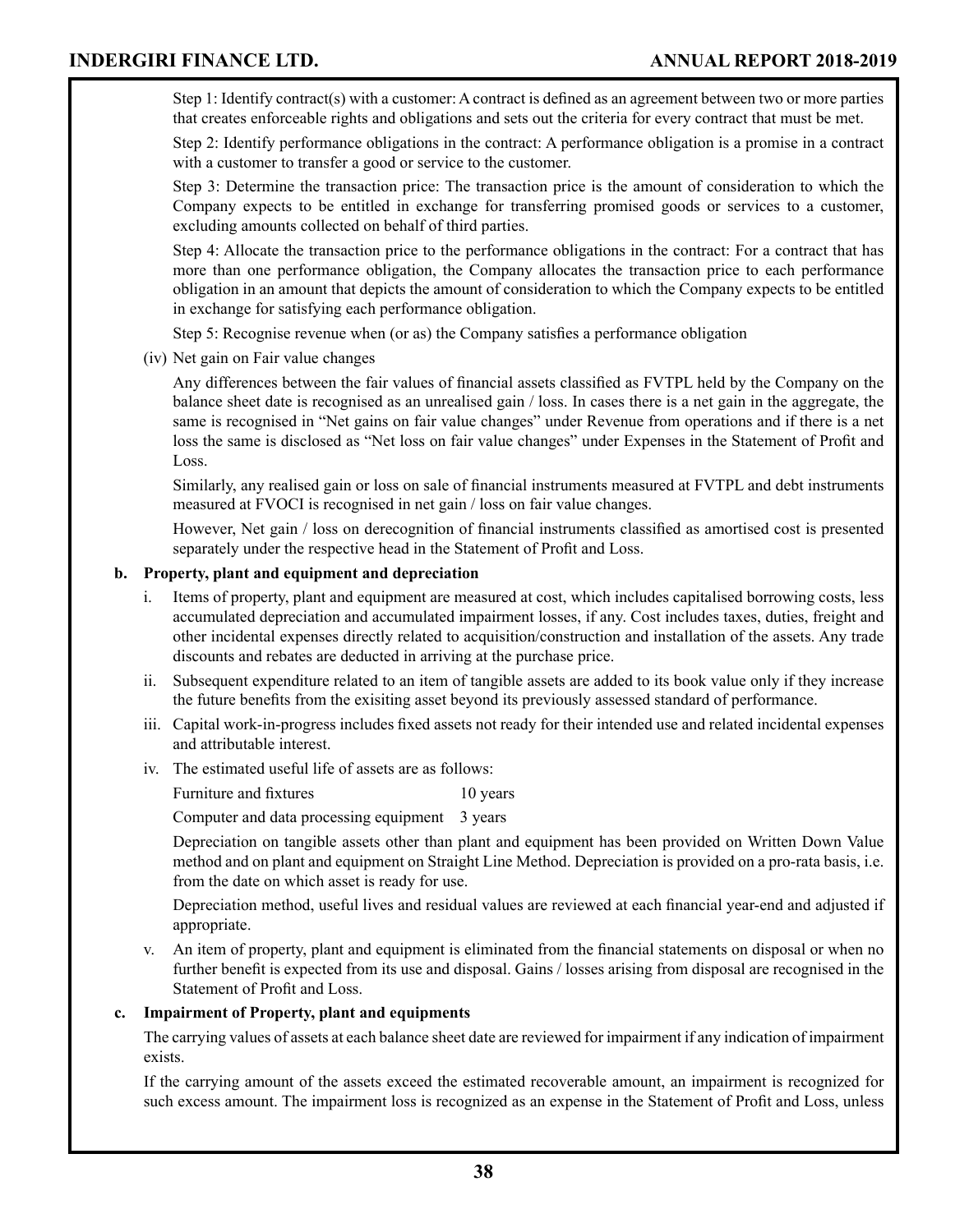Step 1: Identify contract(s) with a customer: A contract is defined as an agreement between two or more parties that creates enforceable rights and obligations and sets out the criteria for every contract that must be met.

Step 2: Identify performance obligations in the contract: A performance obligation is a promise in a contract with a customer to transfer a good or service to the customer.

Step 3: Determine the transaction price: The transaction price is the amount of consideration to which the Company expects to be entitled in exchange for transferring promised goods or services to a customer, excluding amounts collected on behalf of third parties.

Step 4: Allocate the transaction price to the performance obligations in the contract: For a contract that has more than one performance obligation, the Company allocates the transaction price to each performance obligation in an amount that depicts the amount of consideration to which the Company expects to be entitled in exchange for satisfying each performance obligation.

Step 5: Recognise revenue when (or as) the Company satisfies a performance obligation

(iv) Net gain on Fair value changes

Any differences between the fair values of financial assets classified as FVTPL held by the Company on the balance sheet date is recognised as an unrealised gain / loss. In cases there is a net gain in the aggregate, the same is recognised in "Net gains on fair value changes" under Revenue from operations and if there is a net loss the same is disclosed as "Net loss on fair value changes" under Expenses in the Statement of Profit and Loss.

Similarly, any realised gain or loss on sale of financial instruments measured at FVTPL and debt instruments measured at FVOCI is recognised in net gain / loss on fair value changes.

However, Net gain / loss on derecognition of financial instruments classified as amortised cost is presented separately under the respective head in the Statement of Profit and Loss.

**b. Property, plant and equipment and depreciation**

i. Items of property, plant and equipment are measured at cost, which includes capitalised borrowing costs, less accumulated depreciation and accumulated impairment losses, if any. Cost includes taxes, duties, freight and other incidental expenses directly related to acquisition/construction and installation of the assets. Any trade discounts and rebates are deducted in arriving at the purchase price.

ii. Subsequent expenditure related to an item of tangible assets are added to its book value only if they increase the future benefits from the exisiting asset beyond its previously assessed standard of performance.

iii. Capital work-in-progress includes fixed assets not ready for their intended use and related incidental expenses and attributable interest.

iv. The estimated useful life of assets are as follows:

| | |
|---|---|
| Furniture and fixtures | 10 years |
| Computer and data processing equipment | 3 years |

Depreciation on tangible assets other than plant and equipment has been provided on Written Down Value method and on plant and equipment on Straight Line Method. Depreciation is provided on a pro-rata basis, i.e. from the date on which asset is ready for use.

Depreciation method, useful lives and residual values are reviewed at each financial year-end and adjusted if appropriate.

v. An item of property, plant and equipment is eliminated from the financial statements on disposal or when no further benefit is expected from its use and disposal. Gains / losses arising from disposal are recognised in the Statement of Profit and Loss.

**c. Impairment of Property, plant and equipments**

The carrying values of assets at each balance sheet date are reviewed for impairment if any indication of impairment exists.

If the carrying amount of the assets exceed the estimated recoverable amount, an impairment is recognized for such excess amount. The impairment loss is recognized as an expense in the Statement of Profit and Loss, unless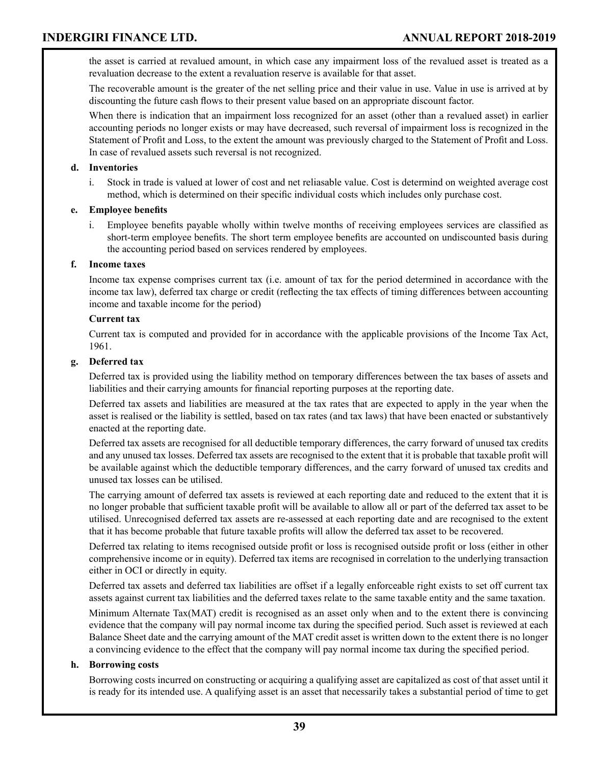the asset is carried at revalued amount, in which case any impairment loss of the revalued asset is treated as a revaluation decrease to the extent a revaluation reserve is available for that asset.

The recoverable amount is the greater of the net selling price and their value in use. Value in use is arrived at by discounting the future cash flows to their present value based on an appropriate discount factor.

When there is indication that an impairment loss recognized for an asset (other than a revalued asset) in earlier accounting periods no longer exists or may have decreased, such reversal of impairment loss is recognized in the Statement of Profit and Loss, to the extent the amount was previously charged to the Statement of Profit and Loss. In case of revalued assets such reversal is not recognized.

**d. Inventories**

i. Stock in trade is valued at lower of cost and net reliasable value. Cost is determind on weighted average cost method, which is determined on their specific individual costs which includes only purchase cost.

**e. Employee benefits**

i. Employee benefits payable wholly within twelve months of receiving employees services are classified as short-term employee benefits. The short term employee benefits are accounted on undiscounted basis during the accounting period based on services rendered by employees.

**f. Income taxes**

Income tax expense comprises current tax (i.e. amount of tax for the period determined in accordance with the income tax law), deferred tax charge or credit (reflecting the tax effects of timing differences between accounting income and taxable income for the period)

**Current tax**

Current tax is computed and provided for in accordance with the applicable provisions of the Income Tax Act, 1961.

**g. Deferred tax**

Deferred tax is provided using the liability method on temporary differences between the tax bases of assets and liabilities and their carrying amounts for financial reporting purposes at the reporting date.

Deferred tax assets and liabilities are measured at the tax rates that are expected to apply in the year when the asset is realised or the liability is settled, based on tax rates (and tax laws) that have been enacted or substantively enacted at the reporting date.

Deferred tax assets are recognised for all deductible temporary differences, the carry forward of unused tax credits and any unused tax losses. Deferred tax assets are recognised to the extent that it is probable that taxable profit will be available against which the deductible temporary differences, and the carry forward of unused tax credits and unused tax losses can be utilised.

The carrying amount of deferred tax assets is reviewed at each reporting date and reduced to the extent that it is no longer probable that sufficient taxable profit will be available to allow all or part of the deferred tax asset to be utilised. Unrecognised deferred tax assets are re-assessed at each reporting date and are recognised to the extent that it has become probable that future taxable profits will allow the deferred tax asset to be recovered.

Deferred tax relating to items recognised outside profit or loss is recognised outside profit or loss (either in other comprehensive income or in equity). Deferred tax items are recognised in correlation to the underlying transaction either in OCI or directly in equity.

Deferred tax assets and deferred tax liabilities are offset if a legally enforceable right exists to set off current tax assets against current tax liabilities and the deferred taxes relate to the same taxable entity and the same taxation.

Minimum Alternate Tax(MAT) credit is recognised as an asset only when and to the extent there is convincing evidence that the company will pay normal income tax during the specified period. Such asset is reviewed at each Balance Sheet date and the carrying amount of the MAT credit asset is written down to the extent there is no longer a convincing evidence to the effect that the company will pay normal income tax during the specified period.

**h. Borrowing costs**

Borrowing costs incurred on constructing or acquiring a qualifying asset are capitalized as cost of that asset until it is ready for its intended use. A qualifying asset is an asset that necessarily takes a substantial period of time to get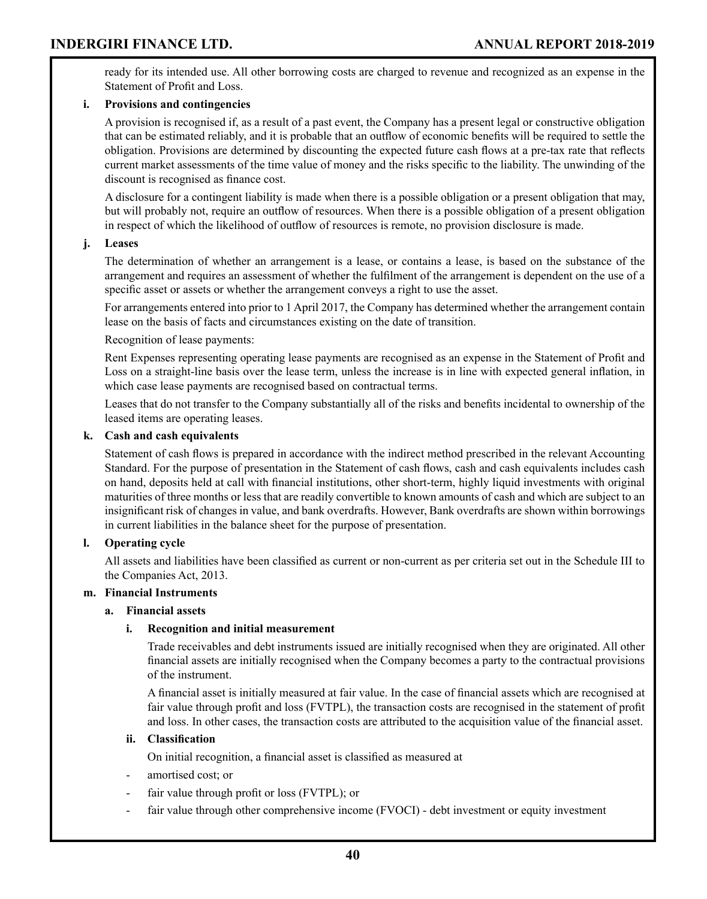ready for its intended use. All other borrowing costs are charged to revenue and recognized as an expense in the Statement of Profit and Loss.

**i. Provisions and contingencies**

A provision is recognised if, as a result of a past event, the Company has a present legal or constructive obligation that can be estimated reliably, and it is probable that an outflow of economic benefits will be required to settle the obligation. Provisions are determined by discounting the expected future cash flows at a pre-tax rate that reflects current market assessments of the time value of money and the risks specific to the liability. The unwinding of the discount is recognised as finance cost.

A disclosure for a contingent liability is made when there is a possible obligation or a present obligation that may, but will probably not, require an outflow of resources. When there is a possible obligation of a present obligation in respect of which the likelihood of outflow of resources is remote, no provision disclosure is made.

**j. Leases**

The determination of whether an arrangement is a lease, or contains a lease, is based on the substance of the arrangement and requires an assessment of whether the fulfilment of the arrangement is dependent on the use of a specific asset or assets or whether the arrangement conveys a right to use the asset.

For arrangements entered into prior to 1 April 2017, the Company has determined whether the arrangement contain lease on the basis of facts and circumstances existing on the date of transition.

Recognition of lease payments:

Rent Expenses representing operating lease payments are recognised as an expense in the Statement of Profit and Loss on a straight-line basis over the lease term, unless the increase is in line with expected general inflation, in which case lease payments are recognised based on contractual terms.

Leases that do not transfer to the Company substantially all of the risks and benefits incidental to ownership of the leased items are operating leases.

**k. Cash and cash equivalents**

Statement of cash flows is prepared in accordance with the indirect method prescribed in the relevant Accounting Standard. For the purpose of presentation in the Statement of cash flows, cash and cash equivalents includes cash on hand, deposits held at call with financial institutions, other short-term, highly liquid investments with original maturities of three months or less that are readily convertible to known amounts of cash and which are subject to an insignificant risk of changes in value, and bank overdrafts. However, Bank overdrafts are shown within borrowings in current liabilities in the balance sheet for the purpose of presentation.

**l. Operating cycle**

All assets and liabilities have been classified as current or non-current as per criteria set out in the Schedule III to the Companies Act, 2013.

**m. Financial Instruments**

**a. Financial assets**

**i. Recognition and initial measurement**

Trade receivables and debt instruments issued are initially recognised when they are originated. All other financial assets are initially recognised when the Company becomes a party to the contractual provisions of the instrument.

A financial asset is initially measured at fair value. In the case of financial assets which are recognised at fair value through profit and loss (FVTPL), the transaction costs are recognised in the statement of profit and loss. In other cases, the transaction costs are attributed to the acquisition value of the financial asset.

**ii. Classification**

On initial recognition, a financial asset is classified as measured at

- amortised cost; or
- fair value through profit or loss (FVTPL); or
- fair value through other comprehensive income (FVOCI) - debt investment or equity investment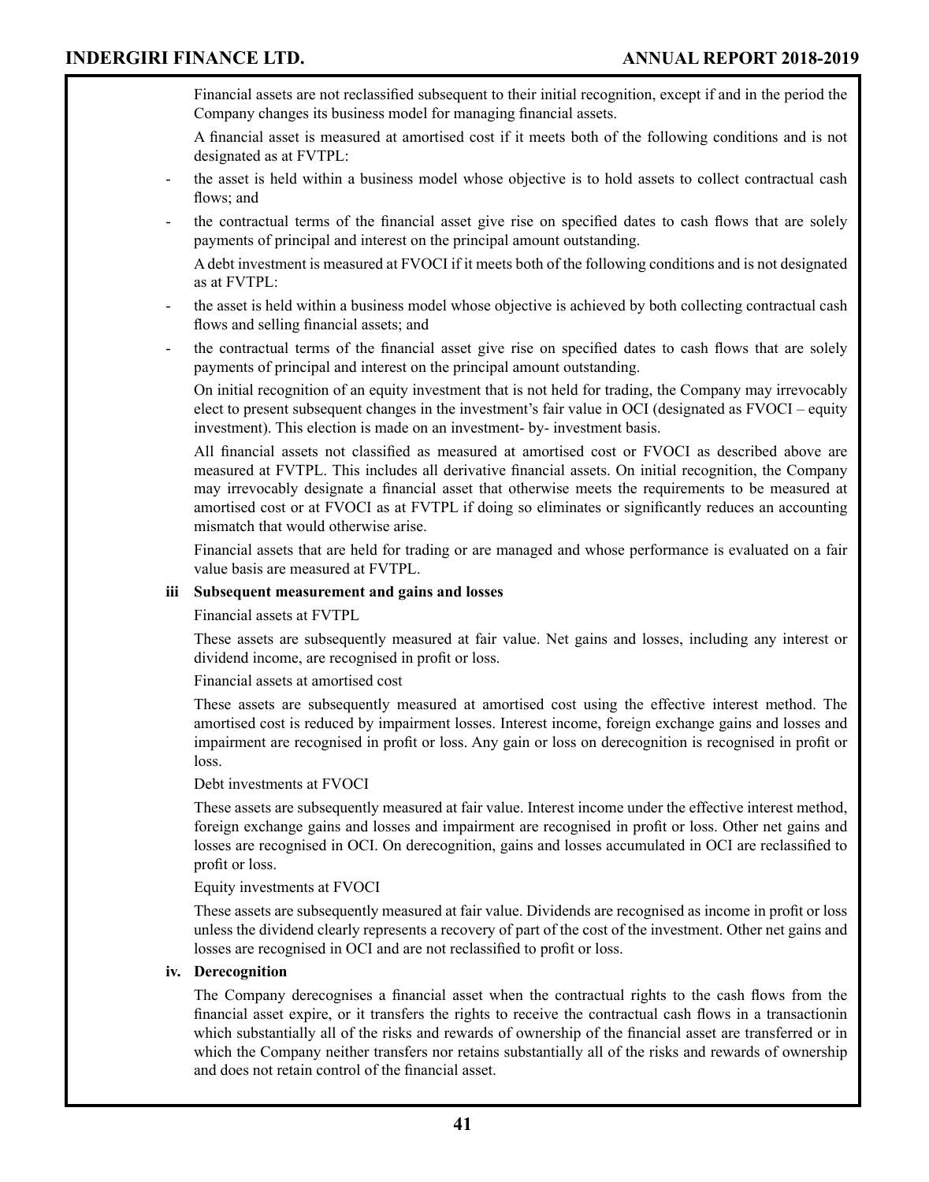Financial assets are not reclassified subsequent to their initial recognition, except if and in the period the Company changes its business model for managing financial assets.

A financial asset is measured at amortised cost if it meets both of the following conditions and is not designated as at FVTPL:

- the asset is held within a business model whose objective is to hold assets to collect contractual cash flows; and
- the contractual terms of the financial asset give rise on specified dates to cash flows that are solely payments of principal and interest on the principal amount outstanding.

A debt investment is measured at FVOCI if it meets both of the following conditions and is not designated as at FVTPL:

- the asset is held within a business model whose objective is achieved by both collecting contractual cash flows and selling financial assets; and
- the contractual terms of the financial asset give rise on specified dates to cash flows that are solely payments of principal and interest on the principal amount outstanding.

On initial recognition of an equity investment that is not held for trading, the Company may irrevocably elect to present subsequent changes in the investment's fair value in OCI (designated as FVOCI – equity investment). This election is made on an investment- by- investment basis.

All financial assets not classified as measured at amortised cost or FVOCI as described above are measured at FVTPL. This includes all derivative financial assets. On initial recognition, the Company may irrevocably designate a financial asset that otherwise meets the requirements to be measured at amortised cost or at FVOCI as at FVTPL if doing so eliminates or significantly reduces an accounting mismatch that would otherwise arise.

Financial assets that are held for trading or are managed and whose performance is evaluated on a fair value basis are measured at FVTPL.

**iii Subsequent measurement and gains and losses**

Financial assets at FVTPL

These assets are subsequently measured at fair value. Net gains and losses, including any interest or dividend income, are recognised in profit or loss.

Financial assets at amortised cost

These assets are subsequently measured at amortised cost using the effective interest method. The amortised cost is reduced by impairment losses. Interest income, foreign exchange gains and losses and impairment are recognised in profit or loss. Any gain or loss on derecognition is recognised in profit or loss.

Debt investments at FVOCI

These assets are subsequently measured at fair value. Interest income under the effective interest method, foreign exchange gains and losses and impairment are recognised in profit or loss. Other net gains and losses are recognised in OCI. On derecognition, gains and losses accumulated in OCI are reclassified to profit or loss.

Equity investments at FVOCI

These assets are subsequently measured at fair value. Dividends are recognised as income in profit or loss unless the dividend clearly represents a recovery of part of the cost of the investment. Other net gains and losses are recognised in OCI and are not reclassified to profit or loss.

**iv. Derecognition**

The Company derecognises a financial asset when the contractual rights to the cash flows from the financial asset expire, or it transfers the rights to receive the contractual cash flows in a transactionin which substantially all of the risks and rewards of ownership of the financial asset are transferred or in which the Company neither transfers nor retains substantially all of the risks and rewards of ownership and does not retain control of the financial asset.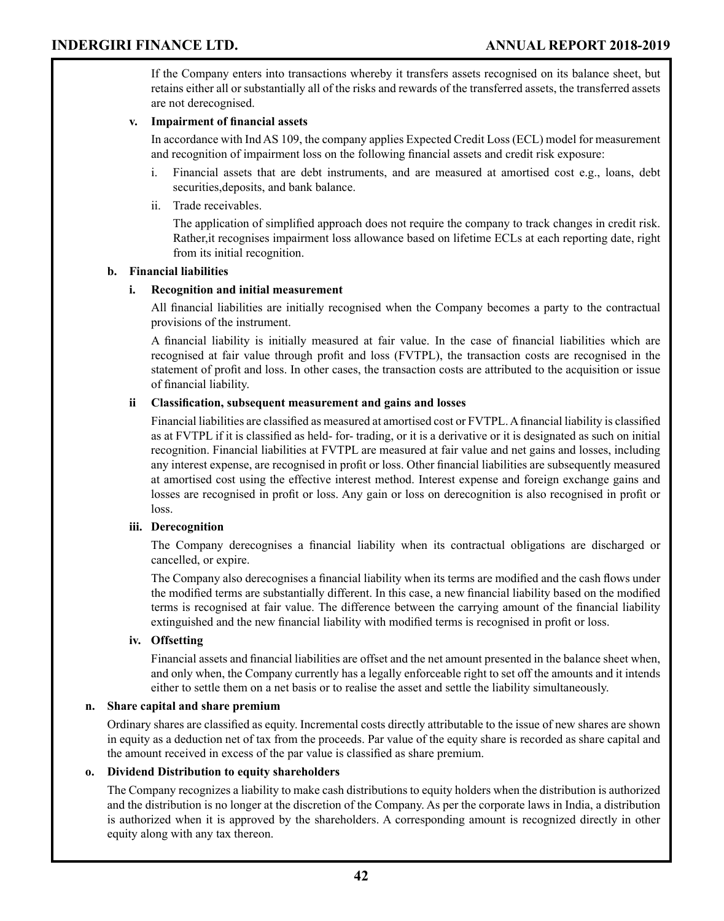If the Company enters into transactions whereby it transfers assets recognised on its balance sheet, but retains either all or substantially all of the risks and rewards of the transferred assets, the transferred assets are not derecognised.

**v. Impairment of financial assets**

In accordance with Ind AS 109, the company applies Expected Credit Loss (ECL) model for measurement and recognition of impairment loss on the following financial assets and credit risk exposure:

i. Financial assets that are debt instruments, and are measured at amortised cost e.g., loans, debt securities,deposits, and bank balance.

ii. Trade receivables.

The application of simplified approach does not require the company to track changes in credit risk. Rather,it recognises impairment loss allowance based on lifetime ECLs at each reporting date, right from its initial recognition.

**b. Financial liabilities**

**i. Recognition and initial measurement**

All financial liabilities are initially recognised when the Company becomes a party to the contractual provisions of the instrument.

A financial liability is initially measured at fair value. In the case of financial liabilities which are recognised at fair value through profit and loss (FVTPL), the transaction costs are recognised in the statement of profit and loss. In other cases, the transaction costs are attributed to the acquisition or issue of financial liability.

**ii Classification, subsequent measurement and gains and losses**

Financial liabilities are classified as measured at amortised cost or FVTPL. A financial liability is classified as at FVTPL if it is classified as held- for- trading, or it is a derivative or it is designated as such on initial recognition. Financial liabilities at FVTPL are measured at fair value and net gains and losses, including any interest expense, are recognised in profit or loss. Other financial liabilities are subsequently measured at amortised cost using the effective interest method. Interest expense and foreign exchange gains and losses are recognised in profit or loss. Any gain or loss on derecognition is also recognised in profit or loss.

**iii. Derecognition**

The Company derecognises a financial liability when its contractual obligations are discharged or cancelled, or expire.

The Company also derecognises a financial liability when its terms are modified and the cash flows under the modified terms are substantially different. In this case, a new financial liability based on the modified terms is recognised at fair value. The difference between the carrying amount of the financial liability extinguished and the new financial liability with modified terms is recognised in profit or loss.

**iv. Offsetting**

Financial assets and financial liabilities are offset and the net amount presented in the balance sheet when, and only when, the Company currently has a legally enforceable right to set off the amounts and it intends either to settle them on a net basis or to realise the asset and settle the liability simultaneously.

**n. Share capital and share premium**

Ordinary shares are classified as equity. Incremental costs directly attributable to the issue of new shares are shown in equity as a deduction net of tax from the proceeds. Par value of the equity share is recorded as share capital and the amount received in excess of the par value is classified as share premium.

**o. Dividend Distribution to equity shareholders**

The Company recognizes a liability to make cash distributions to equity holders when the distribution is authorized and the distribution is no longer at the discretion of the Company. As per the corporate laws in India, a distribution is authorized when it is approved by the shareholders. A corresponding amount is recognized directly in other equity along with any tax thereon.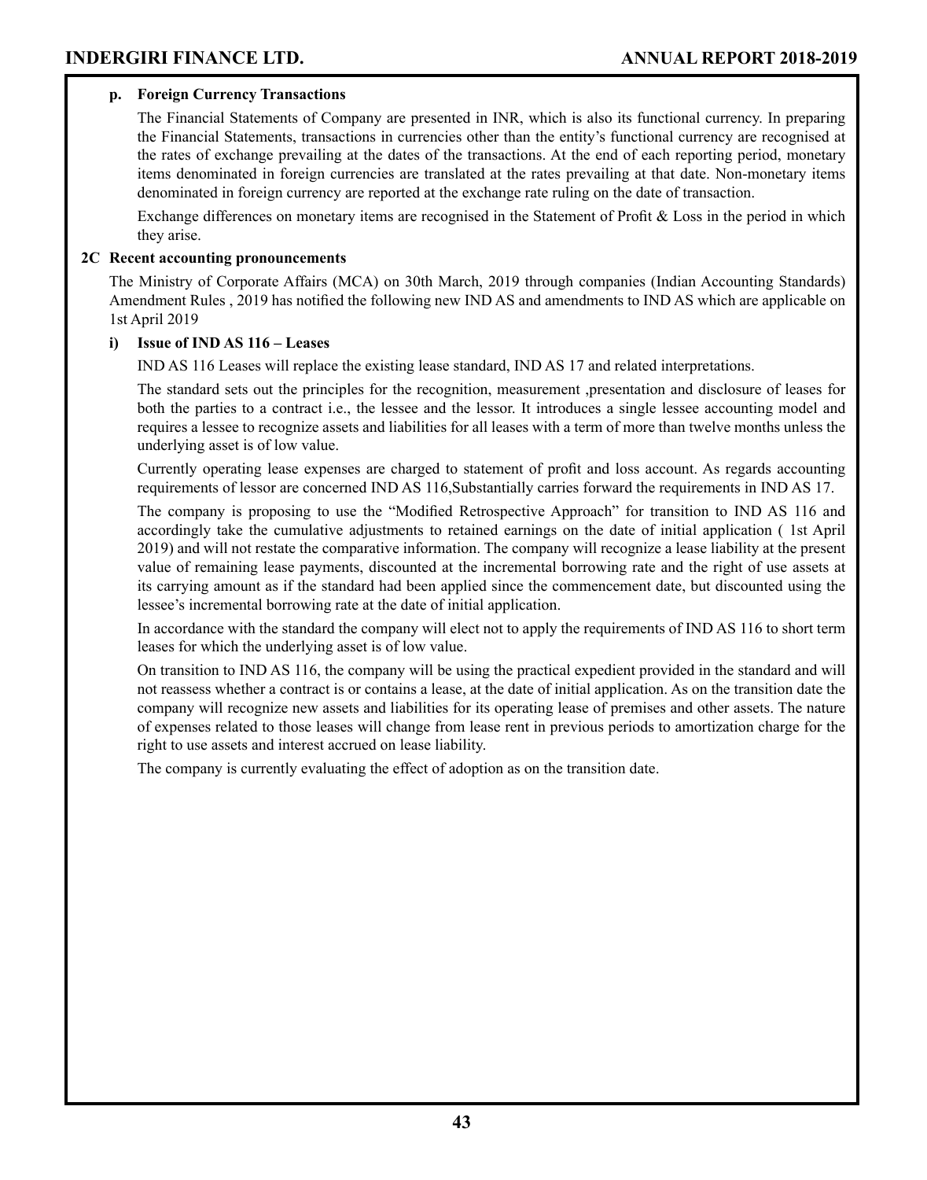**p. Foreign Currency Transactions**

The Financial Statements of Company are presented in INR, which is also its functional currency. In preparing the Financial Statements, transactions in currencies other than the entity's functional currency are recognised at the rates of exchange prevailing at the dates of the transactions. At the end of each reporting period, monetary items denominated in foreign currencies are translated at the rates prevailing at that date. Non-monetary items denominated in foreign currency are reported at the exchange rate ruling on the date of transaction.

Exchange differences on monetary items are recognised in the Statement of Profit & Loss in the period in which they arise.

## 2C Recent accounting pronouncements

The Ministry of Corporate Affairs (MCA) on 30th March, 2019 through companies (Indian Accounting Standards) Amendment Rules , 2019 has notified the following new IND AS and amendments to IND AS which are applicable on 1st April 2019

**i) Issue of IND AS 116 – Leases**

IND AS 116 Leases will replace the existing lease standard, IND AS 17 and related interpretations.

The standard sets out the principles for the recognition, measurement ,presentation and disclosure of leases for both the parties to a contract i.e., the lessee and the lessor. It introduces a single lessee accounting model and requires a lessee to recognize assets and liabilities for all leases with a term of more than twelve months unless the underlying asset is of low value.

Currently operating lease expenses are charged to statement of profit and loss account. As regards accounting requirements of lessor are concerned IND AS 116,Substantially carries forward the requirements in IND AS 17.

The company is proposing to use the "Modified Retrospective Approach" for transition to IND AS 116 and accordingly take the cumulative adjustments to retained earnings on the date of initial application ( 1st April 2019) and will not restate the comparative information. The company will recognize a lease liability at the present value of remaining lease payments, discounted at the incremental borrowing rate and the right of use assets at its carrying amount as if the standard had been applied since the commencement date, but discounted using the lessee's incremental borrowing rate at the date of initial application.

In accordance with the standard the company will elect not to apply the requirements of IND AS 116 to short term leases for which the underlying asset is of low value.

On transition to IND AS 116, the company will be using the practical expedient provided in the standard and will not reassess whether a contract is or contains a lease, at the date of initial application. As on the transition date the company will recognize new assets and liabilities for its operating lease of premises and other assets. The nature of expenses related to those leases will change from lease rent in previous periods to amortization charge for the right to use assets and interest accrued on lease liability.

The company is currently evaluating the effect of adoption as on the transition date.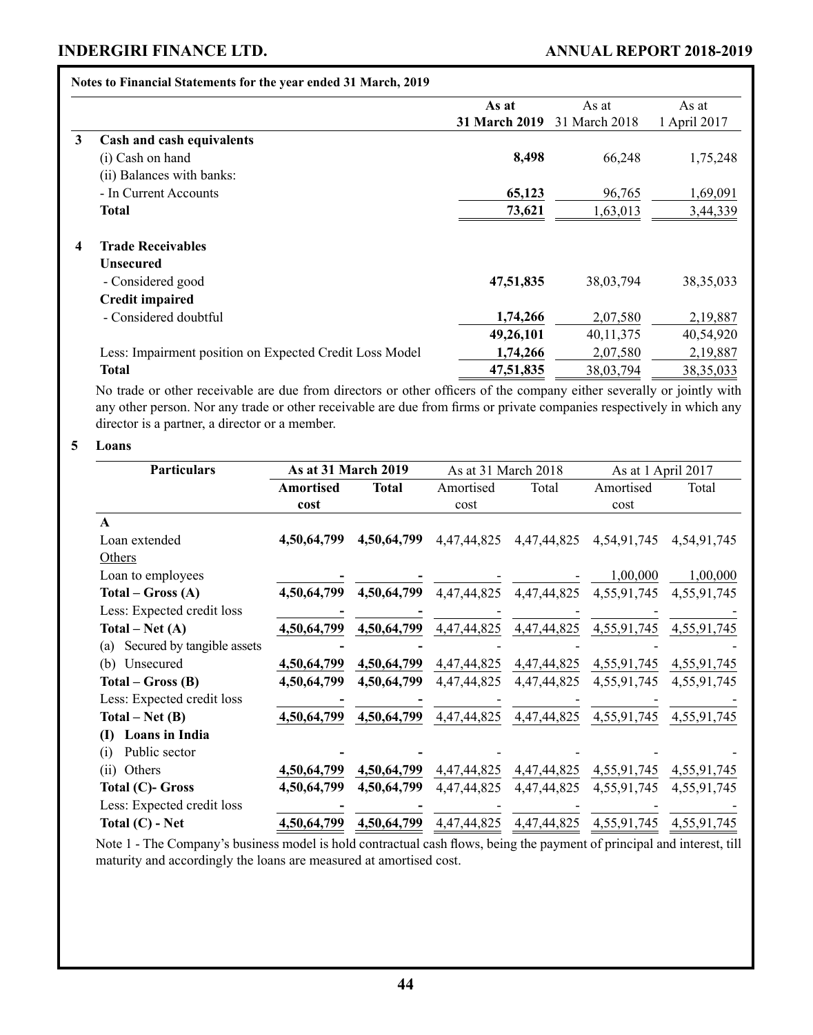**Notes to Financial Statements for the year ended 31 March, 2019**

| | | As at 31 March 2019 | As at 31 March 2018 | As at 1 April 2017 |
|---|---|---|---|---|
| **3** | **Cash and cash equivalents** | | | |
| | (i) Cash on hand | **8,498** | 66,248 | 1,75,248 |
| | (ii) Balances with banks: | | | |
| | - In Current Accounts | **65,123** | 96,765 | 1,69,091 |
| | **Total** | **73,621** | 1,63,013 | 3,44,339 |
| **4** | **Trade Receivables** | | | |
| | **Unsecured** | | | |
| | - Considered good | **47,51,835** | 38,03,794 | 38,35,033 |
| | **Credit impaired** | | | |
| | - Considered doubtful | **1,74,266** | 2,07,580 | 2,19,887 |
| | | **49,26,101** | 40,11,375 | 40,54,920 |
| | Less: Impairment position on Expected Credit Loss Model | **1,74,266** | 2,07,580 | 2,19,887 |
| | **Total** | **47,51,835** | 38,03,794 | 38,35,033 |

No trade or other receivable are due from directors or other officers of the company either severally or jointly with any other person. Nor any trade or other receivable are due from firms or private companies respectively in which any director is a partner, a director or a member.

**5 Loans**

| **Particulars** | **As at 31 March 2019** | | As at 31 March 2018 | | As at 1 April 2017 | |
|---|---|---|---|---|---|---|
| | **Amortised cost** | **Total** | Amortised cost | Total | Amortised cost | Total |
| **A** | | | | | | |
| Loan extended | **4,50,64,799** | **4,50,64,799** | 4,47,44,825 | 4,47,44,825 | 4,54,91,745 | 4,54,91,745 |
| Others | | | | | | |
| Loan to employees | **-** | **-** | - | - | 1,00,000 | 1,00,000 |
| **Total – Gross (A)** | **4,50,64,799** | **4,50,64,799** | 4,47,44,825 | 4,47,44,825 | 4,55,91,745 | 4,55,91,745 |
| Less: Expected credit loss | **-** | **-** | - | - | - | - |
| **Total – Net (A)** | **4,50,64,799** | **4,50,64,799** | 4,47,44,825 | 4,47,44,825 | 4,55,91,745 | 4,55,91,745 |
| (a) Secured by tangible assets | **-** | **-** | - | - | - | - |
| (b) Unsecured | **4,50,64,799** | **4,50,64,799** | 4,47,44,825 | 4,47,44,825 | 4,55,91,745 | 4,55,91,745 |
| **Total – Gross (B)** | **4,50,64,799** | **4,50,64,799** | 4,47,44,825 | 4,47,44,825 | 4,55,91,745 | 4,55,91,745 |
| Less: Expected credit loss | **-** | **-** | - | - | - | - |
| **Total – Net (B)** | **4,50,64,799** | **4,50,64,799** | 4,47,44,825 | 4,47,44,825 | 4,55,91,745 | 4,55,91,745 |
| **(I) Loans in India** | | | | | | |
| (i) Public sector | **-** | **-** | - | - | - | - |
| (ii) Others | **4,50,64,799** | **4,50,64,799** | 4,47,44,825 | 4,47,44,825 | 4,55,91,745 | 4,55,91,745 |
| **Total (C)- Gross** | **4,50,64,799** | **4,50,64,799** | 4,47,44,825 | 4,47,44,825 | 4,55,91,745 | 4,55,91,745 |
| Less: Expected credit loss | **-** | **-** | - | - | - | - |
| **Total (C) - Net** | **4,50,64,799** | **4,50,64,799** | 4,47,44,825 | 4,47,44,825 | 4,55,91,745 | 4,55,91,745 |

Note 1 - The Company's business model is hold contractual cash flows, being the payment of principal and interest, till maturity and accordingly the loans are measured at amortised cost.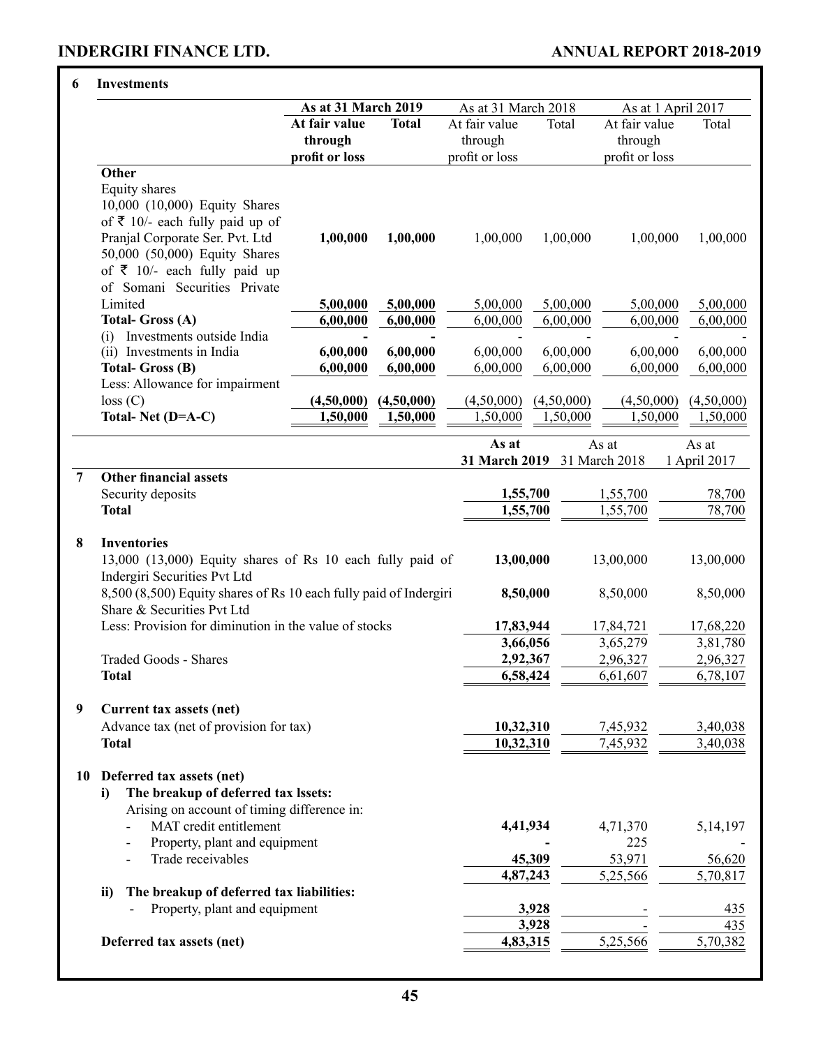## 6 Investments

| | As at 31 March 2019 | | As at 31 March 2018 | | As at 1 April 2017 | |
|---|---|---|---|---|---|---|
| | At fair value through profit or loss | Total | At fair value through profit or loss | Total | At fair value through profit or loss | Total |
| **Other** | | | | | | |
| Equity shares | | | | | | |
| 10,000 (10,000) Equity Shares of ₹ 10/- each fully paid up of Pranjal Corporate Ser. Pvt. Ltd | **1,00,000** | **1,00,000** | 1,00,000 | 1,00,000 | 1,00,000 | 1,00,000 |
| 50,000 (50,000) Equity Shares of ₹ 10/- each fully paid up of Somani Securities Private Limited | **5,00,000** | **5,00,000** | 5,00,000 | 5,00,000 | 5,00,000 | 5,00,000 |
| **Total- Gross (A)** | **6,00,000** | **6,00,000** | 6,00,000 | 6,00,000 | 6,00,000 | 6,00,000 |
| (i) Investments outside India | **-** | **-** | - | - | - | - |
| (ii) Investments in India | **6,00,000** | **6,00,000** | 6,00,000 | 6,00,000 | 6,00,000 | 6,00,000 |
| **Total- Gross (B)** | **6,00,000** | **6,00,000** | 6,00,000 | 6,00,000 | 6,00,000 | 6,00,000 |
| Less: Allowance for impairment loss (C) | **(4,50,000)** | **(4,50,000)** | (4,50,000) | (4,50,000) | (4,50,000) | (4,50,000) |
| **Total- Net (D=A-C)** | **1,50,000** | **1,50,000** | 1,50,000 | 1,50,000 | 1,50,000 | 1,50,000 |

| | | As at 31 March 2019 | As at 31 March 2018 | As at 1 April 2017 |
|---|---|---|---|---|
| **7** | **Other financial assets** | | | |
| | Security deposits | **1,55,700** | 1,55,700 | 78,700 |
| | **Total** | **1,55,700** | 1,55,700 | 78,700 |
| **8** | **Inventories** | | | |
| | 13,000 (13,000) Equity shares of Rs 10 each fully paid of Indergiri Securities Pvt Ltd | **13,00,000** | 13,00,000 | 13,00,000 |
| | 8,500 (8,500) Equity shares of Rs 10 each fully paid of Indergiri Share & Securities Pvt Ltd | **8,50,000** | 8,50,000 | 8,50,000 |
| | Less: Provision for diminution in the value of stocks | **17,83,944** | 17,84,721 | 17,68,220 |
| | | **3,66,056** | 3,65,279 | 3,81,780 |
| | Traded Goods - Shares | **2,92,367** | 2,96,327 | 2,96,327 |
| | **Total** | **6,58,424** | 6,61,607 | 6,78,107 |
| **9** | **Current tax assets (net)** | | | |
| | Advance tax (net of provision for tax) | **10,32,310** | 7,45,932 | 3,40,038 |
| | **Total** | **10,32,310** | 7,45,932 | 3,40,038 |
| **10** | **Deferred tax assets (net)** | | | |
| | **i) The breakup of deferred tax lssets:** | | | |
| | Arising on account of timing difference in: | | | |
| | - MAT credit entitlement | **4,41,934** | 4,71,370 | 5,14,197 |
| | - Property, plant and equipment | **-** | 225 | - |
| | - Trade receivables | **45,309** | 53,971 | 56,620 |
| | | **4,87,243** | 5,25,566 | 5,70,817 |
| | **ii) The breakup of deferred tax liabilities:** | | | |
| | - Property, plant and equipment | **3,928** | - | 435 |
| | | **3,928** | - | 435 |
| | **Deferred tax assets (net)** | **4,83,315** | 5,25,566 | 5,70,382 |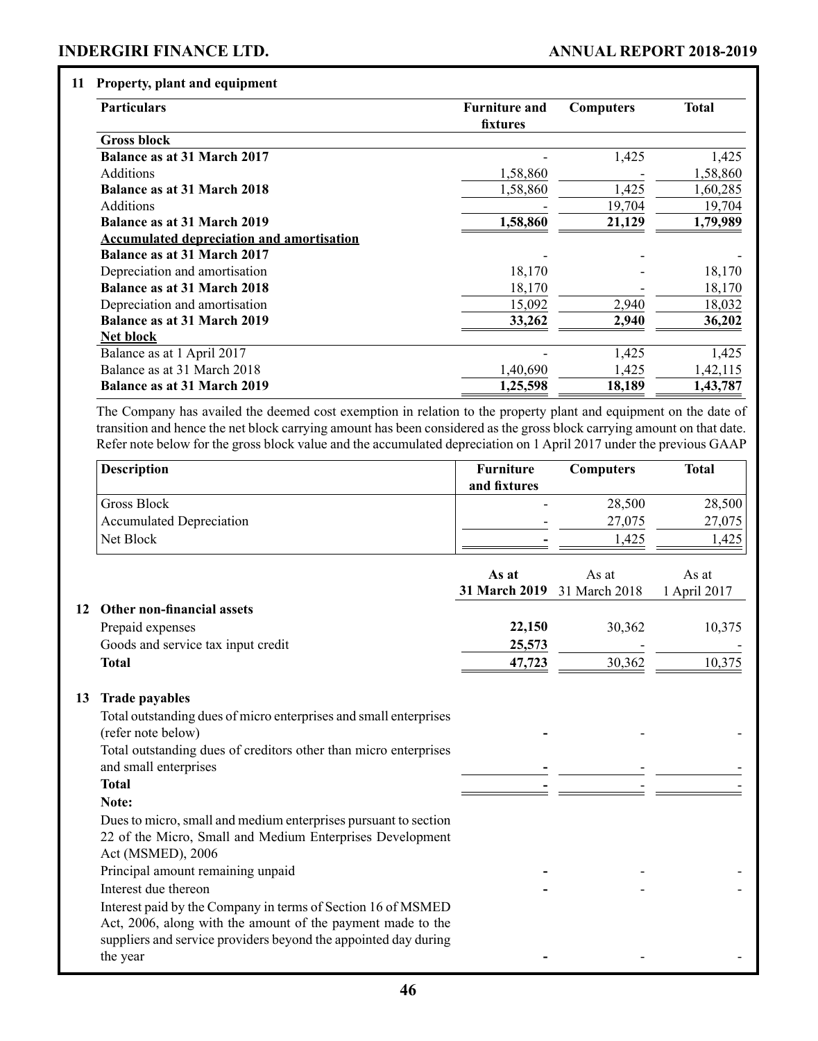## 11 Property, plant and equipment

| Particulars | Furniture and fixtures | Computers | Total |
|---|---|---|---|
| **Gross block** | | | |
| **Balance as at 31 March 2017** | - | 1,425 | 1,425 |
| Additions | 1,58,860 | - | 1,58,860 |
| **Balance as at 31 March 2018** | 1,58,860 | 1,425 | 1,60,285 |
| Additions | - | 19,704 | 19,704 |
| **Balance as at 31 March 2019** | **1,58,860** | **21,129** | **1,79,989** |
| **Accumulated depreciation and amortisation** | | | |
| **Balance as at 31 March 2017** | - | - | - |
| Depreciation and amortisation | 18,170 | - | 18,170 |
| **Balance as at 31 March 2018** | 18,170 | - | 18,170 |
| Depreciation and amortisation | 15,092 | 2,940 | 18,032 |
| **Balance as at 31 March 2019** | **33,262** | **2,940** | **36,202** |
| **Net block** | | | |
| Balance as at 1 April 2017 | - | 1,425 | 1,425 |
| Balance as at 31 March 2018 | 1,40,690 | 1,425 | 1,42,115 |
| **Balance as at 31 March 2019** | **1,25,598** | **18,189** | **1,43,787** |

The Company has availed the deemed cost exemption in relation to the property plant and equipment on the date of transition and hence the net block carrying amount has been considered as the gross block carrying amount on that date. Refer note below for the gross block value and the accumulated depreciation on 1 April 2017 under the previous GAAP

| Description | Furniture and fixtures | Computers | Total |
|---|---|---|---|
| Gross Block | - | 28,500 | 28,500 |
| Accumulated Depreciation | - | 27,075 | 27,075 |
| Net Block | - | 1,425 | 1,425 |

| | As at 31 March 2019 | As at 31 March 2018 | As at 1 April 2017 |
|---|---|---|---|
| **12 Other non-financial assets** | | | |
| Prepaid expenses | **22,150** | 30,362 | 10,375 |
| Goods and service tax input credit | **25,573** | - | - |
| **Total** | **47,723** | 30,362 | 10,375 |
| **13 Trade payables** | | | |
| Total outstanding dues of micro enterprises and small enterprises (refer note below) | - | - | - |
| Total outstanding dues of creditors other than micro enterprises and small enterprises | - | - | - |
| **Total** | - | - | - |
| **Note:** | | | |
| Dues to micro, small and medium enterprises pursuant to section 22 of the Micro, Small and Medium Enterprises Development Act (MSMED), 2006 | | | |
| Principal amount remaining unpaid | - | - | - |
| Interest due thereon | - | - | - |
| Interest paid by the Company in terms of Section 16 of MSMED Act, 2006, along with the amount of the payment made to the suppliers and service providers beyond the appointed day during the year | - | - | - |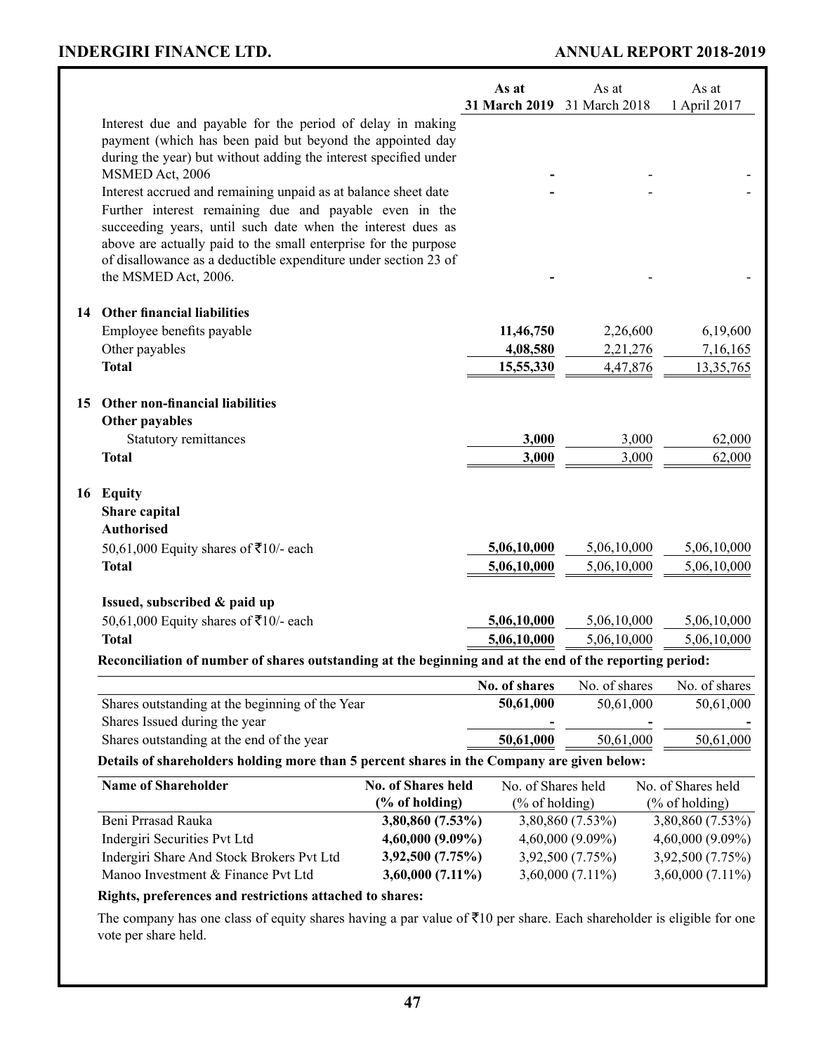| | As at 31 March 2019 | As at 31 March 2018 | As at 1 April 2017 |
|---|---|---|---|
| Interest due and payable for the period of delay in making payment (which has been paid but beyond the appointed day during the year) but without adding the interest specified under MSMED Act, 2006 | - | - | - |
| Interest accrued and remaining unpaid as at balance sheet date | - | - | - |
| Further interest remaining due and payable even in the succeeding years, until such date when the interest dues as above are actually paid to the small enterprise for the purpose of disallowance as a deductible expenditure under section 23 of the MSMED Act, 2006. | - | - | - |

**14 Other financial liabilities**

| | As at 31 March 2019 | As at 31 March 2018 | As at 1 April 2017 |
|---|---|---|---|
| Employee benefits payable | **11,46,750** | 2,26,600 | 6,19,600 |
| Other payables | **4,08,580** | 2,21,276 | 7,16,165 |
| **Total** | **15,55,330** | 4,47,876 | 13,35,765 |

**15 Other non-financial liabilities**

| | As at 31 March 2019 | As at 31 March 2018 | As at 1 April 2017 |
|---|---|---|---|
| **Other payables** | | | |
| Statutory remittances | **3,000** | 3,000 | 62,000 |
| **Total** | **3,000** | 3,000 | 62,000 |

**16 Equity**

**Share capital**

| | As at 31 March 2019 | As at 31 March 2018 | As at 1 April 2017 |
|---|---|---|---|
| **Authorised** | | | |
| 50,61,000 Equity shares of ₹10/- each | **5,06,10,000** | 5,06,10,000 | 5,06,10,000 |
| **Total** | **5,06,10,000** | 5,06,10,000 | 5,06,10,000 |
| **Issued, subscribed & paid up** | | | |
| 50,61,000 Equity shares of ₹10/- each | **5,06,10,000** | 5,06,10,000 | 5,06,10,000 |
| **Total** | **5,06,10,000** | 5,06,10,000 | 5,06,10,000 |

**Reconciliation of number of shares outstanding at the beginning and at the end of the reporting period:**

| | No. of shares | No. of shares | No. of shares |
|---|---|---|---|
| Shares outstanding at the beginning of the Year | **50,61,000** | 50,61,000 | 50,61,000 |
| Shares Issued during the year | - | - | - |
| Shares outstanding at the end of the year | **50,61,000** | 50,61,000 | 50,61,000 |

**Details of shareholders holding more than 5 percent shares in the Company are given below:**

| Name of Shareholder | No. of Shares held (% of holding) | No. of Shares held (% of holding) | No. of Shares held (% of holding) |
|---|---|---|---|
| Beni Prrasad Rauka | **3,80,860 (7.53%)** | 3,80,860 (7.53%) | 3,80,860 (7.53%) |
| Indergiri Securities Pvt Ltd | **4,60,000 (9.09%)** | 4,60,000 (9.09%) | 4,60,000 (9.09%) |
| Indergiri Share And Stock Brokers Pvt Ltd | **3,92,500 (7.75%)** | 3,92,500 (7.75%) | 3,92,500 (7.75%) |
| Manoo Investment & Finance Pvt Ltd | **3,60,000 (7.11%)** | 3,60,000 (7.11%) | 3,60,000 (7.11%) |

**Rights, preferences and restrictions attached to shares:**

The company has one class of equity shares having a par value of ₹10 per share. Each shareholder is eligible for one vote per share held.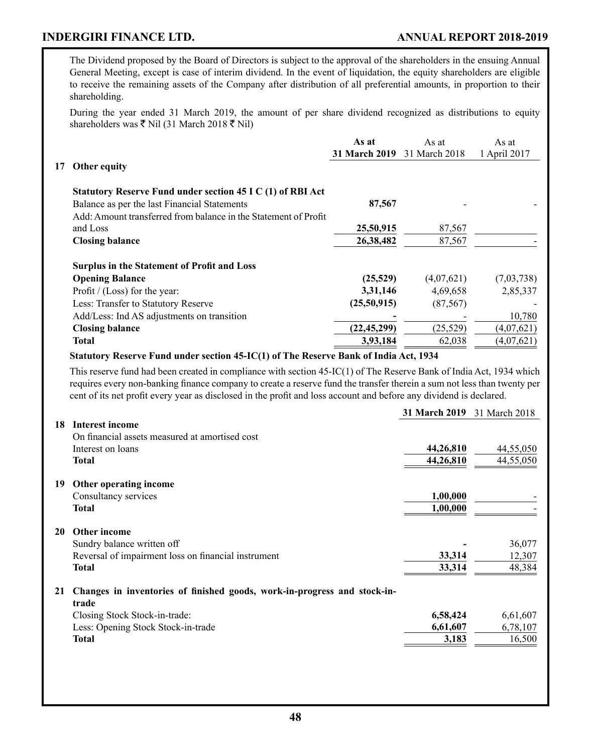The Dividend proposed by the Board of Directors is subject to the approval of the shareholders in the ensuing Annual General Meeting, except is case of interim dividend. In the event of liquidation, the equity shareholders are eligible to receive the remaining assets of the Company after distribution of all preferential amounts, in proportion to their shareholding.

During the year ended 31 March 2019, the amount of per share dividend recognized as distributions to equity shareholders was ₹ Nil (31 March 2018 ₹ Nil)

| | | As at 31 March 2019 | As at 31 March 2018 | As at 1 April 2017 |
|---|---|---|---|---|
| **17** | **Other equity** | | | |
| | **Statutory Reserve Fund under section 45 I C (1) of RBI Act** | | | |
| | Balance as per the last Financial Statements | **87,567** | - | - |
| | Add: Amount transferred from balance in the Statement of Profit and Loss | **25,50,915** | 87,567 | |
| | **Closing balance** | **26,38,482** | 87,567 | - |
| | **Surplus in the Statement of Profit and Loss** | | | |
| | **Opening Balance** | **(25,529)** | (4,07,621) | (7,03,738) |
| | Profit / (Loss) for the year: | **3,31,146** | 4,69,658 | 2,85,337 |
| | Less: Transfer to Statutory Reserve | **(25,50,915)** | (87,567) | - |
| | Add/Less: Ind AS adjustments on transition | **-** | - | 10,780 |
| | **Closing balance** | **(22,45,299)** | (25,529) | (4,07,621) |
| | **Total** | **3,93,184** | 62,038 | (4,07,621) |

**Statutory Reserve Fund under section 45-IC(1) of The Reserve Bank of India Act, 1934**

This reserve fund had been created in compliance with section 45-IC(1) of The Reserve Bank of India Act, 1934 which requires every non-banking finance company to create a reserve fund the transfer therein a sum not less than twenty per cent of its net profit every year as disclosed in the profit and loss account and before any dividend is declared.

| | | 31 March 2019 | 31 March 2018 |
|---|---|---|---|
| **18** | **Interest income** | | |
| | On financial assets measured at amortised cost | | |
| | Interest on loans | **44,26,810** | 44,55,050 |
| | **Total** | **44,26,810** | 44,55,050 |
| **19** | **Other operating income** | | |
| | Consultancy services | **1,00,000** | - |
| | **Total** | **1,00,000** | - |
| **20** | **Other income** | | |
| | Sundry balance written off | **-** | 36,077 |
| | Reversal of impairment loss on financial instrument | **33,314** | 12,307 |
| | **Total** | **33,314** | 48,384 |
| **21** | **Changes in inventories of finished goods, work-in-progress and stock-in-trade** | | |
| | Closing Stock Stock-in-trade: | **6,58,424** | 6,61,607 |
| | Less: Opening Stock Stock-in-trade | **6,61,607** | 6,78,107 |
| | **Total** | **3,183** | 16,500 |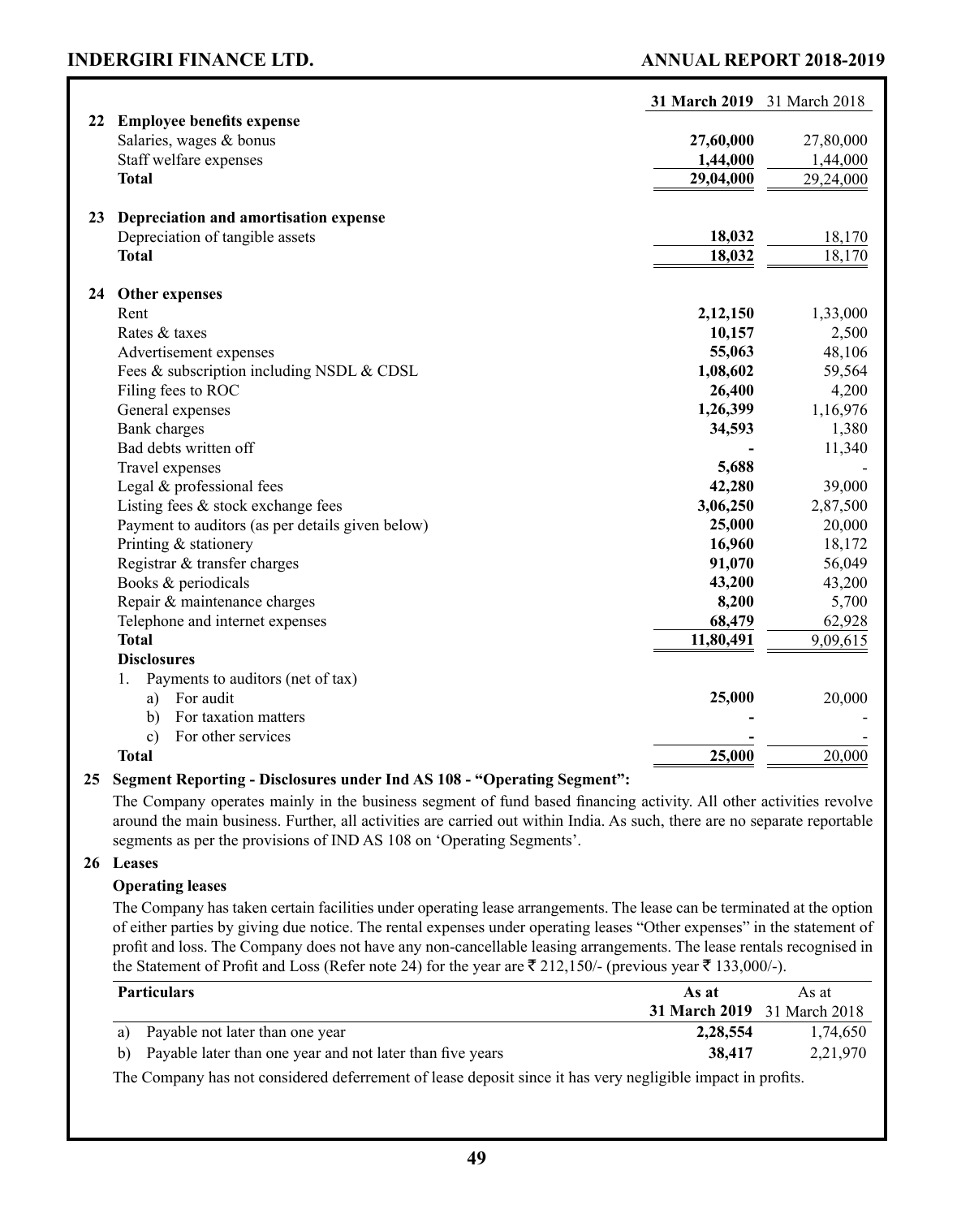| | | 31 March 2019 | 31 March 2018 |
|---|---|---|---|
| **22** | **Employee benefits expense** | | |
| | Salaries, wages & bonus | **27,60,000** | 27,80,000 |
| | Staff welfare expenses | **1,44,000** | 1,44,000 |
| | **Total** | **29,04,000** | 29,24,000 |
| **23** | **Depreciation and amortisation expense** | | |
| | Depreciation of tangible assets | **18,032** | 18,170 |
| | **Total** | **18,032** | 18,170 |
| **24** | **Other expenses** | | |
| | Rent | **2,12,150** | 1,33,000 |
| | Rates & taxes | **10,157** | 2,500 |
| | Advertisement expenses | **55,063** | 48,106 |
| | Fees & subscription including NSDL & CDSL | **1,08,602** | 59,564 |
| | Filing fees to ROC | **26,400** | 4,200 |
| | General expenses | **1,26,399** | 1,16,976 |
| | Bank charges | **34,593** | 1,380 |
| | Bad debts written off | **-** | 11,340 |
| | Travel expenses | **5,688** | - |
| | Legal & professional fees | **42,280** | 39,000 |
| | Listing fees & stock exchange fees | **3,06,250** | 2,87,500 |
| | Payment to auditors (as per details given below) | **25,000** | 20,000 |
| | Printing & stationery | **16,960** | 18,172 |
| | Registrar & transfer charges | **91,070** | 56,049 |
| | Books & periodicals | **43,200** | 43,200 |
| | Repair & maintenance charges | **8,200** | 5,700 |
| | Telephone and internet expenses | **68,479** | 62,928 |
| | **Total** | **11,80,491** | 9,09,615 |
| | **Disclosures** | | |
| | 1. Payments to auditors (net of tax) | | |
| | a) For audit | **25,000** | 20,000 |
| | b) For taxation matters | **-** | - |
| | c) For other services | **-** | - |
| | **Total** | **25,000** | 20,000 |

## 25 Segment Reporting - Disclosures under Ind AS 108 - "Operating Segment":

The Company operates mainly in the business segment of fund based financing activity. All other activities revolve around the main business. Further, all activities are carried out within India. As such, there are no separate reportable segments as per the provisions of IND AS 108 on 'Operating Segments'.

## 26 Leases

### Operating leases

The Company has taken certain facilities under operating lease arrangements. The lease can be terminated at the option of either parties by giving due notice. The rental expenses under operating leases "Other expenses" in the statement of profit and loss. The Company does not have any non-cancellable leasing arrangements. The lease rentals recognised in the Statement of Profit and Loss (Refer note 24) for the year are ₹ 212,150/- (previous year ₹ 133,000/-).

| Particulars | As at 31 March 2019 | As at 31 March 2018 |
|---|---|---|
| a) Payable not later than one year | **2,28,554** | 1,74,650 |
| b) Payable later than one year and not later than five years | **38,417** | 2,21,970 |

The Company has not considered deferrement of lease deposit since it has very negligible impact in profits.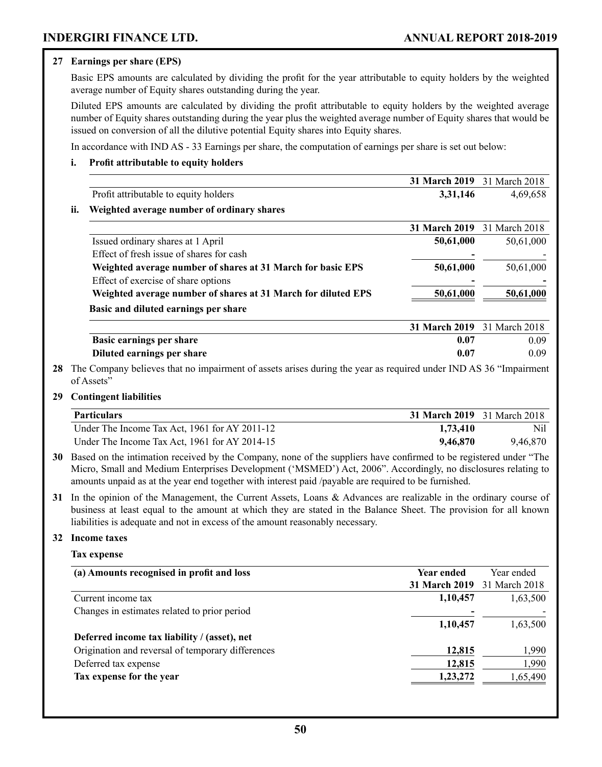## 27 Earnings per share (EPS)

Basic EPS amounts are calculated by dividing the profit for the year attributable to equity holders by the weighted average number of Equity shares outstanding during the year.

Diluted EPS amounts are calculated by dividing the profit attributable to equity holders by the weighted average number of Equity shares outstanding during the year plus the weighted average number of Equity shares that would be issued on conversion of all the dilutive potential Equity shares into Equity shares.

In accordance with IND AS - 33 Earnings per share, the computation of earnings per share is set out below:

### i. Profit attributable to equity holders

| | **31 March 2019** | 31 March 2018 |
|---|---|---|
| Profit attributable to equity holders | **3,31,146** | 4,69,658 |

### ii. Weighted average number of ordinary shares

| | **31 March 2019** | 31 March 2018 |
|---|---|---|
| Issued ordinary shares at 1 April | **50,61,000** | 50,61,000 |
| Effect of fresh issue of shares for cash | **-** | - |
| **Weighted average number of shares at 31 March for basic EPS** | **50,61,000** | 50,61,000 |
| Effect of exercise of share options | **-** | **-** |
| **Weighted average number of shares at 31 March for diluted EPS** | **50,61,000** | **50,61,000** |

**Basic and diluted earnings per share**

| | **31 March 2019** | 31 March 2018 |
|---|---|---|
| **Basic earnings per share** | **0.07** | 0.09 |
| **Diluted earnings per share** | **0.07** | 0.09 |

**28** The Company believes that no impairment of assets arises during the year as required under IND AS 36 "Impairment of Assets"

## 29 Contingent liabilities

| **Particulars** | **31 March 2019** | 31 March 2018 |
|---|---|---|
| Under The Income Tax Act, 1961 for AY 2011-12 | **1,73,410** | Nil |
| Under The Income Tax Act, 1961 for AY 2014-15 | **9,46,870** | 9,46,870 |

**30** Based on the intimation received by the Company, none of the suppliers have confirmed to be registered under "The Micro, Small and Medium Enterprises Development ('MSMED') Act, 2006". Accordingly, no disclosures relating to amounts unpaid as at the year end together with interest paid /payable are required to be furnished.

**31** In the opinion of the Management, the Current Assets, Loans & Advances are realizable in the ordinary course of business at least equal to the amount at which they are stated in the Balance Sheet. The provision for all known liabilities is adequate and not in excess of the amount reasonably necessary.

## 32 Income taxes

**Tax expense**

| **(a) Amounts recognised in profit and loss** | **Year ended 31 March 2019** | Year ended 31 March 2018 |
|---|---|---|
| Current income tax | **1,10,457** | 1,63,500 |
| Changes in estimates related to prior period | **-** | - |
| | **1,10,457** | 1,63,500 |
| **Deferred income tax liability / (asset), net** | | |
| Origination and reversal of temporary differences | **12,815** | 1,990 |
| Deferred tax expense | **12,815** | 1,990 |
| **Tax expense for the year** | **1,23,272** | 1,65,490 |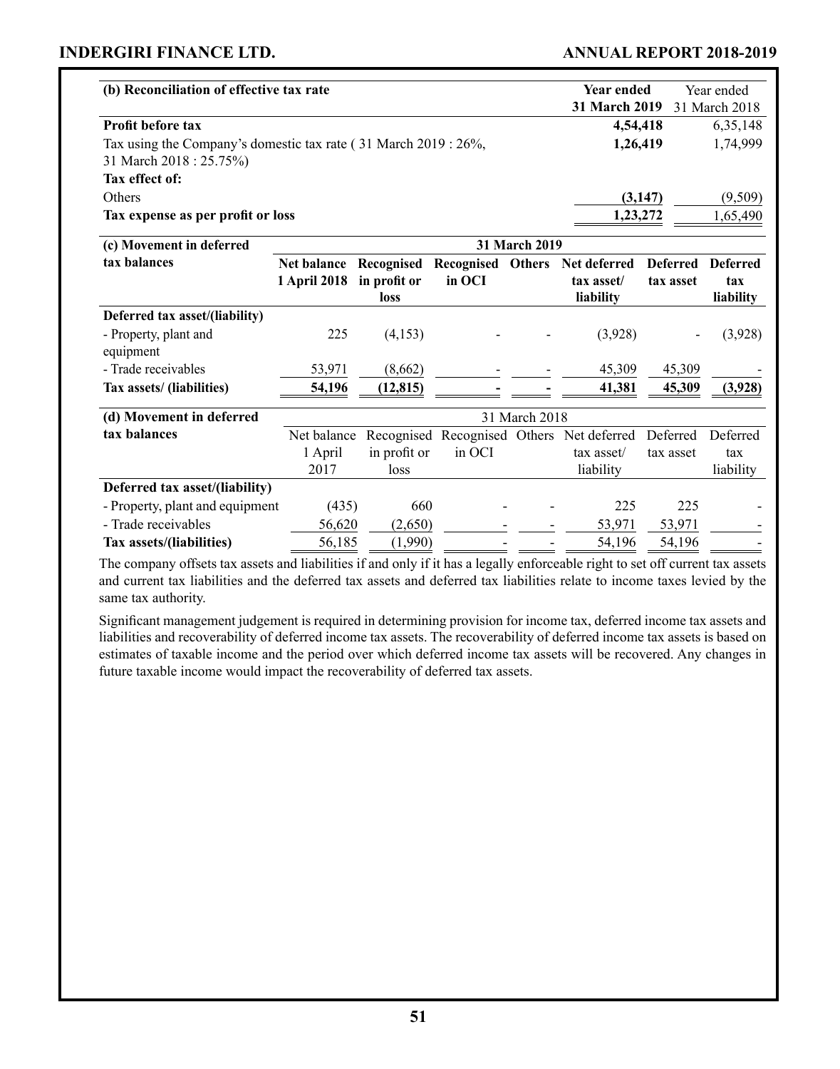| (b) Reconciliation of effective tax rate | Year ended 31 March 2019 | Year ended 31 March 2018 |
|---|---|---|
| **Profit before tax** | **4,54,418** | 6,35,148 |
| Tax using the Company's domestic tax rate ( 31 March 2019 : 26%, 31 March 2018 : 25.75%) | **1,26,419** | 1,74,999 |
| **Tax effect of:** | | |
| Others | **(3,147)** | (9,509) |
| **Tax expense as per profit or loss** | **1,23,272** | 1,65,490 |

| (c) Movement in deferred tax balances | 31 March 2019 | | | | | | |
|---|---|---|---|---|---|---|---|
| | **Net balance 1 April 2018** | **Recognised in profit or loss** | **Recognised in OCI** | **Others** | **Net deferred tax asset/ liability** | **Deferred tax asset** | **Deferred tax liability** |
| **Deferred tax asset/(liability)** | | | | | | | |
| - Property, plant and equipment | 225 | (4,153) | - | - | (3,928) | - | (3,928) |
| - Trade receivables | 53,971 | (8,662) | - | - | 45,309 | 45,309 | - |
| **Tax assets/ (liabilities)** | **54,196** | **(12,815)** | **-** | **-** | **41,381** | **45,309** | **(3,928)** |

| (d) Movement in deferred tax balances | 31 March 2018 | | | | | | |
|---|---|---|---|---|---|---|---|
| | Net balance 1 April 2017 | Recognised in profit or loss | Recognised in OCI | Others | Net deferred tax asset/ liability | Deferred tax asset | Deferred tax liability |
| **Deferred tax asset/(liability)** | | | | | | | |
| - Property, plant and equipment | (435) | 660 | - | - | 225 | 225 | - |
| - Trade receivables | 56,620 | (2,650) | - | - | 53,971 | 53,971 | - |
| **Tax assets/(liabilities)** | 56,185 | (1,990) | - | - | 54,196 | 54,196 | - |

The company offsets tax assets and liabilities if and only if it has a legally enforceable right to set off current tax assets and current tax liabilities and the deferred tax assets and deferred tax liabilities relate to income taxes levied by the same tax authority.

Significant management judgement is required in determining provision for income tax, deferred income tax assets and liabilities and recoverability of deferred income tax assets. The recoverability of deferred income tax assets is based on estimates of taxable income and the period over which deferred income tax assets will be recovered. Any changes in future taxable income would impact the recoverability of deferred tax assets.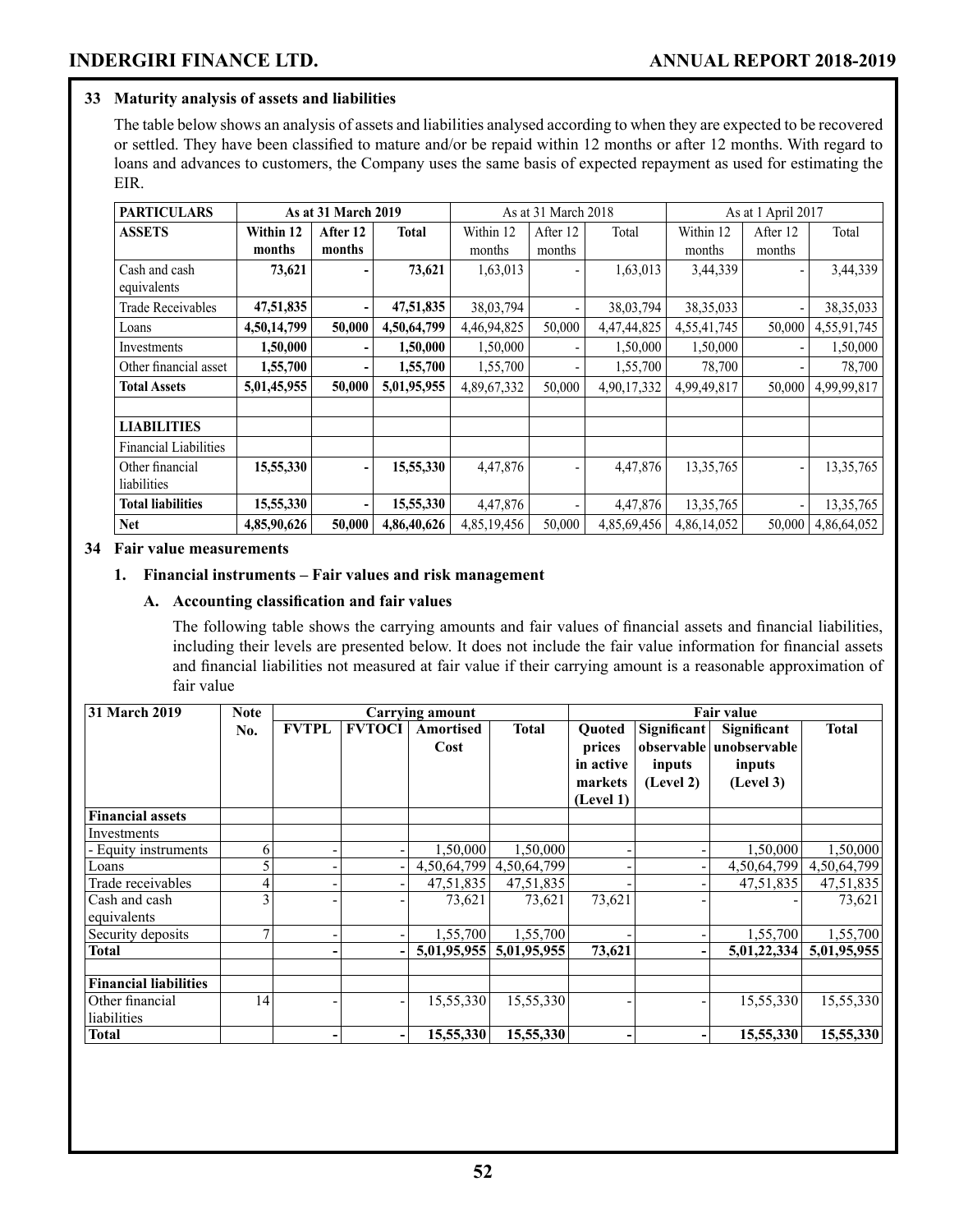## 33 Maturity analysis of assets and liabilities

The table below shows an analysis of assets and liabilities analysed according to when they are expected to be recovered or settled. They have been classified to mature and/or be repaid within 12 months or after 12 months. With regard to loans and advances to customers, the Company uses the same basis of expected repayment as used for estimating the EIR.

| PARTICULARS | As at 31 March 2019 | | | As at 31 March 2018 | | | As at 1 April 2017 | | |
|---|---|---|---|---|---|---|---|---|---|
| **ASSETS** | **Within 12 months** | **After 12 months** | **Total** | Within 12 months | After 12 months | Total | Within 12 months | After 12 months | Total |
| Cash and cash equivalents | **73,621** | **-** | **73,621** | 1,63,013 | - | 1,63,013 | 3,44,339 | - | 3,44,339 |
| Trade Receivables | **47,51,835** | **-** | **47,51,835** | 38,03,794 | - | 38,03,794 | 38,35,033 | - | 38,35,033 |
| Loans | **4,50,14,799** | **50,000** | **4,50,64,799** | 4,46,94,825 | 50,000 | 4,47,44,825 | 4,55,41,745 | 50,000 | 4,55,91,745 |
| Investments | **1,50,000** | **-** | **1,50,000** | 1,50,000 | - | 1,50,000 | 1,50,000 | - | 1,50,000 |
| Other financial asset | **1,55,700** | **-** | **1,55,700** | 1,55,700 | - | 1,55,700 | 78,700 | - | 78,700 |
| **Total Assets** | **5,01,45,955** | **50,000** | **5,01,95,955** | 4,89,67,332 | 50,000 | 4,90,17,332 | 4,99,49,817 | 50,000 | 4,99,99,817 |
| | | | | | | | | | |
| **LIABILITIES** | | | | | | | | | |
| Financial Liabilities | | | | | | | | | |
| Other financial liabilities | **15,55,330** | **-** | **15,55,330** | 4,47,876 | - | 4,47,876 | 13,35,765 | - | 13,35,765 |
| **Total liabilities** | **15,55,330** | **-** | **15,55,330** | 4,47,876 | - | 4,47,876 | 13,35,765 | - | 13,35,765 |
| **Net** | **4,85,90,626** | **50,000** | **4,86,40,626** | 4,85,19,456 | 50,000 | 4,85,69,456 | 4,86,14,052 | 50,000 | 4,86,64,052 |

## 34 Fair value measurements

### 1. Financial instruments – Fair values and risk management

#### A. Accounting classification and fair values

The following table shows the carrying amounts and fair values of financial assets and financial liabilities, including their levels are presented below. It does not include the fair value information for financial assets and financial liabilities not measured at fair value if their carrying amount is a reasonable approximation of fair value

| 31 March 2019 | Note No. | Carrying amount | | | | Fair value | | | |
|---|---|---|---|---|---|---|---|---|---|
| | | FVTPL | FVTOCI | Amortised Cost | Total | Quoted prices in active markets (Level 1) | Significant observable inputs (Level 2) | Significant unobservable inputs (Level 3) | Total |
| **Financial assets** | | | | | | | | | |
| Investments | | | | | | | | | |
| - Equity instruments | 6 | - | - | 1,50,000 | 1,50,000 | - | - | 1,50,000 | 1,50,000 |
| Loans | 5 | - | - | 4,50,64,799 | 4,50,64,799 | - | - | 4,50,64,799 | 4,50,64,799 |
| Trade receivables | 4 | - | - | 47,51,835 | 47,51,835 | - | - | 47,51,835 | 47,51,835 |
| Cash and cash equivalents | 3 | - | - | 73,621 | 73,621 | 73,621 | - | - | 73,621 |
| Security deposits | 7 | - | - | 1,55,700 | 1,55,700 | - | - | 1,55,700 | 1,55,700 |
| **Total** | | **-** | **-** | **5,01,95,955** | **5,01,95,955** | **73,621** | **-** | **5,01,22,334** | **5,01,95,955** |
| | | | | | | | | | |
| **Financial liabilities** | | | | | | | | | |
| Other financial liabilities | 14 | - | - | 15,55,330 | 15,55,330 | - | - | 15,55,330 | 15,55,330 |
| **Total** | | **-** | **-** | **15,55,330** | **15,55,330** | **-** | **-** | **15,55,330** | **15,55,330** |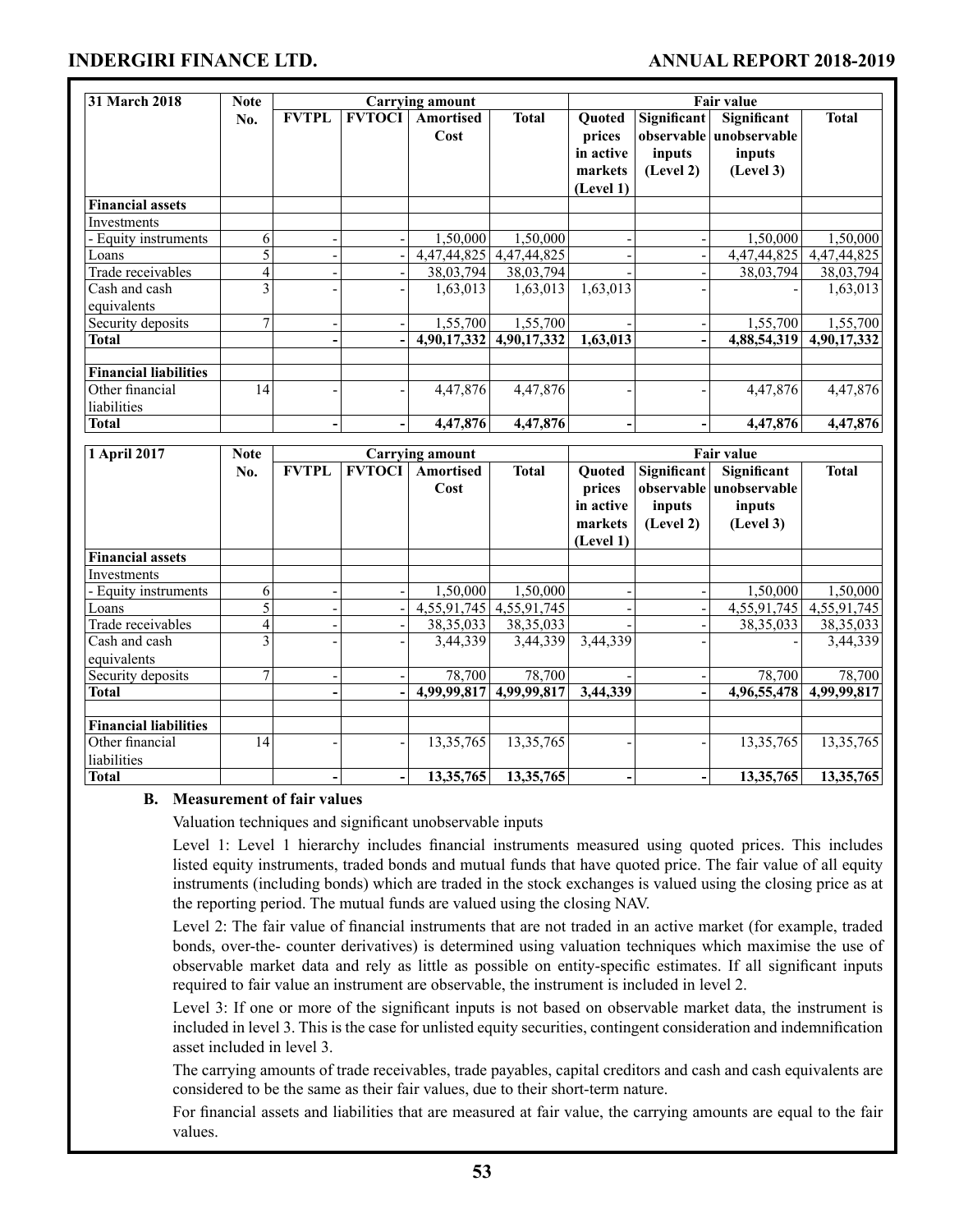| 31 March 2018 | Note No. | Carrying amount | | | | Fair value | | | |
|---|---|---|---|---|---|---|---|---|---|
| | | FVTPL | FVTOCI | Amortised Cost | Total | Quoted prices in active markets (Level 1) | Significant observable inputs (Level 2) | Significant unobservable inputs (Level 3) | Total |
| **Financial assets** | | | | | | | | | |
| Investments | | | | | | | | | |
| - Equity instruments | 6 | - | - | 1,50,000 | 1,50,000 | - | - | 1,50,000 | 1,50,000 |
| Loans | 5 | - | - | 4,47,44,825 | 4,47,44,825 | - | - | 4,47,44,825 | 4,47,44,825 |
| Trade receivables | 4 | - | - | 38,03,794 | 38,03,794 | - | - | 38,03,794 | 38,03,794 |
| Cash and cash equivalents | 3 | - | - | 1,63,013 | 1,63,013 | 1,63,013 | - | - | 1,63,013 |
| Security deposits | 7 | - | - | 1,55,700 | 1,55,700 | - | - | 1,55,700 | 1,55,700 |
| **Total** | | **-** | **-** | **4,90,17,332** | **4,90,17,332** | **1,63,013** | **-** | **4,88,54,319** | **4,90,17,332** |
| | | | | | | | | | |
| **Financial liabilities** | | | | | | | | | |
| Other financial liabilities | 14 | - | - | 4,47,876 | 4,47,876 | - | - | 4,47,876 | 4,47,876 |
| **Total** | | **-** | **-** | **4,47,876** | **4,47,876** | **-** | **-** | **4,47,876** | **4,47,876** |

| 1 April 2017 | Note No. | Carrying amount | | | | Fair value | | | |
|---|---|---|---|---|---|---|---|---|---|
| | | FVTPL | FVTOCI | Amortised Cost | Total | Quoted prices in active markets (Level 1) | Significant observable inputs (Level 2) | Significant unobservable inputs (Level 3) | Total |
| **Financial assets** | | | | | | | | | |
| Investments | | | | | | | | | |
| - Equity instruments | 6 | - | - | 1,50,000 | 1,50,000 | - | - | 1,50,000 | 1,50,000 |
| Loans | 5 | - | - | 4,55,91,745 | 4,55,91,745 | - | - | 4,55,91,745 | 4,55,91,745 |
| Trade receivables | 4 | - | - | 38,35,033 | 38,35,033 | - | - | 38,35,033 | 38,35,033 |
| Cash and cash equivalents | 3 | - | - | 3,44,339 | 3,44,339 | 3,44,339 | - | - | 3,44,339 |
| Security deposits | 7 | - | - | 78,700 | 78,700 | - | - | 78,700 | 78,700 |
| **Total** | | **-** | **-** | **4,99,99,817** | **4,99,99,817** | **3,44,339** | **-** | **4,96,55,478** | **4,99,99,817** |
| | | | | | | | | | |
| **Financial liabilities** | | | | | | | | | |
| Other financial liabilities | 14 | - | - | 13,35,765 | 13,35,765 | - | - | 13,35,765 | 13,35,765 |
| **Total** | | **-** | **-** | **13,35,765** | **13,35,765** | **-** | **-** | **13,35,765** | **13,35,765** |

**B. Measurement of fair values**

Valuation techniques and significant unobservable inputs

Level 1: Level 1 hierarchy includes financial instruments measured using quoted prices. This includes listed equity instruments, traded bonds and mutual funds that have quoted price. The fair value of all equity instruments (including bonds) which are traded in the stock exchanges is valued using the closing price as at the reporting period. The mutual funds are valued using the closing NAV.

Level 2: The fair value of financial instruments that are not traded in an active market (for example, traded bonds, over-the- counter derivatives) is determined using valuation techniques which maximise the use of observable market data and rely as little as possible on entity-specific estimates. If all significant inputs required to fair value an instrument are observable, the instrument is included in level 2.

Level 3: If one or more of the significant inputs is not based on observable market data, the instrument is included in level 3. This is the case for unlisted equity securities, contingent consideration and indemnification asset included in level 3.

The carrying amounts of trade receivables, trade payables, capital creditors and cash and cash equivalents are considered to be the same as their fair values, due to their short-term nature.

For financial assets and liabilities that are measured at fair value, the carrying amounts are equal to the fair values.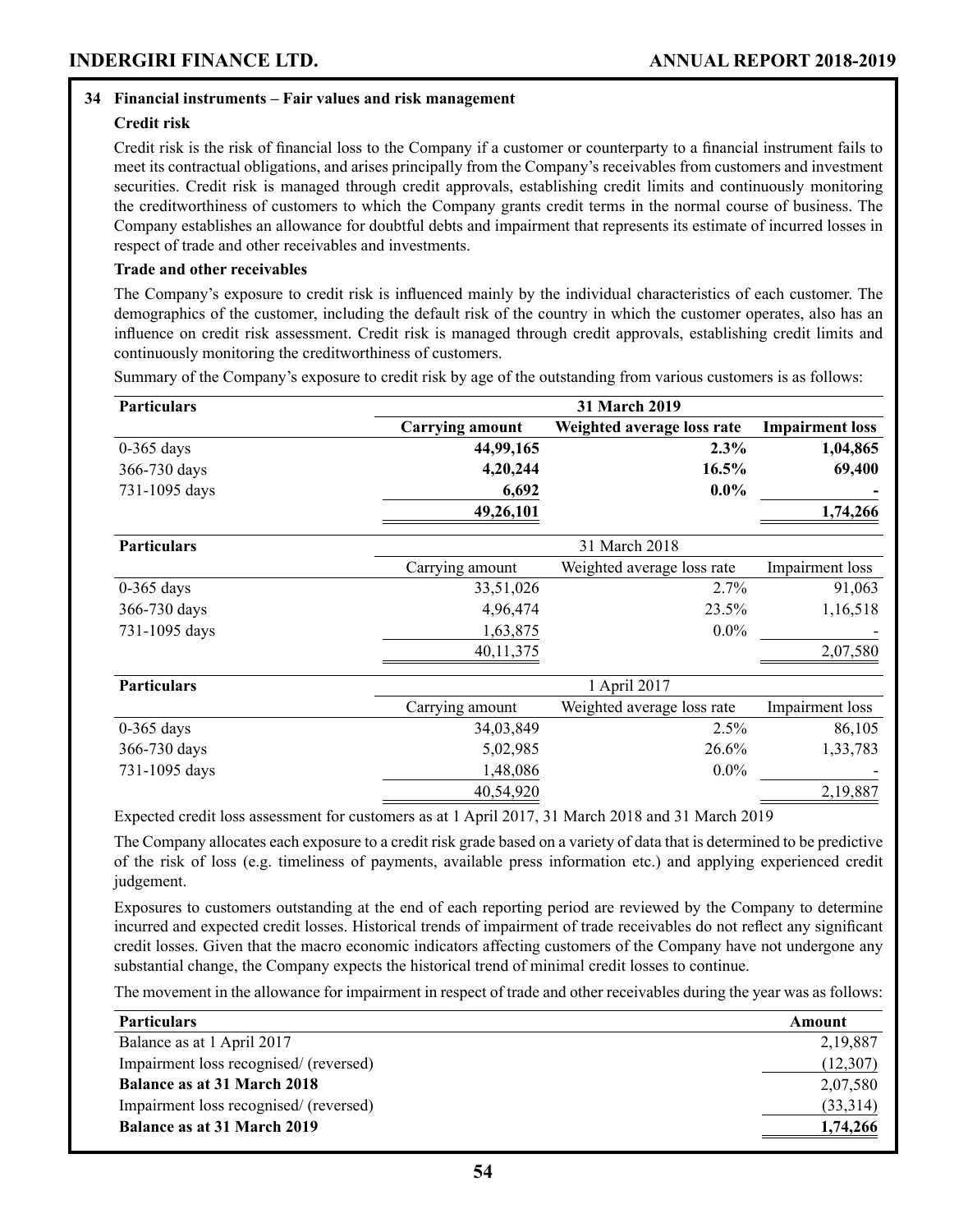## 34 Financial instruments – Fair values and risk management

### Credit risk

Credit risk is the risk of financial loss to the Company if a customer or counterparty to a financial instrument fails to meet its contractual obligations, and arises principally from the Company's receivables from customers and investment securities. Credit risk is managed through credit approvals, establishing credit limits and continuously monitoring the creditworthiness of customers to which the Company grants credit terms in the normal course of business. The Company establishes an allowance for doubtful debts and impairment that represents its estimate of incurred losses in respect of trade and other receivables and investments.

### Trade and other receivables

The Company's exposure to credit risk is influenced mainly by the individual characteristics of each customer. The demographics of the customer, including the default risk of the country in which the customer operates, also has an influence on credit risk assessment. Credit risk is managed through credit approvals, establishing credit limits and continuously monitoring the creditworthiness of customers.

Summary of the Company's exposure to credit risk by age of the outstanding from various customers is as follows:

| Particulars | 31 March 2019 | | |
|---|---|---|---|
| | **Carrying amount** | **Weighted average loss rate** | **Impairment loss** |
| 0-365 days | **44,99,165** | **2.3%** | **1,04,865** |
| 366-730 days | **4,20,244** | **16.5%** | **69,400** |
| 731-1095 days | **6,692** | **0.0%** | **-** |
| | **49,26,101** | | **1,74,266** |

| Particulars | 31 March 2018 | | |
|---|---|---|---|
| | Carrying amount | Weighted average loss rate | Impairment loss |
| 0-365 days | 33,51,026 | 2.7% | 91,063 |
| 366-730 days | 4,96,474 | 23.5% | 1,16,518 |
| 731-1095 days | 1,63,875 | 0.0% | - |
| | 40,11,375 | | 2,07,580 |

| Particulars | 1 April 2017 | | |
|---|---|---|---|
| | Carrying amount | Weighted average loss rate | Impairment loss |
| 0-365 days | 34,03,849 | 2.5% | 86,105 |
| 366-730 days | 5,02,985 | 26.6% | 1,33,783 |
| 731-1095 days | 1,48,086 | 0.0% | - |
| | 40,54,920 | | 2,19,887 |

Expected credit loss assessment for customers as at 1 April 2017, 31 March 2018 and 31 March 2019

The Company allocates each exposure to a credit risk grade based on a variety of data that is determined to be predictive of the risk of loss (e.g. timeliness of payments, available press information etc.) and applying experienced credit judgement.

Exposures to customers outstanding at the end of each reporting period are reviewed by the Company to determine incurred and expected credit losses. Historical trends of impairment of trade receivables do not reflect any significant credit losses. Given that the macro economic indicators affecting customers of the Company have not undergone any substantial change, the Company expects the historical trend of minimal credit losses to continue.

The movement in the allowance for impairment in respect of trade and other receivables during the year was as follows:

| Particulars | Amount |
|---|---|
| Balance as at 1 April 2017 | 2,19,887 |
| Impairment loss recognised/ (reversed) | (12,307) |
| **Balance as at 31 March 2018** | 2,07,580 |
| Impairment loss recognised/ (reversed) | (33,314) |
| **Balance as at 31 March 2019** | **1,74,266** |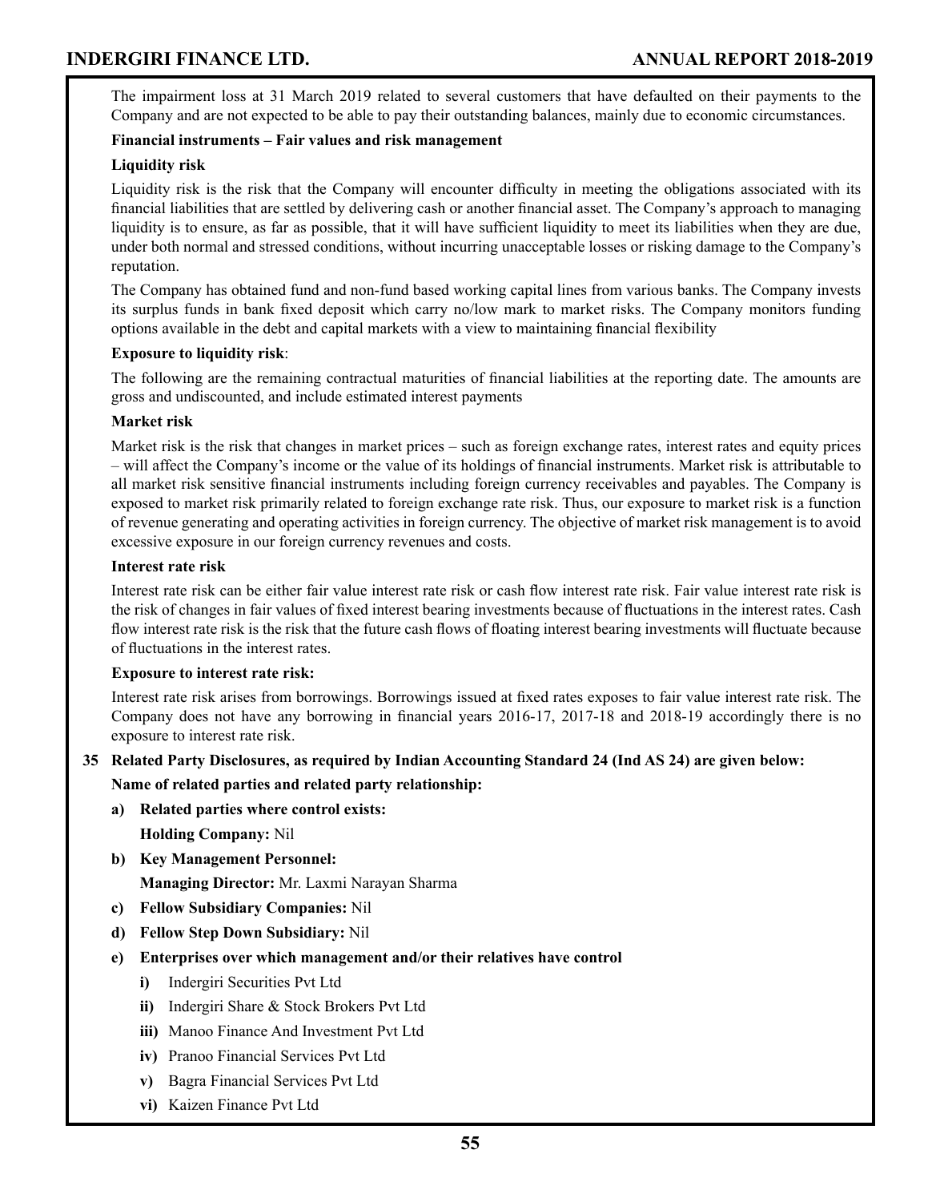The impairment loss at 31 March 2019 related to several customers that have defaulted on their payments to the Company and are not expected to be able to pay their outstanding balances, mainly due to economic circumstances.

**Financial instruments – Fair values and risk management**

**Liquidity risk**

Liquidity risk is the risk that the Company will encounter difficulty in meeting the obligations associated with its financial liabilities that are settled by delivering cash or another financial asset. The Company's approach to managing liquidity is to ensure, as far as possible, that it will have sufficient liquidity to meet its liabilities when they are due, under both normal and stressed conditions, without incurring unacceptable losses or risking damage to the Company's reputation.

The Company has obtained fund and non-fund based working capital lines from various banks. The Company invests its surplus funds in bank fixed deposit which carry no/low mark to market risks. The Company monitors funding options available in the debt and capital markets with a view to maintaining financial flexibility

**Exposure to liquidity risk**:

The following are the remaining contractual maturities of financial liabilities at the reporting date. The amounts are gross and undiscounted, and include estimated interest payments

**Market risk**

Market risk is the risk that changes in market prices – such as foreign exchange rates, interest rates and equity prices – will affect the Company's income or the value of its holdings of financial instruments. Market risk is attributable to all market risk sensitive financial instruments including foreign currency receivables and payables. The Company is exposed to market risk primarily related to foreign exchange rate risk. Thus, our exposure to market risk is a function of revenue generating and operating activities in foreign currency. The objective of market risk management is to avoid excessive exposure in our foreign currency revenues and costs.

**Interest rate risk**

Interest rate risk can be either fair value interest rate risk or cash flow interest rate risk. Fair value interest rate risk is the risk of changes in fair values of fixed interest bearing investments because of fluctuations in the interest rates. Cash flow interest rate risk is the risk that the future cash flows of floating interest bearing investments will fluctuate because of fluctuations in the interest rates.

**Exposure to interest rate risk:**

Interest rate risk arises from borrowings. Borrowings issued at fixed rates exposes to fair value interest rate risk. The Company does not have any borrowing in financial years 2016-17, 2017-18 and 2018-19 accordingly there is no exposure to interest rate risk.

**35 Related Party Disclosures, as required by Indian Accounting Standard 24 (Ind AS 24) are given below:**

**Name of related parties and related party relationship:**

**a) Related parties where control exists:**

**Holding Company:** Nil

**b) Key Management Personnel:**

**Managing Director:** Mr. Laxmi Narayan Sharma

**c) Fellow Subsidiary Companies:** Nil

**d) Fellow Step Down Subsidiary:** Nil

**e) Enterprises over which management and/or their relatives have control**

- **i)** Indergiri Securities Pvt Ltd
- **ii)** Indergiri Share & Stock Brokers Pvt Ltd
- **iii)** Manoo Finance And Investment Pvt Ltd
- **iv)** Pranoo Financial Services Pvt Ltd
- **v)** Bagra Financial Services Pvt Ltd
- **vi)** Kaizen Finance Pvt Ltd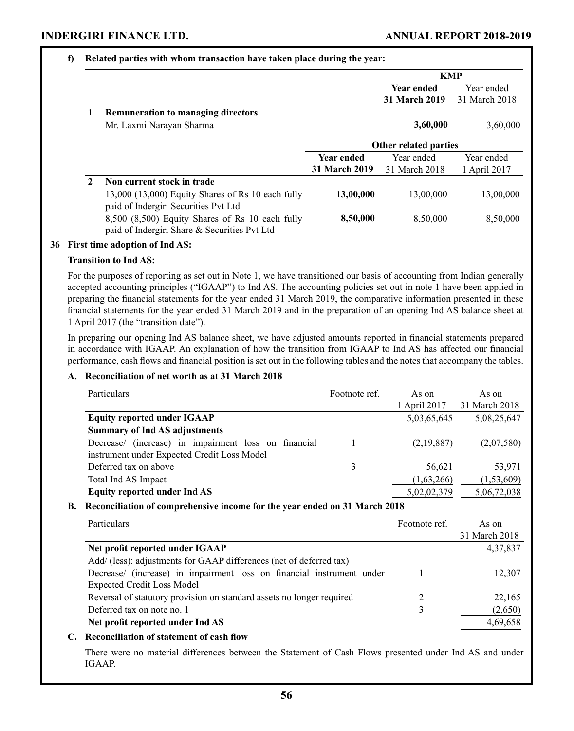**f) Related parties with whom transaction have taken place during the year:**

| | | KMP | |
|---|---|---|---|
| | | **Year ended 31 March 2019** | Year ended 31 March 2018 |
| **1** | **Remuneration to managing directors** | | |
| | Mr. Laxmi Narayan Sharma | **3,60,000** | 3,60,000 |

| | | Other related parties | | |
|---|---|---|---|---|
| | | **Year ended 31 March 2019** | Year ended 31 March 2018 | Year ended 1 April 2017 |
| **2** | **Non current stock in trade** | | | |
| | 13,000 (13,000) Equity Shares of Rs 10 each fully paid of Indergiri Securities Pvt Ltd | **13,00,000** | 13,00,000 | 13,00,000 |
| | 8,500 (8,500) Equity Shares of Rs 10 each fully paid of Indergiri Share & Securities Pvt Ltd | **8,50,000** | 8,50,000 | 8,50,000 |

## 36 First time adoption of Ind AS:

**Transition to Ind AS:**

For the purposes of reporting as set out in Note 1, we have transitioned our basis of accounting from Indian generally accepted accounting principles ("IGAAP") to Ind AS. The accounting policies set out in note 1 have been applied in preparing the financial statements for the year ended 31 March 2019, the comparative information presented in these financial statements for the year ended 31 March 2019 and in the preparation of an opening Ind AS balance sheet at 1 April 2017 (the "transition date").

In preparing our opening Ind AS balance sheet, we have adjusted amounts reported in financial statements prepared in accordance with IGAAP. An explanation of how the transition from IGAAP to Ind AS has affected our financial performance, cash flows and financial position is set out in the following tables and the notes that accompany the tables.

**A. Reconciliation of net worth as at 31 March 2018**

| Particulars | Footnote ref. | As on 1 April 2017 | As on 31 March 2018 |
|---|---|---|---|
| **Equity reported under IGAAP** | | 5,03,65,645 | 5,08,25,647 |
| **Summary of Ind AS adjustments** | | | |
| Decrease/ (increase) in impairment loss on financial instrument under Expected Credit Loss Model | 1 | (2,19,887) | (2,07,580) |
| Deferred tax on above | 3 | 56,621 | 53,971 |
| Total Ind AS Impact | | (1,63,266) | (1,53,609) |
| **Equity reported under Ind AS** | | 5,02,02,379 | 5,06,72,038 |

**B. Reconciliation of comprehensive income for the year ended on 31 March 2018**

| Particulars | Footnote ref. | As on 31 March 2018 |
|---|---|---|
| **Net profit reported under IGAAP** | | 4,37,837 |
| Add/ (less): adjustments for GAAP differences (net of deferred tax) | | |
| Decrease/ (increase) in impairment loss on financial instrument under Expected Credit Loss Model | 1 | 12,307 |
| Reversal of statutory provision on standard assets no longer required | 2 | 22,165 |
| Deferred tax on note no. 1 | 3 | (2,650) |
| **Net profit reported under Ind AS** | | 4,69,658 |

**C. Reconciliation of statement of cash flow**

There were no material differences between the Statement of Cash Flows presented under Ind AS and under IGAAP.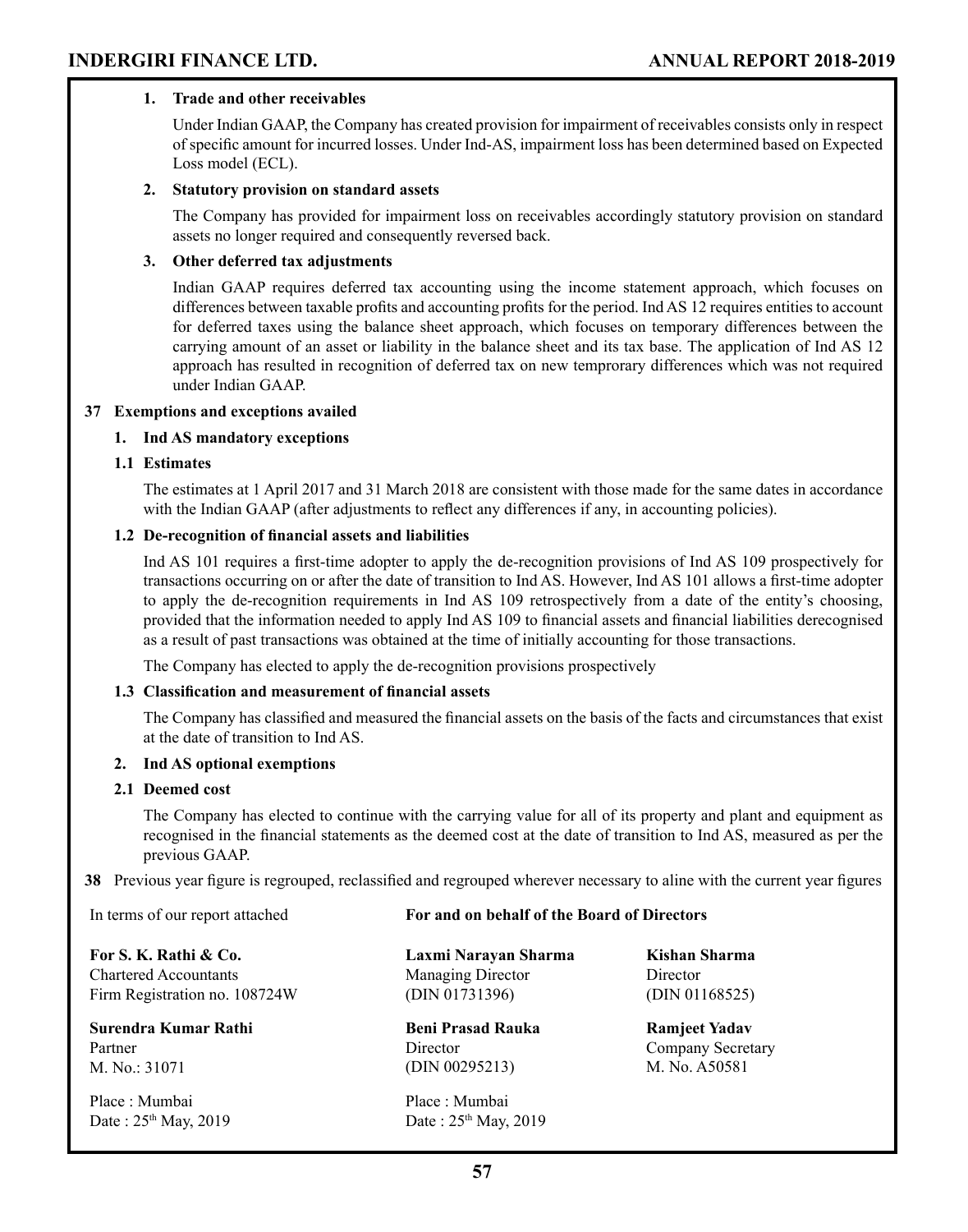**1. Trade and other receivables**

Under Indian GAAP, the Company has created provision for impairment of receivables consists only in respect of specific amount for incurred losses. Under Ind-AS, impairment loss has been determined based on Expected Loss model (ECL).

**2. Statutory provision on standard assets**

The Company has provided for impairment loss on receivables accordingly statutory provision on standard assets no longer required and consequently reversed back.

**3. Other deferred tax adjustments**

Indian GAAP requires deferred tax accounting using the income statement approach, which focuses on differences between taxable profits and accounting profits for the period. Ind AS 12 requires entities to account for deferred taxes using the balance sheet approach, which focuses on temporary differences between the carrying amount of an asset or liability in the balance sheet and its tax base. The application of Ind AS 12 approach has resulted in recognition of deferred tax on new temprorary differences which was not required under Indian GAAP.

## 37 Exemptions and exceptions availed

### 1. Ind AS mandatory exceptions

#### 1.1 Estimates

The estimates at 1 April 2017 and 31 March 2018 are consistent with those made for the same dates in accordance with the Indian GAAP (after adjustments to reflect any differences if any, in accounting policies).

#### 1.2 De-recognition of financial assets and liabilities

Ind AS 101 requires a first-time adopter to apply the de-recognition provisions of Ind AS 109 prospectively for transactions occurring on or after the date of transition to Ind AS. However, Ind AS 101 allows a first-time adopter to apply the de-recognition requirements in Ind AS 109 retrospectively from a date of the entity's choosing, provided that the information needed to apply Ind AS 109 to financial assets and financial liabilities derecognised as a result of past transactions was obtained at the time of initially accounting for those transactions.

The Company has elected to apply the de-recognition provisions prospectively

#### 1.3 Classification and measurement of financial assets

The Company has classified and measured the financial assets on the basis of the facts and circumstances that exist at the date of transition to Ind AS.

### 2. Ind AS optional exemptions

#### 2.1 Deemed cost

The Company has elected to continue with the carrying value for all of its property and plant and equipment as recognised in the financial statements as the deemed cost at the date of transition to Ind AS, measured as per the previous GAAP.

**38** Previous year figure is regrouped, reclassified and regrouped wherever necessary to aline with the current year figures

In terms of our report attached

**For and on behalf of the Board of Directors**

**For S. K. Rathi & Co.**
Chartered Accountants
Firm Registration no. 108724W

**Surendra Kumar Rathi**
Partner
M. No.: 31071

Place : Mumbai
Date : 25th May, 2019

**Laxmi Narayan Sharma**
Managing Director
(DIN 01731396)

**Kishan Sharma**
Director
(DIN 01168525)

**Beni Prasad Rauka**
Director
(DIN 00295213)

**Ramjeet Yadav**
Company Secretary
M. No. A50581

Place : Mumbai
Date : 25th May, 2019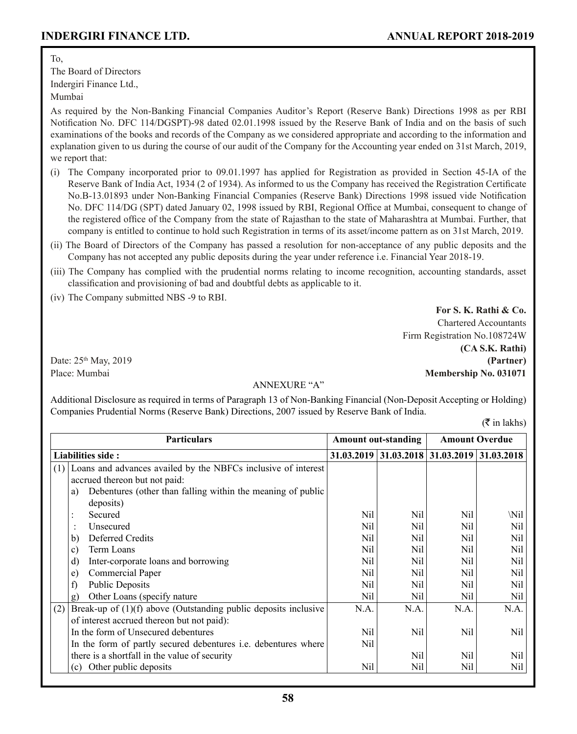To,

The Board of Directors

Indergiri Finance Ltd.,

Mumbai

As required by the Non-Banking Financial Companies Auditor's Report (Reserve Bank) Directions 1998 as per RBI Notification No. DFC 114/DGSPT)-98 dated 02.01.1998 issued by the Reserve Bank of India and on the basis of such examinations of the books and records of the Company as we considered appropriate and according to the information and explanation given to us during the course of our audit of the Company for the Accounting year ended on 31st March, 2019, we report that:

(i) The Company incorporated prior to 09.01.1997 has applied for Registration as provided in Section 45-IA of the Reserve Bank of India Act, 1934 (2 of 1934). As informed to us the Company has received the Registration Certificate No.B-13.01893 under Non-Banking Financial Companies (Reserve Bank) Directions 1998 issued vide Notification No. DFC 114/DG (SPT) dated January 02, 1998 issued by RBI, Regional Office at Mumbai, consequent to change of the registered office of the Company from the state of Rajasthan to the state of Maharashtra at Mumbai. Further, that company is entitled to continue to hold such Registration in terms of its asset/income pattern as on 31st March, 2019.

(ii) The Board of Directors of the Company has passed a resolution for non-acceptance of any public deposits and the Company has not accepted any public deposits during the year under reference i.e. Financial Year 2018-19.

(iii) The Company has complied with the prudential norms relating to income recognition, accounting standards, asset classification and provisioning of bad and doubtful debts as applicable to it.

(iv) The Company submitted NBS -9 to RBI.

**For S. K. Rathi & Co.**
Chartered Accountants
Firm Registration No.108724W
**(CA S.K. Rathi)**
**(Partner)**
**Membership No. 031071**

Date: 25th May, 2019
Place: Mumbai

ANNEXURE "A"

Additional Disclosure as required in terms of Paragraph 13 of Non-Banking Financial (Non-Deposit Accepting or Holding) Companies Prudential Norms (Reserve Bank) Directions, 2007 issued by Reserve Bank of India.

(₹ in lakhs)

| | Particulars | Amount out-standing | | Amount Overdue | |
|---|---|---|---|---|---|
| **Liabilities side :** | | **31.03.2019** | **31.03.2018** | **31.03.2019** | **31.03.2018** |
| (1) | Loans and advances availed by the NBFCs inclusive of interest accrued thereon but not paid: | | | | |
| | a) Debentures (other than falling within the meaning of public deposits) | | | | |
| | : Secured | Nil | Nil | Nil | \Nil |
| | : Unsecured | Nil | Nil | Nil | Nil |
| | b) Deferred Credits | Nil | Nil | Nil | Nil |
| | c) Term Loans | Nil | Nil | Nil | Nil |
| | d) Inter-corporate loans and borrowing | Nil | Nil | Nil | Nil |
| | e) Commercial Paper | Nil | Nil | Nil | Nil |
| | f) Public Deposits | Nil | Nil | Nil | Nil |
| | g) Other Loans (specify nature | Nil | Nil | Nil | Nil |
| (2) | Break-up of (1)(f) above (Outstanding public deposits inclusive of interest accrued thereon but not paid): | N.A. | N.A. | N.A. | N.A. |
| | In the form of Unsecured debentures | Nil | Nil | Nil | Nil |
| | In the form of partly secured debentures i.e. debentures where there is a shortfall in the value of security | Nil | Nil | Nil | Nil |
| | (c) Other public deposits | Nil | Nil | Nil | Nil |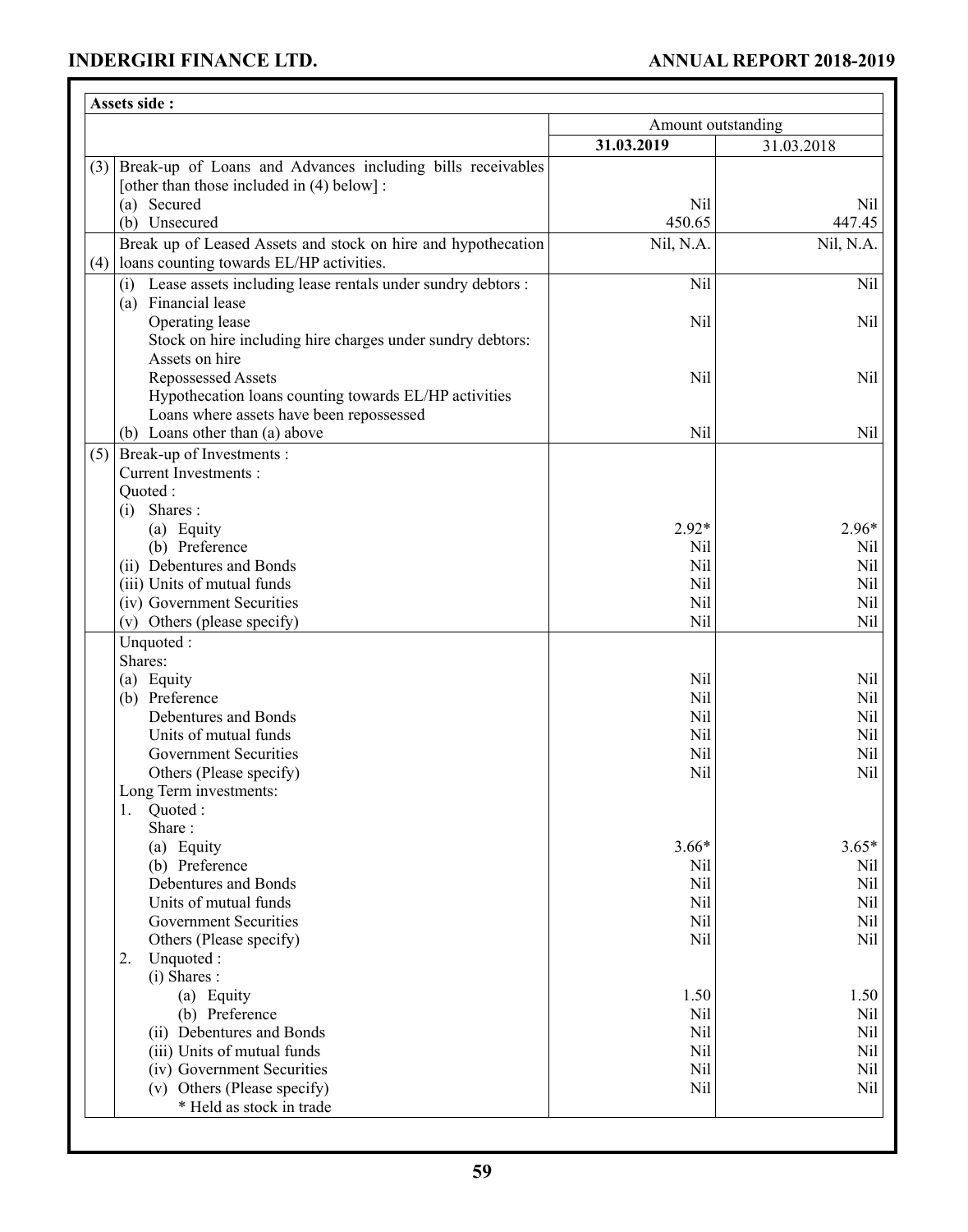| | Assets side : | Amount outstanding | |
|---|---|---|---|
| | | **31.03.2019** | 31.03.2018 |
| (3) | Break-up of Loans and Advances including bills receivables [other than those included in (4) below] : | | |
| | (a) Secured | Nil | Nil |
| | (b) Unsecured | 450.65 | 447.45 |
| (4) | Break up of Leased Assets and stock on hire and hypothecation loans counting towards EL/HP activities. | Nil, N.A. | Nil, N.A. |
| | (i) Lease assets including lease rentals under sundry debtors : | Nil | Nil |
| | (a) Financial lease | | |
| | Operating lease | Nil | Nil |
| | Stock on hire including hire charges under sundry debtors: | | |
| | Assets on hire | | |
| | Repossessed Assets | Nil | Nil |
| | Hypothecation loans counting towards EL/HP activities | | |
| | Loans where assets have been repossessed | | |
| | (b) Loans other than (a) above | Nil | Nil |
| (5) | Break-up of Investments : | | |
| | Current Investments : | | |
| | Quoted : | | |
| | (i) Shares : | | |
| | (a) Equity | 2.92* | 2.96* |
| | (b) Preference | Nil | Nil |
| | (ii) Debentures and Bonds | Nil | Nil |
| | (iii) Units of mutual funds | Nil | Nil |
| | (iv) Government Securities | Nil | Nil |
| | (v) Others (please specify) | Nil | Nil |
| | Unquoted : | | |
| | Shares: | | |
| | (a) Equity | Nil | Nil |
| | (b) Preference | Nil | Nil |
| | Debentures and Bonds | Nil | Nil |
| | Units of mutual funds | Nil | Nil |
| | Government Securities | Nil | Nil |
| | Others (Please specify) | Nil | Nil |
| | Long Term investments: | | |
| | 1. Quoted : | | |
| | Share : | | |
| | (a) Equity | 3.66* | 3.65* |
| | (b) Preference | Nil | Nil |
| | Debentures and Bonds | Nil | Nil |
| | Units of mutual funds | Nil | Nil |
| | Government Securities | Nil | Nil |
| | Others (Please specify) | Nil | Nil |
| | 2. Unquoted : | | |
| | (i) Shares : | | |
| | (a) Equity | 1.50 | 1.50 |
| | (b) Preference | Nil | Nil |
| | (ii) Debentures and Bonds | Nil | Nil |
| | (iii) Units of mutual funds | Nil | Nil |
| | (iv) Government Securities | Nil | Nil |
| | (v) Others (Please specify) | Nil | Nil |
| | * Held as stock in trade | | |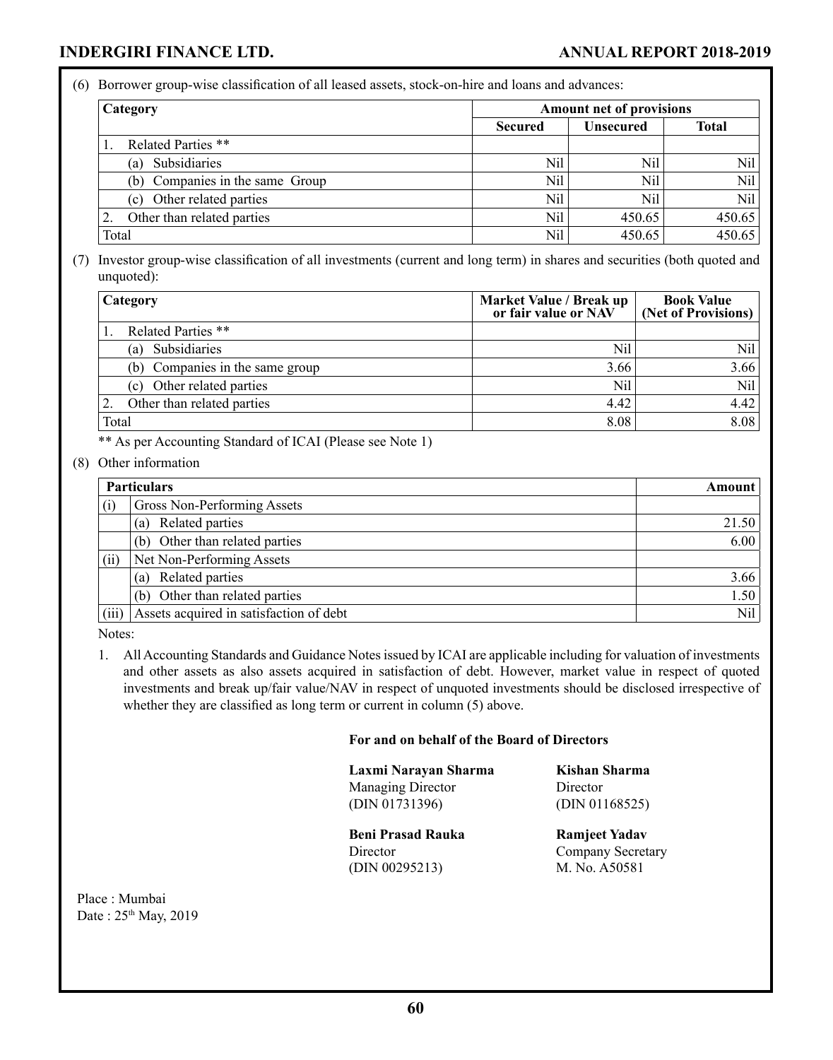(6) Borrower group-wise classification of all leased assets, stock-on-hire and loans and advances:

| Category | Amount net of provisions | | |
|---|---|---|---|
| | Secured | Unsecured | Total |
| 1. Related Parties ** | | | |
| (a) Subsidiaries | Nil | Nil | Nil |
| (b) Companies in the same Group | Nil | Nil | Nil |
| (c) Other related parties | Nil | Nil | Nil |
| 2. Other than related parties | Nil | 450.65 | 450.65 |
| Total | Nil | 450.65 | 450.65 |

(7) Investor group-wise classification of all investments (current and long term) in shares and securities (both quoted and unquoted):

| Category | Market Value / Break up or fair value or NAV | Book Value (Net of Provisions) |
|---|---|---|
| 1. Related Parties ** | | |
| (a) Subsidiaries | Nil | Nil |
| (b) Companies in the same group | 3.66 | 3.66 |
| (c) Other related parties | Nil | Nil |
| 2. Other than related parties | 4.42 | 4.42 |
| Total | 8.08 | 8.08 |

** As per Accounting Standard of ICAI (Please see Note 1)

(8) Other information

| Particulars | | Amount |
|---|---|---|
| (i) | Gross Non-Performing Assets | |
| | (a) Related parties | 21.50 |
| | (b) Other than related parties | 6.00 |
| (ii) | Net Non-Performing Assets | |
| | (a) Related parties | 3.66 |
| | (b) Other than related parties | 1.50 |
| (iii) | Assets acquired in satisfaction of debt | Nil |

Notes:

1. All Accounting Standards and Guidance Notes issued by ICAI are applicable including for valuation of investments and other assets as also assets acquired in satisfaction of debt. However, market value in respect of quoted investments and break up/fair value/NAV in respect of unquoted investments should be disclosed irrespective of whether they are classified as long term or current in column (5) above.

**For and on behalf of the Board of Directors**

**Laxmi Narayan Sharma**
Managing Director
(DIN 01731396)

**Kishan Sharma**
Director
(DIN 01168525)

**Beni Prasad Rauka**
Director
(DIN 00295213)

**Ramjeet Yadav**
Company Secretary
M. No. A50581

Place : Mumbai
Date : 25th May, 2019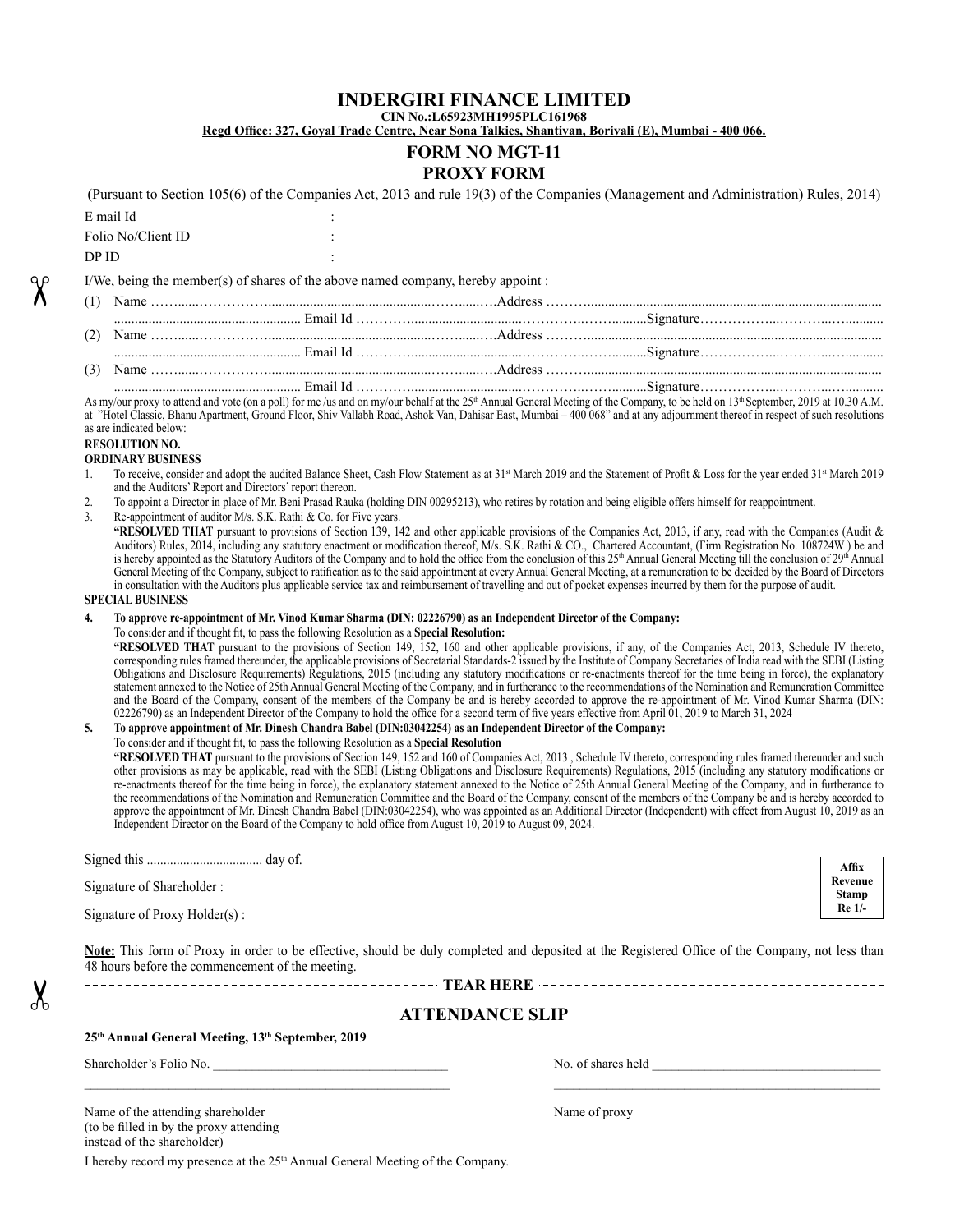# INDERGIRI FINANCE LIMITED

**CIN No.:L65923MH1995PLC161968**

**Regd Office: 327, Goyal Trade Centre, Near Sona Talkies, Shantivan, Borivali (E), Mumbai - 400 066.**

## FORM NO MGT-11
## PROXY FORM

(Pursuant to Section 105(6) of the Companies Act, 2013 and rule 19(3) of the Companies (Management and Administration) Rules, 2014)

E mail Id :

Folio No/Client ID :

DP ID :

I/We, being the member(s) of shares of the above named company, hereby appoint :

(1) Name ……......……………...................................................……......…Address ………....................................................................................
.................................................... Email Id …………...............................…………..……..........Signature……………...………...…..........

(2) Name ……......……………...................................................……......…Address ………....................................................................................
.................................................... Email Id …………...............................…………..……..........Signature……………...………...…..........

(3) Name ……......……………...................................................……......…Address ………....................................................................................
.................................................... Email Id …………...............................…………..……..........Signature……………...………...…..........

As my/our proxy to attend and vote (on a poll) for me /us and on my/our behalf at the 25th Annual General Meeting of the Company, to be held on 13th September, 2019 at 10.30 A.M. at "Hotel Classic, Bhanu Apartment, Ground Floor, Shiv Vallabh Road, Ashok Van, Dahisar East, Mumbai – 400 068" and at any adjournment thereof in respect of such resolutions as are indicated below:

**RESOLUTION NO.**

**ORDINARY BUSINESS**

1. To receive, consider and adopt the audited Balance Sheet, Cash Flow Statement as at 31st March 2019 and the Statement of Profit & Loss for the year ended 31st March 2019 and the Auditors' Report and Directors' report thereon.
2. To appoint a Director in place of Mr. Beni Prasad Rauka (holding DIN 00295213), who retires by rotation and being eligible offers himself for reappointment.
3. Re-appointment of auditor M/s. S.K. Rathi & Co. for Five years.

   **"RESOLVED THAT** pursuant to provisions of Section 139, 142 and other applicable provisions of the Companies Act, 2013, if any, read with the Companies (Audit & Auditors) Rules, 2014, including any statutory enactment or modification thereof, M/s. S.K. Rathi & CO., Chartered Accountant, (Firm Registration No. 108724W ) be and is hereby appointed as the Statutory Auditors of the Company and to hold the office from the conclusion of this 25th Annual General Meeting till the conclusion of 29th Annual General Meeting of the Company, subject to ratification as to the said appointment at every Annual General Meeting, at a remuneration to be decided by the Board of Directors in consultation with the Auditors plus applicable service tax and reimbursement of travelling and out of pocket expenses incurred by them for the purpose of audit.

**SPECIAL BUSINESS**

4. **To approve re-appointment of Mr. Vinod Kumar Sharma (DIN: 02226790) as an Independent Director of the Company:**

   To consider and if thought fit, to pass the following Resolution as a **Special Resolution:**

   **"RESOLVED THAT** pursuant to the provisions of Section 149, 152, 160 and other applicable provisions, if any, of the Companies Act, 2013, Schedule IV thereto, corresponding rules framed thereunder, the applicable provisions of Secretarial Standards-2 issued by the Institute of Company Secretaries of India read with the SEBI (Listing Obligations and Disclosure Requirements) Regulations, 2015 (including any statutory modifications or re-enactments thereof for the time being in force), the explanatory statement annexed to the Notice of 25th Annual General Meeting of the Company, and in furtherance to the recommendations of the Nomination and Remuneration Committee and the Board of the Company, consent of the members of the Company be and is hereby accorded to approve the re-appointment of Mr. Vinod Kumar Sharma (DIN: 02226790) as an Independent Director of the Company to hold the office for a second term of five years effective from April 01, 2019 to March 31, 2024

5. **To approve appointment of Mr. Dinesh Chandra Babel (DIN:03042254) as an Independent Director of the Company:**

   To consider and if thought fit, to pass the following Resolution as a **Special Resolution**

   **"RESOLVED THAT** pursuant to the provisions of Section 149, 152 and 160 of Companies Act, 2013 , Schedule IV thereto, corresponding rules framed thereunder and such other provisions as may be applicable, read with the SEBI (Listing Obligations and Disclosure Requirements) Regulations, 2015 (including any statutory modifications or re-enactments thereof for the time being in force), the explanatory statement annexed to the Notice of 25th Annual General Meeting of the Company, and in furtherance to the recommendations of the Nomination and Remuneration Committee and the Board of the Company, consent of the members of the Company be and is hereby accorded to approve the appointment of Mr. Dinesh Chandra Babel (DIN:03042254), who was appointed as an Additional Director (Independent) with effect from August 10, 2019 as an Independent Director on the Board of the Company to hold office from August 10, 2019 to August 09, 2024.

Signed this .................................. day of.

Signature of Shareholder : ______________________________

Signature of Proxy Holder(s) :___________________________

**Affix Revenue Stamp Re 1/-**

**Note:** This form of Proxy in order to be effective, should be duly completed and deposited at the Registered Office of the Company, not less than 48 hours before the commencement of the meeting.

------------------------------------------ **TEAR HERE** ------------------------------------------

## ATTENDANCE SLIP

**25th Annual General Meeting, 13th September, 2019**

Shareholder's Folio No. ___________________________________ No. of shares held _________________________________

Name of the attending shareholder (to be filled in by the proxy attending instead of the shareholder)

Name of proxy

I hereby record my presence at the 25th Annual General Meeting of the Company.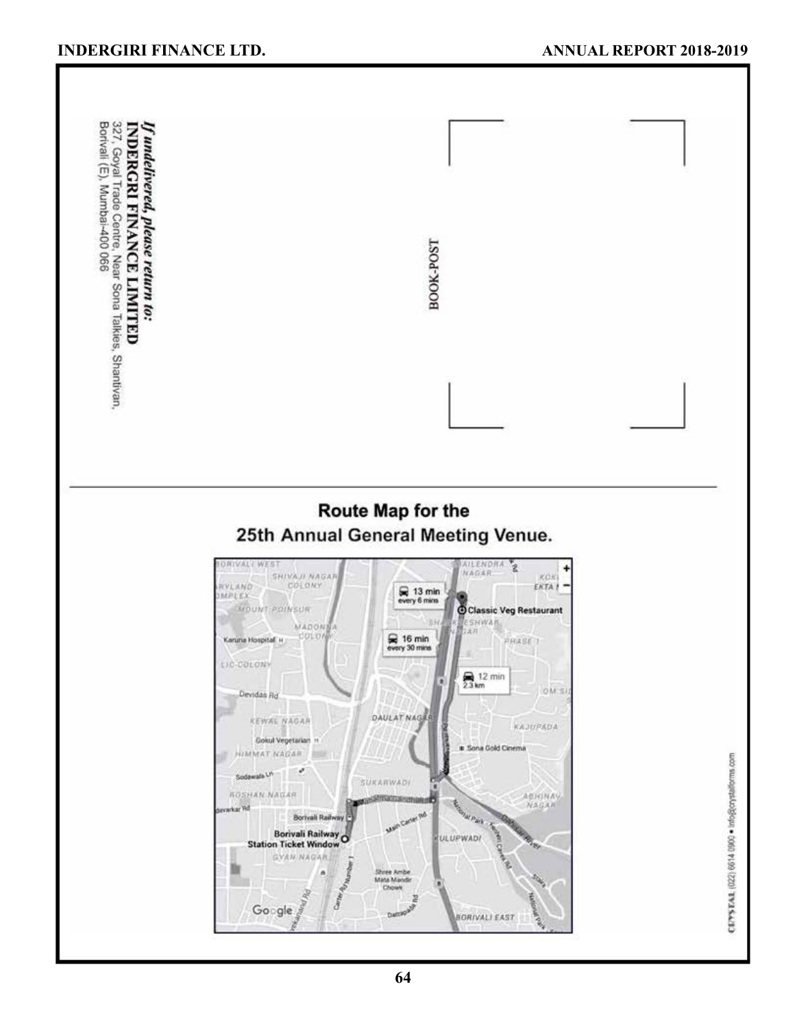*If undelivered, please return to:*
**INDERGRI FINANCE LIMITED**
327, Goyal Trade Centre, Near Sona Talkies, Shantivan,
Borivali (E), Mumbai-400 066

BOOK-POST

## Route Map for the 25th Annual General Meeting Venue.

Classic Veg Restaurant

13 min
every 6 mins

16 min
every 30 mins

12 min
2.3 km

Borivali Railway Station Ticket Window

CRYSTAL (022) 6614 0900 • info@crystalforms.com